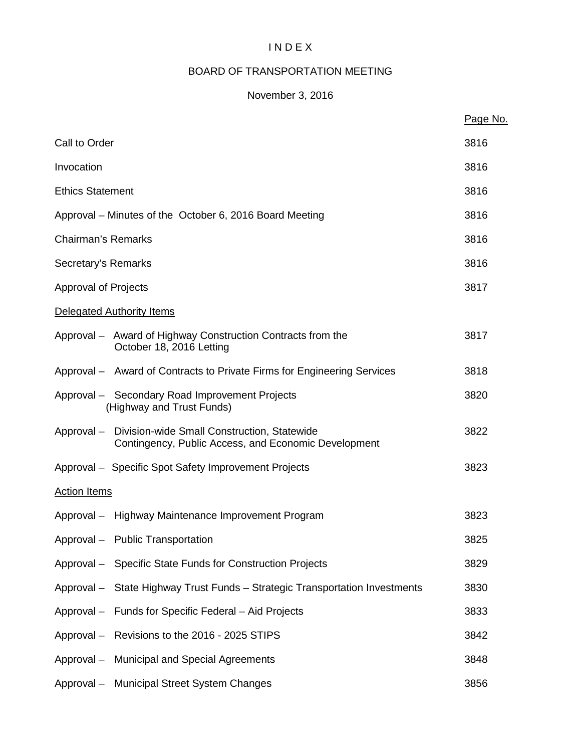# I N D E X

## BOARD OF TRANSPORTATION MEETING

### November 3, 2016

| | Page No. |
|---|---|
| Call to Order | 3816 |
| Invocation | 3816 |
| Ethics Statement | 3816 |
| Approval – Minutes of the October 6, 2016 Board Meeting | 3816 |
| Chairman's Remarks | 3816 |
| Secretary's Remarks | 3816 |
| Approval of Projects | 3817 |
| Delegated Authority Items | |
| Approval – Award of Highway Construction Contracts from the October 18, 2016 Letting | 3817 |
| Approval – Award of Contracts to Private Firms for Engineering Services | 3818 |
| Approval – Secondary Road Improvement Projects (Highway and Trust Funds) | 3820 |
| Approval – Division-wide Small Construction, Statewide Contingency, Public Access, and Economic Development | 3822 |
| Approval – Specific Spot Safety Improvement Projects | 3823 |
| Action Items | |
| Approval – Highway Maintenance Improvement Program | 3823 |
| Approval – Public Transportation | 3825 |
| Approval – Specific State Funds for Construction Projects | 3829 |
| Approval – State Highway Trust Funds – Strategic Transportation Investments | 3830 |
| Approval – Funds for Specific Federal – Aid Projects | 3833 |
| Approval – Revisions to the 2016 - 2025 STIPS | 3842 |
| Approval – Municipal and Special Agreements | 3848 |
| Approval – Municipal Street System Changes | 3856 |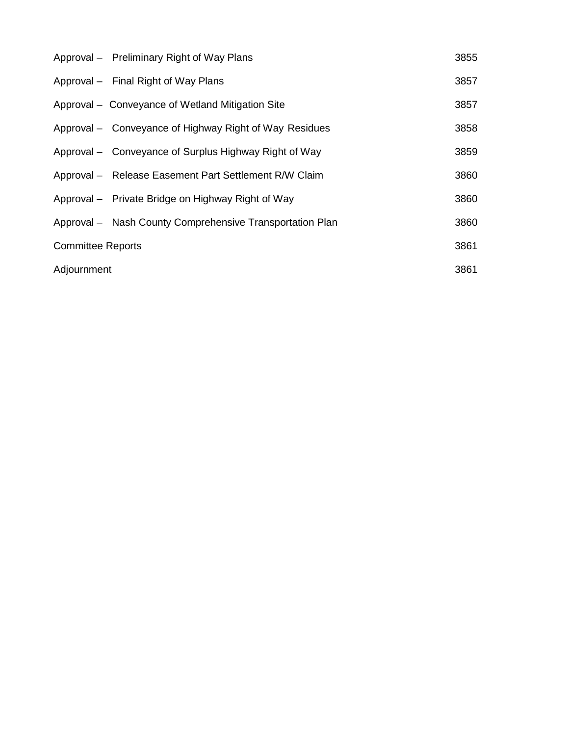| | |
|---|---|
| Approval – Preliminary Right of Way Plans | 3855 |
| Approval – Final Right of Way Plans | 3857 |
| Approval – Conveyance of Wetland Mitigation Site | 3857 |
| Approval – Conveyance of Highway Right of Way Residues | 3858 |
| Approval – Conveyance of Surplus Highway Right of Way | 3859 |
| Approval – Release Easement Part Settlement R/W Claim | 3860 |
| Approval – Private Bridge on Highway Right of Way | 3860 |
| Approval – Nash County Comprehensive Transportation Plan | 3860 |
| Committee Reports | 3861 |
| Adjournment | 3861 |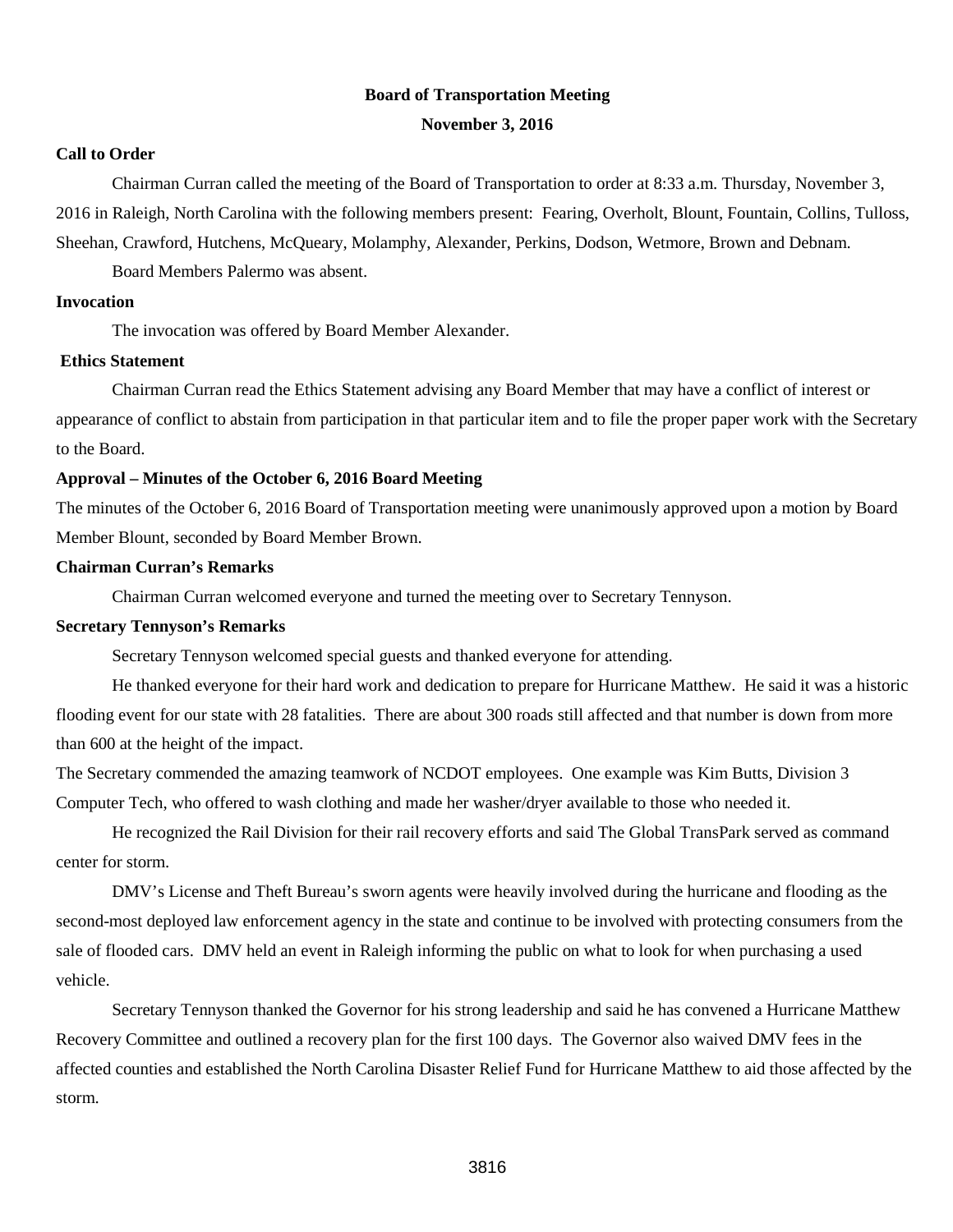**Board of Transportation Meeting**

**November 3, 2016**

**Call to Order**

Chairman Curran called the meeting of the Board of Transportation to order at 8:33 a.m. Thursday, November 3, 2016 in Raleigh, North Carolina with the following members present: Fearing, Overholt, Blount, Fountain, Collins, Tulloss, Sheehan, Crawford, Hutchens, McQueary, Molamphy, Alexander, Perkins, Dodson, Wetmore, Brown and Debnam.

Board Members Palermo was absent.

**Invocation**

The invocation was offered by Board Member Alexander.

**Ethics Statement**

Chairman Curran read the Ethics Statement advising any Board Member that may have a conflict of interest or appearance of conflict to abstain from participation in that particular item and to file the proper paper work with the Secretary to the Board.

**Approval – Minutes of the October 6, 2016 Board Meeting**

The minutes of the October 6, 2016 Board of Transportation meeting were unanimously approved upon a motion by Board Member Blount, seconded by Board Member Brown.

**Chairman Curran's Remarks**

Chairman Curran welcomed everyone and turned the meeting over to Secretary Tennyson.

**Secretary Tennyson's Remarks**

Secretary Tennyson welcomed special guests and thanked everyone for attending.

He thanked everyone for their hard work and dedication to prepare for Hurricane Matthew. He said it was a historic flooding event for our state with 28 fatalities. There are about 300 roads still affected and that number is down from more than 600 at the height of the impact.

The Secretary commended the amazing teamwork of NCDOT employees. One example was Kim Butts, Division 3 Computer Tech, who offered to wash clothing and made her washer/dryer available to those who needed it.

He recognized the Rail Division for their rail recovery efforts and said The Global TransPark served as command center for storm.

DMV's License and Theft Bureau's sworn agents were heavily involved during the hurricane and flooding as the second-most deployed law enforcement agency in the state and continue to be involved with protecting consumers from the sale of flooded cars. DMV held an event in Raleigh informing the public on what to look for when purchasing a used vehicle.

Secretary Tennyson thanked the Governor for his strong leadership and said he has convened a Hurricane Matthew Recovery Committee and outlined a recovery plan for the first 100 days. The Governor also waived DMV fees in the affected counties and established the North Carolina Disaster Relief Fund for Hurricane Matthew to aid those affected by the storm.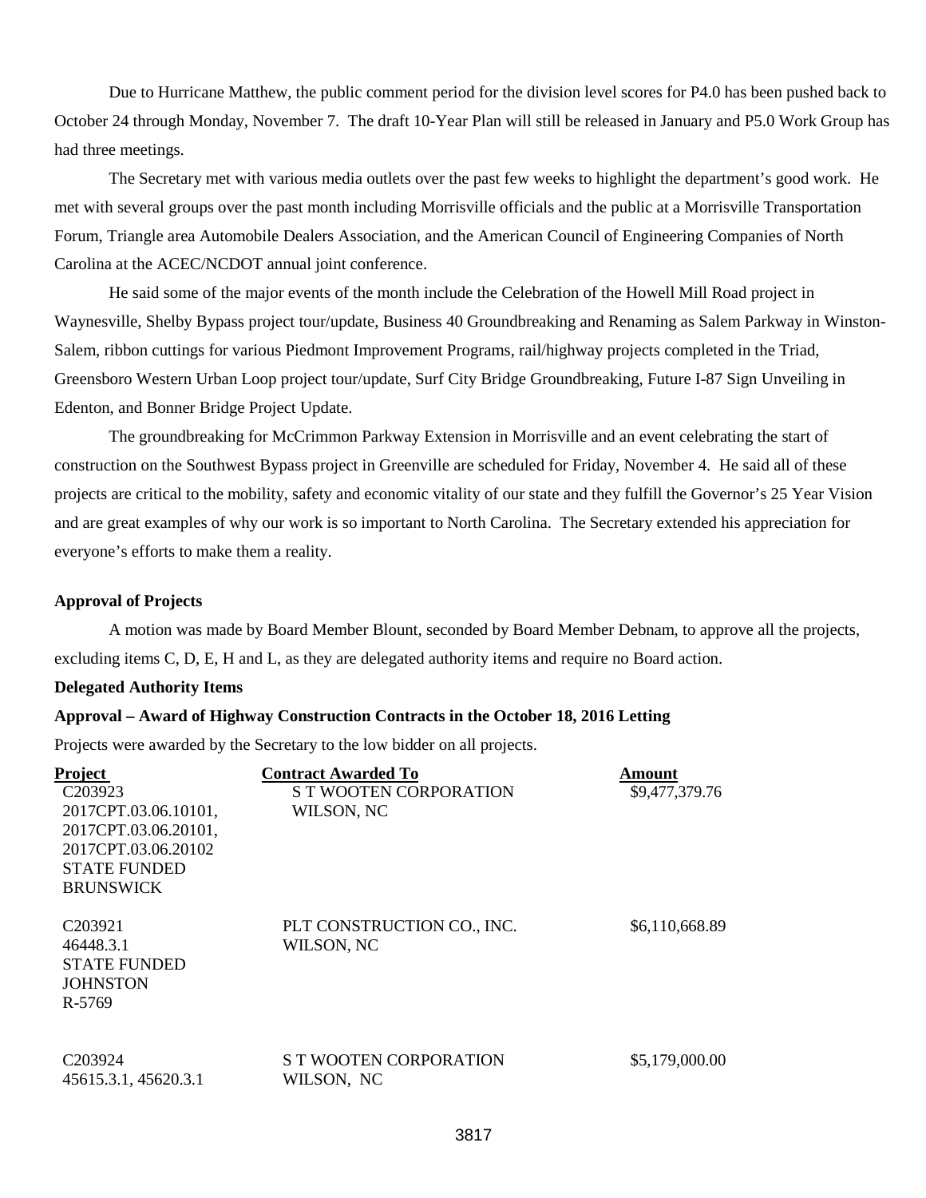Due to Hurricane Matthew, the public comment period for the division level scores for P4.0 has been pushed back to October 24 through Monday, November 7. The draft 10-Year Plan will still be released in January and P5.0 Work Group has had three meetings.

The Secretary met with various media outlets over the past few weeks to highlight the department's good work. He met with several groups over the past month including Morrisville officials and the public at a Morrisville Transportation Forum, Triangle area Automobile Dealers Association, and the American Council of Engineering Companies of North Carolina at the ACEC/NCDOT annual joint conference.

He said some of the major events of the month include the Celebration of the Howell Mill Road project in Waynesville, Shelby Bypass project tour/update, Business 40 Groundbreaking and Renaming as Salem Parkway in Winston-Salem, ribbon cuttings for various Piedmont Improvement Programs, rail/highway projects completed in the Triad, Greensboro Western Urban Loop project tour/update, Surf City Bridge Groundbreaking, Future I-87 Sign Unveiling in Edenton, and Bonner Bridge Project Update.

The groundbreaking for McCrimmon Parkway Extension in Morrisville and an event celebrating the start of construction on the Southwest Bypass project in Greenville are scheduled for Friday, November 4. He said all of these projects are critical to the mobility, safety and economic vitality of our state and they fulfill the Governor's 25 Year Vision and are great examples of why our work is so important to North Carolina. The Secretary extended his appreciation for everyone's efforts to make them a reality.

**Approval of Projects**

A motion was made by Board Member Blount, seconded by Board Member Debnam, to approve all the projects, excluding items C, D, E, H and L, as they are delegated authority items and require no Board action.

**Delegated Authority Items**

**Approval – Award of Highway Construction Contracts in the October 18, 2016 Letting**

Projects were awarded by the Secretary to the low bidder on all projects.

| Project | Contract Awarded To | Amount |
|---|---|---|
| C203923<br>2017CPT.03.06.10101,<br>2017CPT.03.06.20101,<br>2017CPT.03.06.20102<br>STATE FUNDED<br>BRUNSWICK | S T WOOTEN CORPORATION<br>WILSON, NC | $9,477,379.76 |
| C203921<br>46448.3.1<br>STATE FUNDED<br>JOHNSTON<br>R-5769 | PLT CONSTRUCTION CO., INC.<br>WILSON, NC | $6,110,668.89 |
| C203924<br>45615.3.1, 45620.3.1 | S T WOOTEN CORPORATION<br>WILSON, NC | $5,179,000.00 |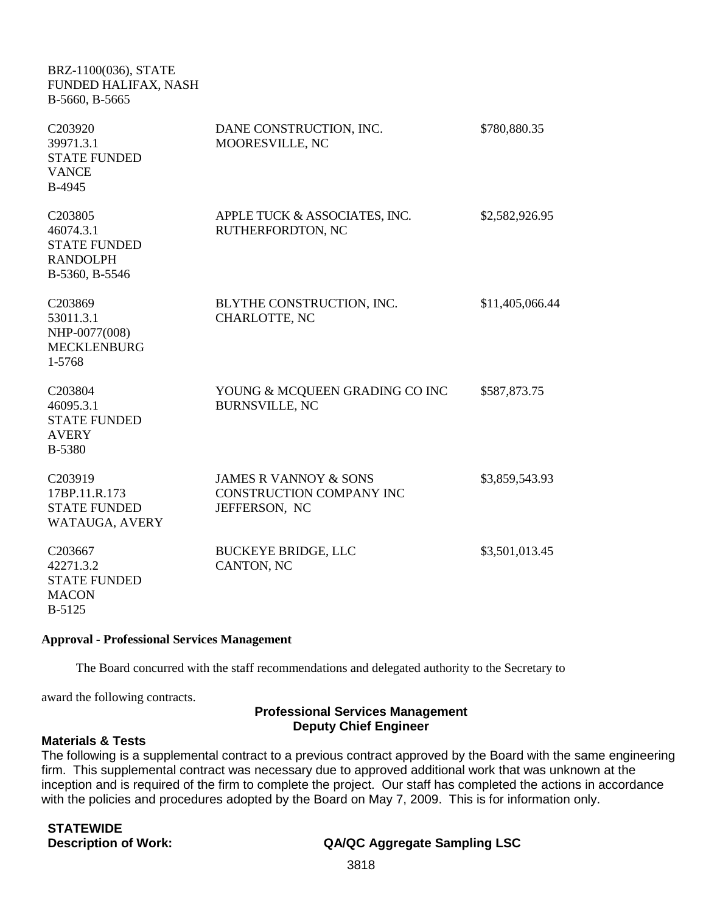BRZ-1100(036), STATE FUNDED HALIFAX, NASH B-5660, B-5665

| | | |
|---|---|---|
| C203920<br>39971.3.1<br>STATE FUNDED<br>VANCE<br>B-4945 | DANE CONSTRUCTION, INC.<br>MOORESVILLE, NC | $780,880.35 |
| C203805<br>46074.3.1<br>STATE FUNDED<br>RANDOLPH<br>B-5360, B-5546 | APPLE TUCK & ASSOCIATES, INC.<br>RUTHERFORDTON, NC | $2,582,926.95 |
| C203869<br>53011.3.1<br>NHP-0077(008)<br>MECKLENBURG<br>1-5768 | BLYTHE CONSTRUCTION, INC.<br>CHARLOTTE, NC | $11,405,066.44 |
| C203804<br>46095.3.1<br>STATE FUNDED<br>AVERY<br>B-5380 | YOUNG & MCQUEEN GRADING CO INC<br>BURNSVILLE, NC | $587,873.75 |
| C203919<br>17BP.11.R.173<br>STATE FUNDED<br>WATAUGA, AVERY | JAMES R VANNOY & SONS<br>CONSTRUCTION COMPANY INC<br>JEFFERSON, NC | $3,859,543.93 |
| C203667<br>42271.3.2<br>STATE FUNDED<br>MACON<br>B-5125 | BUCKEYE BRIDGE, LLC<br>CANTON, NC | $3,501,013.45 |

**Approval - Professional Services Management**

The Board concurred with the staff recommendations and delegated authority to the Secretary to award the following contracts.

**Professional Services Management**
**Deputy Chief Engineer**

**Materials & Tests**

The following is a supplemental contract to a previous contract approved by the Board with the same engineering firm. This supplemental contract was necessary due to approved additional work that was unknown at the inception and is required of the firm to complete the project. Our staff has completed the actions in accordance with the policies and procedures adopted by the Board on May 7, 2009. This is for information only.

**STATEWIDE**

**Description of Work:** **QA/QC Aggregate Sampling LSC**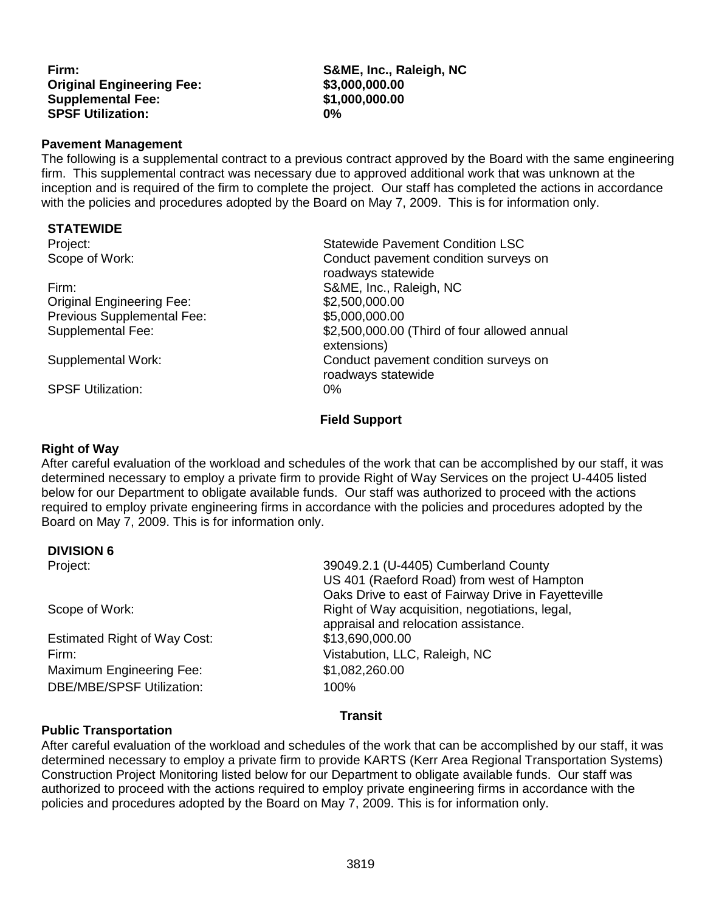**Firm:** S&ME, Inc., Raleigh, NC
**Original Engineering Fee:** $3,000,000.00
**Supplemental Fee:** $1,000,000.00
**SPSF Utilization:** 0%

**Pavement Management**

The following is a supplemental contract to a previous contract approved by the Board with the same engineering firm. This supplemental contract was necessary due to approved additional work that was unknown at the inception and is required of the firm to complete the project. Our staff has completed the actions in accordance with the policies and procedures adopted by the Board on May 7, 2009. This is for information only.

**STATEWIDE**

| | |
|---|---|
| Project: | Statewide Pavement Condition LSC |
| Scope of Work: | Conduct pavement condition surveys on roadways statewide |
| Firm: | S&ME, Inc., Raleigh, NC |
| Original Engineering Fee: | $2,500,000.00 |
| Previous Supplemental Fee: | $5,000,000.00 |
| Supplemental Fee: | $2,500,000.00 (Third of four allowed annual extensions) |
| Supplemental Work: | Conduct pavement condition surveys on roadways statewide |
| SPSF Utilization: | 0% |

**Field Support**

**Right of Way**

After careful evaluation of the workload and schedules of the work that can be accomplished by our staff, it was determined necessary to employ a private firm to provide Right of Way Services on the project U-4405 listed below for our Department to obligate available funds. Our staff was authorized to proceed with the actions required to employ private engineering firms in accordance with the policies and procedures adopted by the Board on May 7, 2009. This is for information only.

**DIVISION 6**

| | |
|---|---|
| Project: | 39049.2.1 (U-4405) Cumberland County US 401 (Raeford Road) from west of Hampton Oaks Drive to east of Fairway Drive in Fayetteville |
| Scope of Work: | Right of Way acquisition, negotiations, legal, appraisal and relocation assistance. |
| Estimated Right of Way Cost: | $13,690,000.00 |
| Firm: | Vistabution, LLC, Raleigh, NC |
| Maximum Engineering Fee: | $1,082,260.00 |
| DBE/MBE/SPSF Utilization: | 100% |

**Transit**

**Public Transportation**

After careful evaluation of the workload and schedules of the work that can be accomplished by our staff, it was determined necessary to employ a private firm to provide KARTS (Kerr Area Regional Transportation Systems) Construction Project Monitoring listed below for our Department to obligate available funds. Our staff was authorized to proceed with the actions required to employ private engineering firms in accordance with the policies and procedures adopted by the Board on May 7, 2009. This is for information only.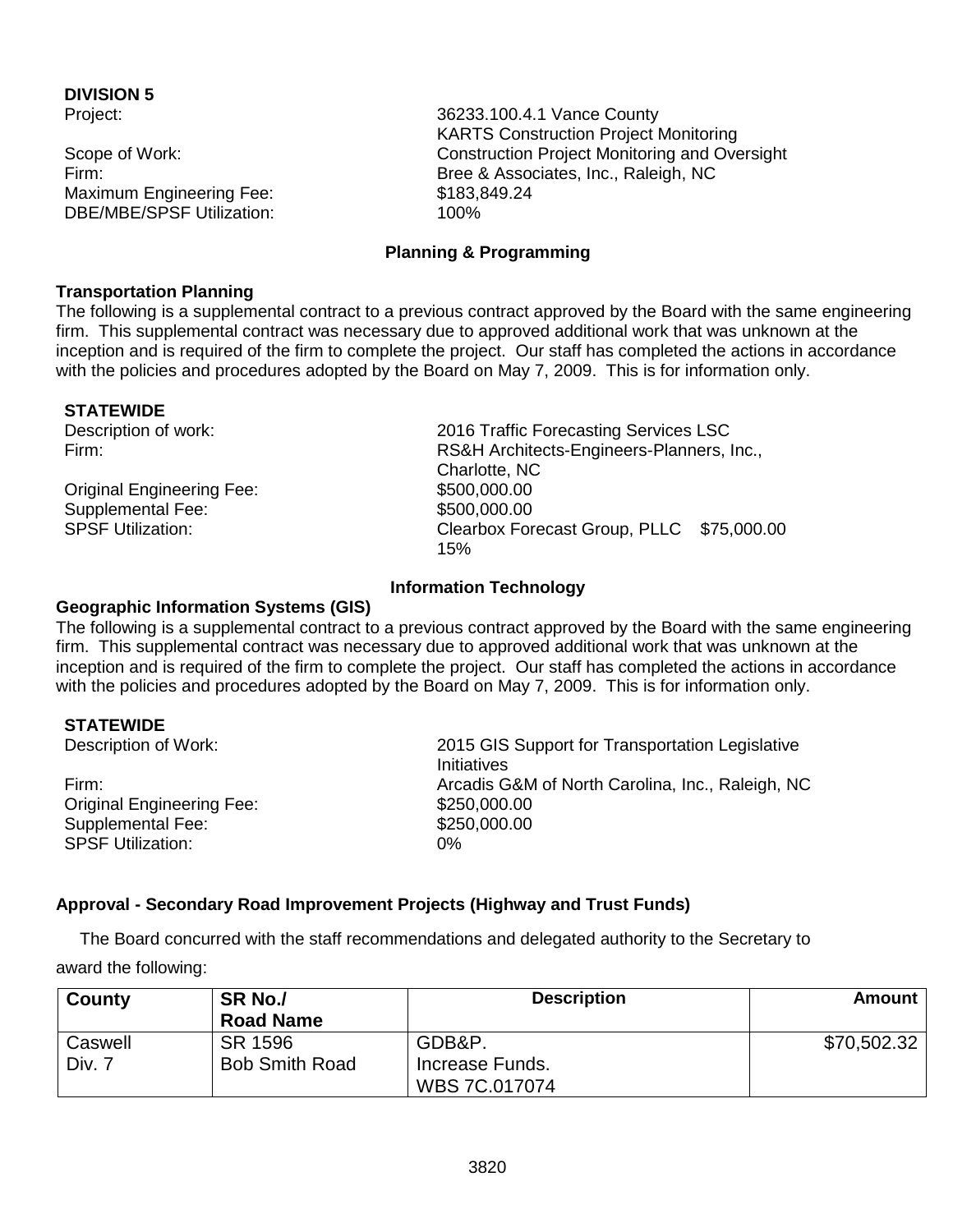**DIVISION 5**

| | |
|---|---|
| Project: | 36233.100.4.1 Vance County KARTS Construction Project Monitoring |
| Scope of Work: | Construction Project Monitoring and Oversight |
| Firm: | Bree & Associates, Inc., Raleigh, NC |
| Maximum Engineering Fee: | $183,849.24 |
| DBE/MBE/SPSF Utilization: | 100% |

### Planning & Programming

**Transportation Planning**

The following is a supplemental contract to a previous contract approved by the Board with the same engineering firm. This supplemental contract was necessary due to approved additional work that was unknown at the inception and is required of the firm to complete the project. Our staff has completed the actions in accordance with the policies and procedures adopted by the Board on May 7, 2009. This is for information only.

**STATEWIDE**

| | |
|---|---|
| Description of work: | 2016 Traffic Forecasting Services LSC |
| Firm: | RS&H Architects-Engineers-Planners, Inc., Charlotte, NC |
| Original Engineering Fee: | $500,000.00 |
| Supplemental Fee: | $500,000.00 |
| SPSF Utilization: | Clearbox Forecast Group, PLLC $75,000.00 15% |

### Information Technology

**Geographic Information Systems (GIS)**

The following is a supplemental contract to a previous contract approved by the Board with the same engineering firm. This supplemental contract was necessary due to approved additional work that was unknown at the inception and is required of the firm to complete the project. Our staff has completed the actions in accordance with the policies and procedures adopted by the Board on May 7, 2009. This is for information only.

**STATEWIDE**

| | |
|---|---|
| Description of Work: | 2015 GIS Support for Transportation Legislative Initiatives |
| Firm: | Arcadis G&M of North Carolina, Inc., Raleigh, NC |
| Original Engineering Fee: | $250,000.00 |
| Supplemental Fee: | $250,000.00 |
| SPSF Utilization: | 0% |

**Approval - Secondary Road Improvement Projects (Highway and Trust Funds)**

The Board concurred with the staff recommendations and delegated authority to the Secretary to award the following:

| County | SR No./ Road Name | Description | Amount |
|---|---|---|---|
| Caswell Div. 7 | SR 1596 Bob Smith Road | GDB&P. Increase Funds. WBS 7C.017074 | $70,502.32 |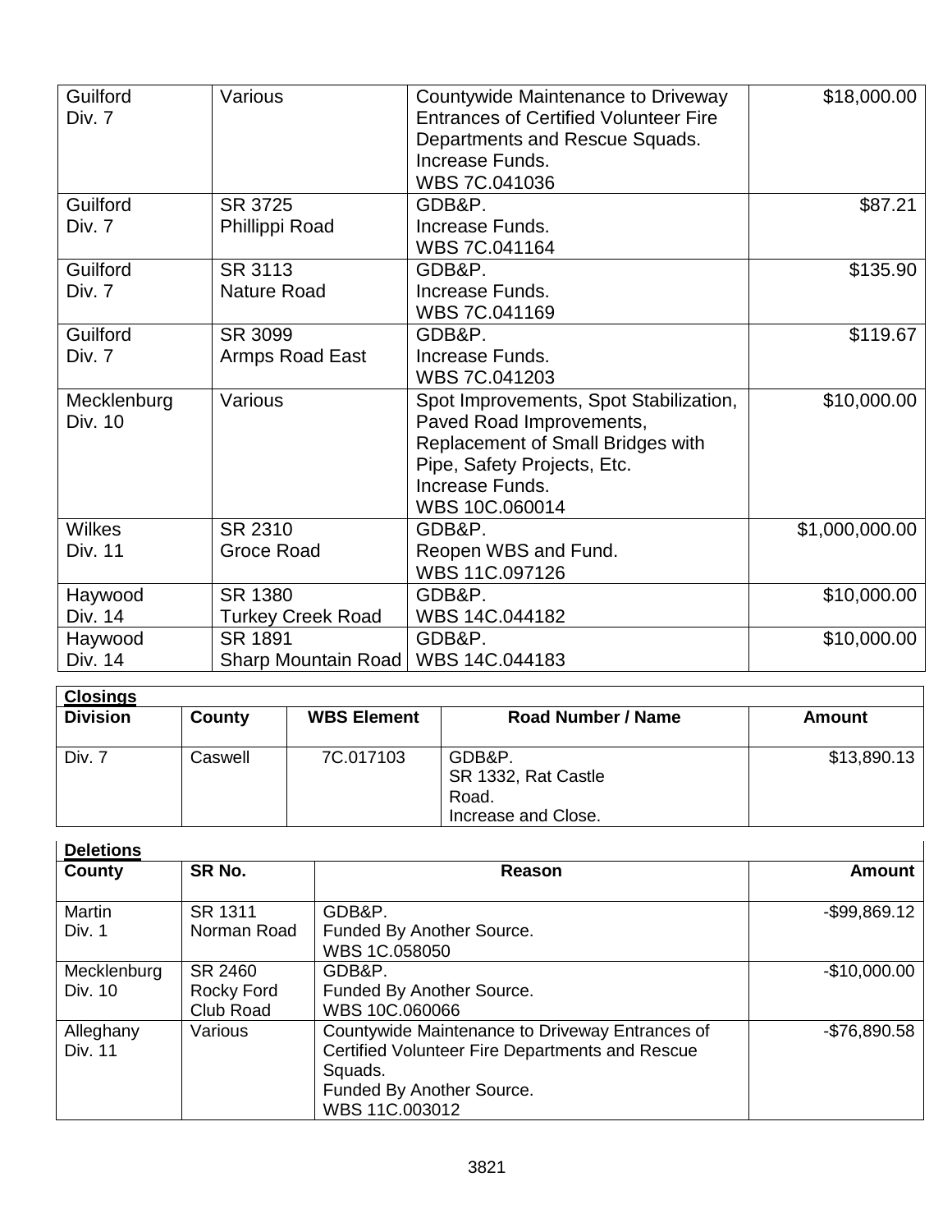| | | | |
|---|---|---|---|
| Guilford<br>Div. 7 | Various | Countywide Maintenance to Driveway Entrances of Certified Volunteer Fire Departments and Rescue Squads.<br>Increase Funds.<br>WBS 7C.041036 | $18,000.00 |
| Guilford<br>Div. 7 | SR 3725<br>Phillippi Road | GDB&P.<br>Increase Funds.<br>WBS 7C.041164 | $87.21 |
| Guilford<br>Div. 7 | SR 3113<br>Nature Road | GDB&P.<br>Increase Funds.<br>WBS 7C.041169 | $135.90 |
| Guilford<br>Div. 7 | SR 3099<br>Armps Road East | GDB&P.<br>Increase Funds.<br>WBS 7C.041203 | $119.67 |
| Mecklenburg<br>Div. 10 | Various | Spot Improvements, Spot Stabilization, Paved Road Improvements, Replacement of Small Bridges with Pipe, Safety Projects, Etc.<br>Increase Funds.<br>WBS 10C.060014 | $10,000.00 |
| Wilkes<br>Div. 11 | SR 2310<br>Groce Road | GDB&P.<br>Reopen WBS and Fund.<br>WBS 11C.097126 | $1,000,000.00 |
| Haywood<br>Div. 14 | SR 1380<br>Turkey Creek Road | GDB&P.<br>WBS 14C.044182 | $10,000.00 |
| Haywood<br>Div. 14 | SR 1891<br>Sharp Mountain Road | GDB&P.<br>WBS 14C.044183 | $10,000.00 |

**Closings**

| Division | County | WBS Element | Road Number / Name | Amount |
|---|---|---|---|---|
| Div. 7 | Caswell | 7C.017103 | GDB&P.<br>SR 1332, Rat Castle Road.<br>Increase and Close. | $13,890.13 |

**Deletions**

| County | SR No. | Reason | Amount |
|---|---|---|---|
| Martin<br>Div. 1 | SR 1311<br>Norman Road | GDB&P.<br>Funded By Another Source.<br>WBS 1C.058050 | -$99,869.12 |
| Mecklenburg<br>Div. 10 | SR 2460<br>Rocky Ford Club Road | GDB&P.<br>Funded By Another Source.<br>WBS 10C.060066 | -$10,000.00 |
| Alleghany<br>Div. 11 | Various | Countywide Maintenance to Driveway Entrances of Certified Volunteer Fire Departments and Rescue Squads.<br>Funded By Another Source.<br>WBS 11C.003012 | -$76,890.58 |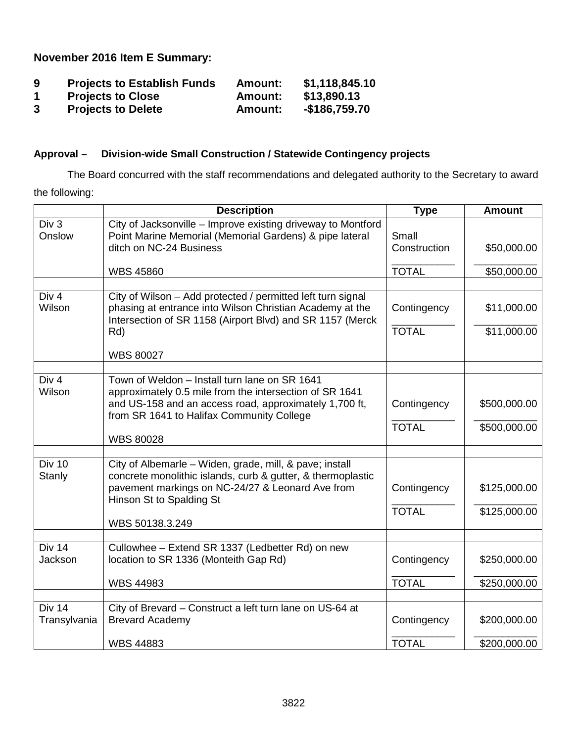**November 2016 Item E Summary:**

| | | | |
|---|---|---|---|
| **9** | **Projects to Establish Funds** | **Amount:** | **$1,118,845.10** |
| **1** | **Projects to Close** | **Amount:** | **$13,890.13** |
| **3** | **Projects to Delete** | **Amount:** | **-$186,759.70** |

**Approval – Division-wide Small Construction / Statewide Contingency projects**

The Board concurred with the staff recommendations and delegated authority to the Secretary to award the following:

| | Description | Type | Amount |
|---|---|---|---|
| Div 3 Onslow | City of Jacksonville – Improve existing driveway to Montford Point Marine Memorial (Memorial Gardens) & pipe lateral ditch on NC-24 Business<br><br>WBS 45860 | Small Construction<br><br>TOTAL | $50,000.00<br><br>$50,000.00 |
| | | | |
| Div 4 Wilson | City of Wilson – Add protected / permitted left turn signal phasing at entrance into Wilson Christian Academy at the Intersection of SR 1158 (Airport Blvd) and SR 1157 (Merck Rd)<br><br>WBS 80027 | Contingency<br><br>TOTAL | $11,000.00<br><br>$11,000.00 |
| | | | |
| Div 4 Wilson | Town of Weldon – Install turn lane on SR 1641 approximately 0.5 mile from the intersection of SR 1641 and US-158 and an access road, approximately 1,700 ft, from SR 1641 to Halifax Community College<br><br>WBS 80028 | Contingency<br><br>TOTAL | $500,000.00<br><br>$500,000.00 |
| | | | |
| Div 10 Stanly | City of Albemarle – Widen, grade, mill, & pave; install concrete monolithic islands, curb & gutter, & thermoplastic pavement markings on NC-24/27 & Leonard Ave from Hinson St to Spalding St<br><br>WBS 50138.3.249 | Contingency<br><br>TOTAL | $125,000.00<br><br>$125,000.00 |
| | | | |
| Div 14 Jackson | Cullowhee – Extend SR 1337 (Ledbetter Rd) on new location to SR 1336 (Monteith Gap Rd)<br><br>WBS 44983 | Contingency<br><br>TOTAL | $250,000.00<br><br>$250,000.00 |
| | | | |
| Div 14 Transylvania | City of Brevard – Construct a left turn lane on US-64 at Brevard Academy<br><br>WBS 44883 | Contingency<br><br>TOTAL | $200,000.00<br><br>$200,000.00 |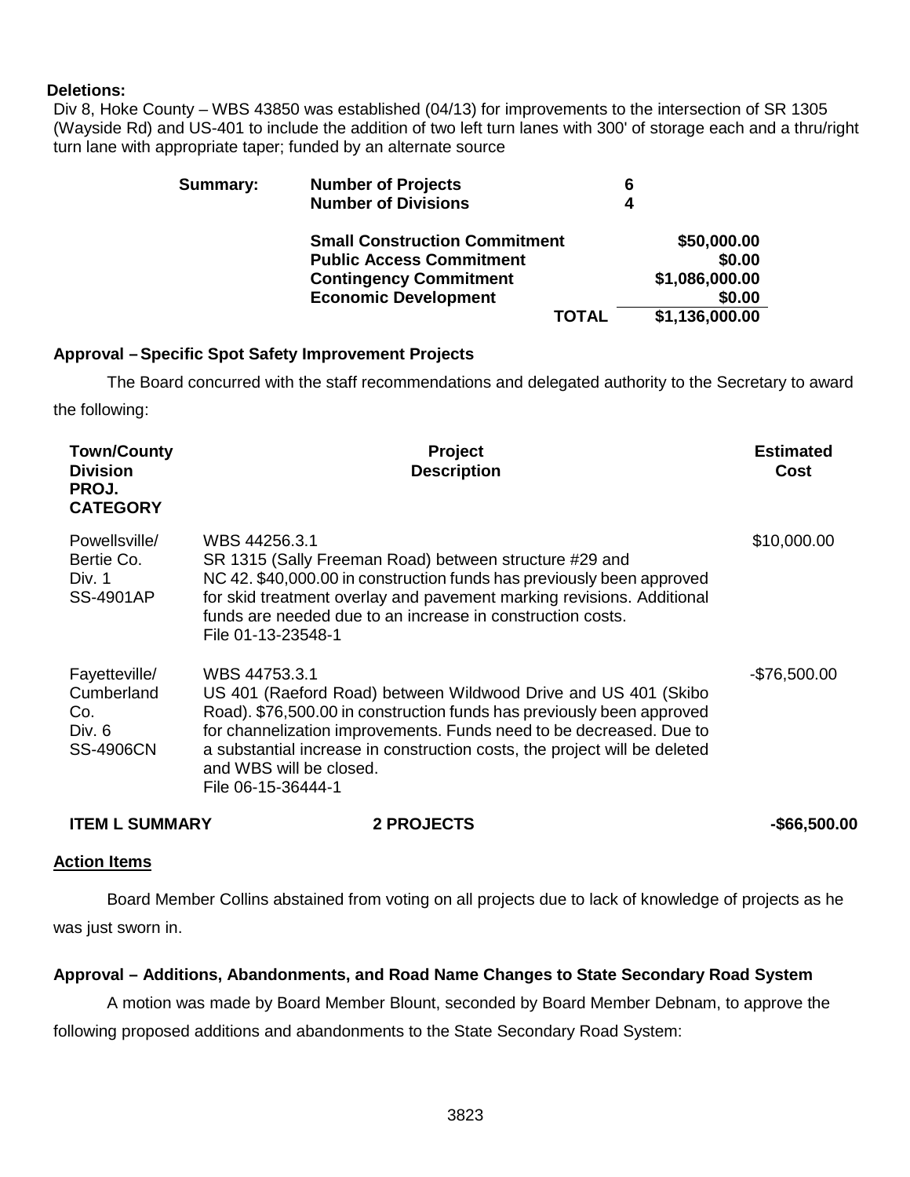**Deletions:**

Div 8, Hoke County – WBS 43850 was established (04/13) for improvements to the intersection of SR 1305 (Wayside Rd) and US-401 to include the addition of two left turn lanes with 300' of storage each and a thru/right turn lane with appropriate taper; funded by an alternate source

| **Summary:** | | |
|---|---|---|
| | **Number of Projects** | **6** |
| | **Number of Divisions** | **4** |
| | **Small Construction Commitment** | **$50,000.00** |
| | **Public Access Commitment** | **$0.00** |
| | **Contingency Commitment** | **$1,086,000.00** |
| | **Economic Development** | **$0.00** |
| | **TOTAL** | **$1,136,000.00** |

### Approval – Specific Spot Safety Improvement Projects

The Board concurred with the staff recommendations and delegated authority to the Secretary to award the following:

| Town/County Division PROJ. CATEGORY | Project Description | Estimated Cost |
|---|---|---|
| Powellsville/ Bertie Co. Div. 1 SS-4901AP | WBS 44256.3.1 SR 1315 (Sally Freeman Road) between structure #29 and NC 42. $40,000.00 in construction funds has previously been approved for skid treatment overlay and pavement marking revisions. Additional funds are needed due to an increase in construction costs. File 01-13-23548-1 | $10,000.00 |
| Fayetteville/ Cumberland Co. Div. 6 SS-4906CN | WBS 44753.3.1 US 401 (Raeford Road) between Wildwood Drive and US 401 (Skibo Road). $76,500.00 in construction funds has previously been approved for channelization improvements. Funds need to be decreased. Due to a substantial increase in construction costs, the project will be deleted and WBS will be closed. File 06-15-36444-1 | -$76,500.00 |
| **ITEM L SUMMARY** | **2 PROJECTS** | **-$66,500.00** |

### Action Items

Board Member Collins abstained from voting on all projects due to lack of knowledge of projects as he was just sworn in.

### Approval – Additions, Abandonments, and Road Name Changes to State Secondary Road System

A motion was made by Board Member Blount, seconded by Board Member Debnam, to approve the following proposed additions and abandonments to the State Secondary Road System: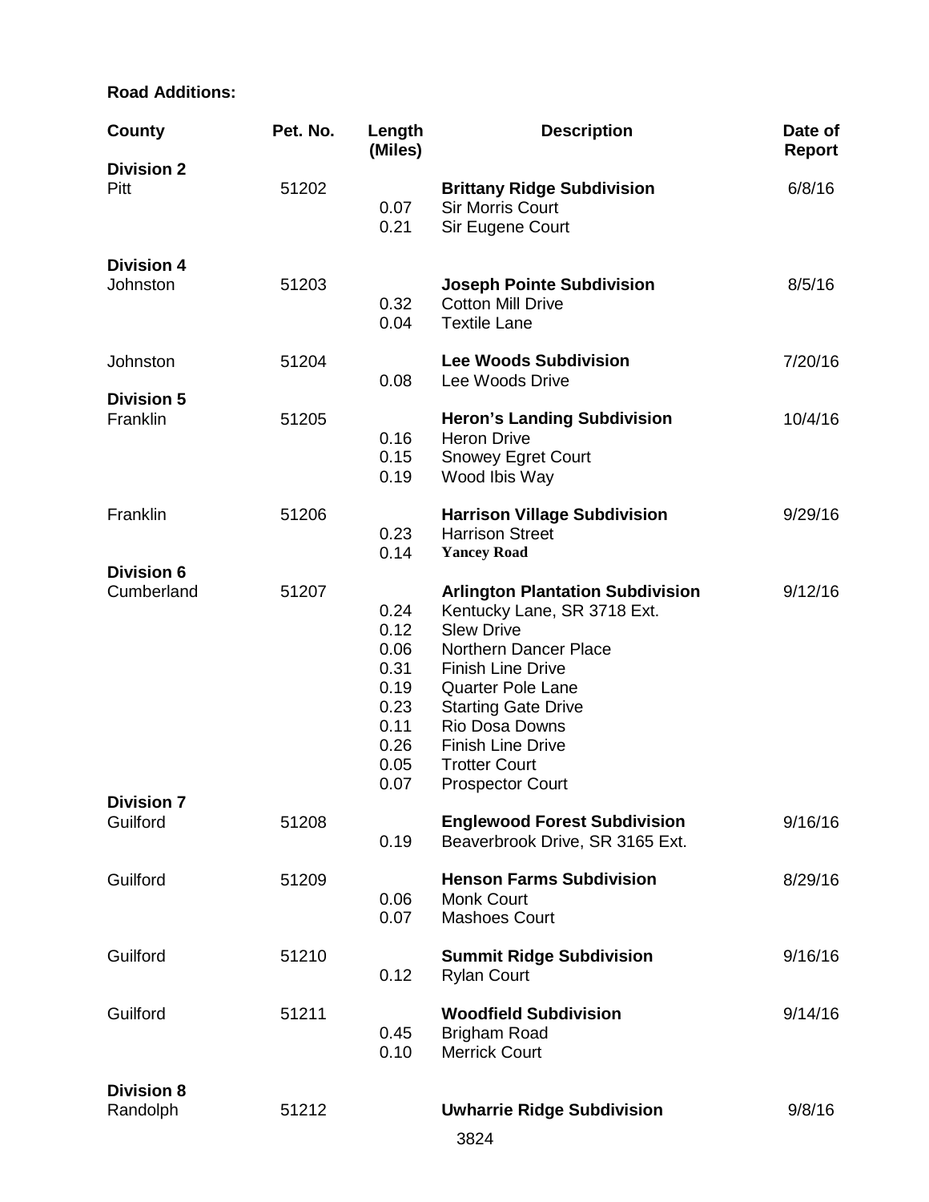**Road Additions:**

| County | Pet. No. | Length (Miles) | Description | Date of Report |
|---|---|---|---|---|
| **Division 2** | | | | |
| Pitt | 51202 | | **Brittany Ridge Subdivision** | 6/8/16 |
| | | 0.07 | Sir Morris Court | |
| | | 0.21 | Sir Eugene Court | |
| **Division 4** | | | | |
| Johnston | 51203 | | **Joseph Pointe Subdivision** | 8/5/16 |
| | | 0.32 | Cotton Mill Drive | |
| | | 0.04 | Textile Lane | |
| Johnston | 51204 | | **Lee Woods Subdivision** | 7/20/16 |
| | | 0.08 | Lee Woods Drive | |
| **Division 5** | | | | |
| Franklin | 51205 | | **Heron's Landing Subdivision** | 10/4/16 |
| | | 0.16 | Heron Drive | |
| | | 0.15 | Snowey Egret Court | |
| | | 0.19 | Wood Ibis Way | |
| Franklin | 51206 | | **Harrison Village Subdivision** | 9/29/16 |
| | | 0.23 | Harrison Street | |
| | | 0.14 | **Yancey Road** | |
| **Division 6** | | | | |
| Cumberland | 51207 | | **Arlington Plantation Subdivision** | 9/12/16 |
| | | 0.24 | Kentucky Lane, SR 3718 Ext. | |
| | | 0.12 | Slew Drive | |
| | | 0.06 | Northern Dancer Place | |
| | | 0.31 | Finish Line Drive | |
| | | 0.19 | Quarter Pole Lane | |
| | | 0.23 | Starting Gate Drive | |
| | | 0.11 | Rio Dosa Downs | |
| | | 0.26 | Finish Line Drive | |
| | | 0.05 | Trotter Court | |
| | | 0.07 | Prospector Court | |
| **Division 7** | | | | |
| Guilford | 51208 | | **Englewood Forest Subdivision** | 9/16/16 |
| | | 0.19 | Beaverbrook Drive, SR 3165 Ext. | |
| Guilford | 51209 | | **Henson Farms Subdivision** | 8/29/16 |
| | | 0.06 | Monk Court | |
| | | 0.07 | Mashoes Court | |
| Guilford | 51210 | | **Summit Ridge Subdivision** | 9/16/16 |
| | | 0.12 | Rylan Court | |
| Guilford | 51211 | | **Woodfield Subdivision** | 9/14/16 |
| | | 0.45 | Brigham Road | |
| | | 0.10 | Merrick Court | |
| **Division 8** | | | | |
| Randolph | 51212 | | **Uwharrie Ridge Subdivision** | 9/8/16 |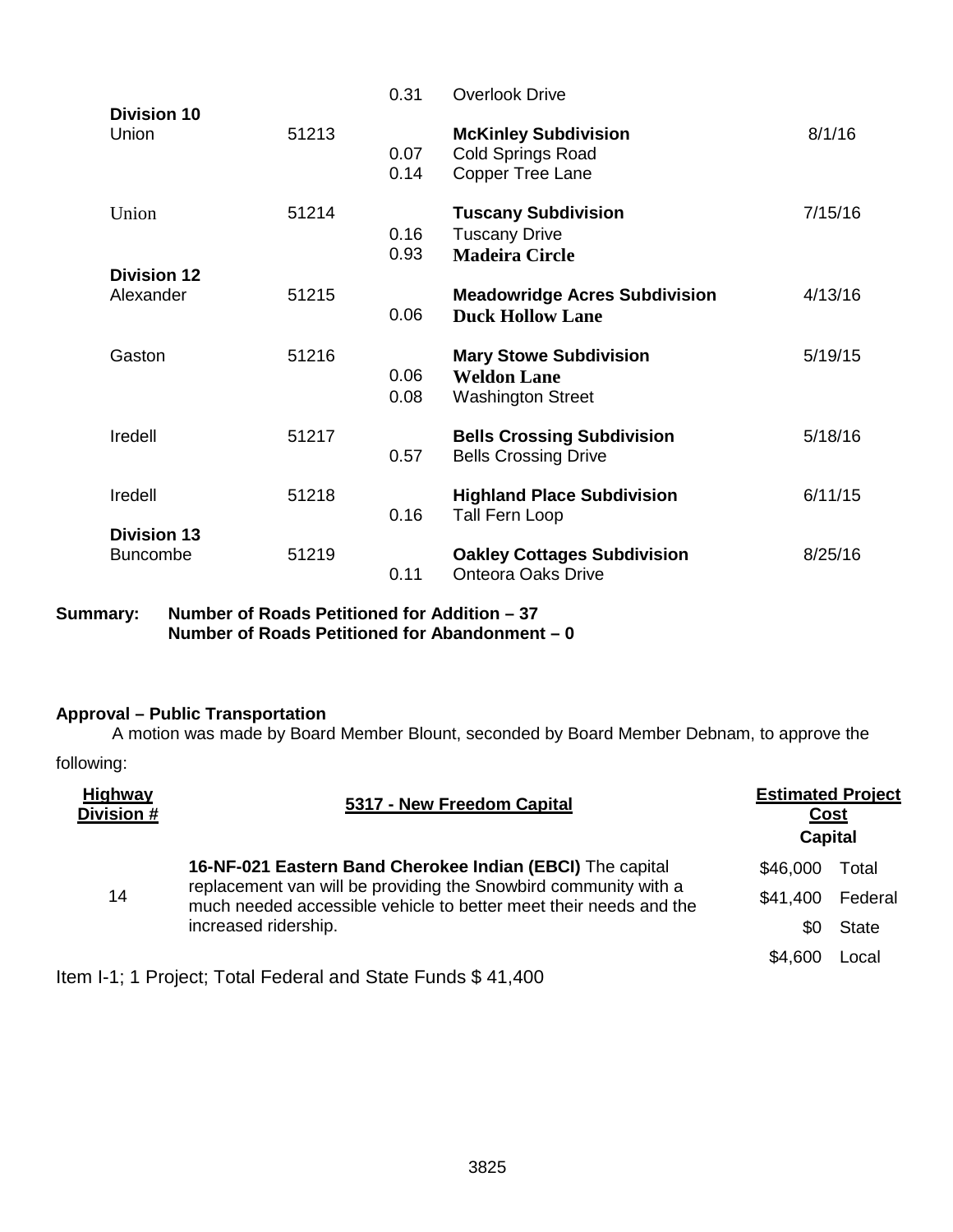| | | | | |
|---|---|---|---|---|
| | | 0.31 | Overlook Drive | |
| **Division 10** | | | | |
| Union | 51213 | | **McKinley Subdivision** | 8/1/16 |
| | | 0.07 | Cold Springs Road | |
| | | 0.14 | Copper Tree Lane | |
| Union | 51214 | | **Tuscany Subdivision** | 7/15/16 |
| | | 0.16 | Tuscany Drive | |
| | | 0.93 | **Madeira Circle** | |
| **Division 12** | | | | |
| Alexander | 51215 | | **Meadowridge Acres Subdivision** | 4/13/16 |
| | | 0.06 | **Duck Hollow Lane** | |
| Gaston | 51216 | | **Mary Stowe Subdivision** | 5/19/15 |
| | | 0.06 | **Weldon Lane** | |
| | | 0.08 | Washington Street | |
| Iredell | 51217 | | **Bells Crossing Subdivision** | 5/18/16 |
| | | 0.57 | Bells Crossing Drive | |
| Iredell | 51218 | | **Highland Place Subdivision** | 6/11/15 |
| | | 0.16 | Tall Fern Loop | |
| **Division 13** | | | | |
| Buncombe | 51219 | | **Oakley Cottages Subdivision** | 8/25/16 |
| | | 0.11 | Onteora Oaks Drive | |

**Summary: Number of Roads Petitioned for Addition – 37**
**Number of Roads Petitioned for Abandonment – 0**

**Approval – Public Transportation**

A motion was made by Board Member Blount, seconded by Board Member Debnam, to approve the following:

| Highway Division # | 5317 - New Freedom Capital | Estimated Project Cost Capital | |
|---|---|---|---|
| 14 | **16-NF-021 Eastern Band Cherokee Indian (EBCI)** The capital replacement van will be providing the Snowbird community with a much needed accessible vehicle to better meet their needs and the increased ridership. | $46,000 | Total |
| | | $41,400 | Federal |
| | | $0 | State |
| | | $4,600 | Local |

Item I-1; 1 Project; Total Federal and State Funds $ 41,400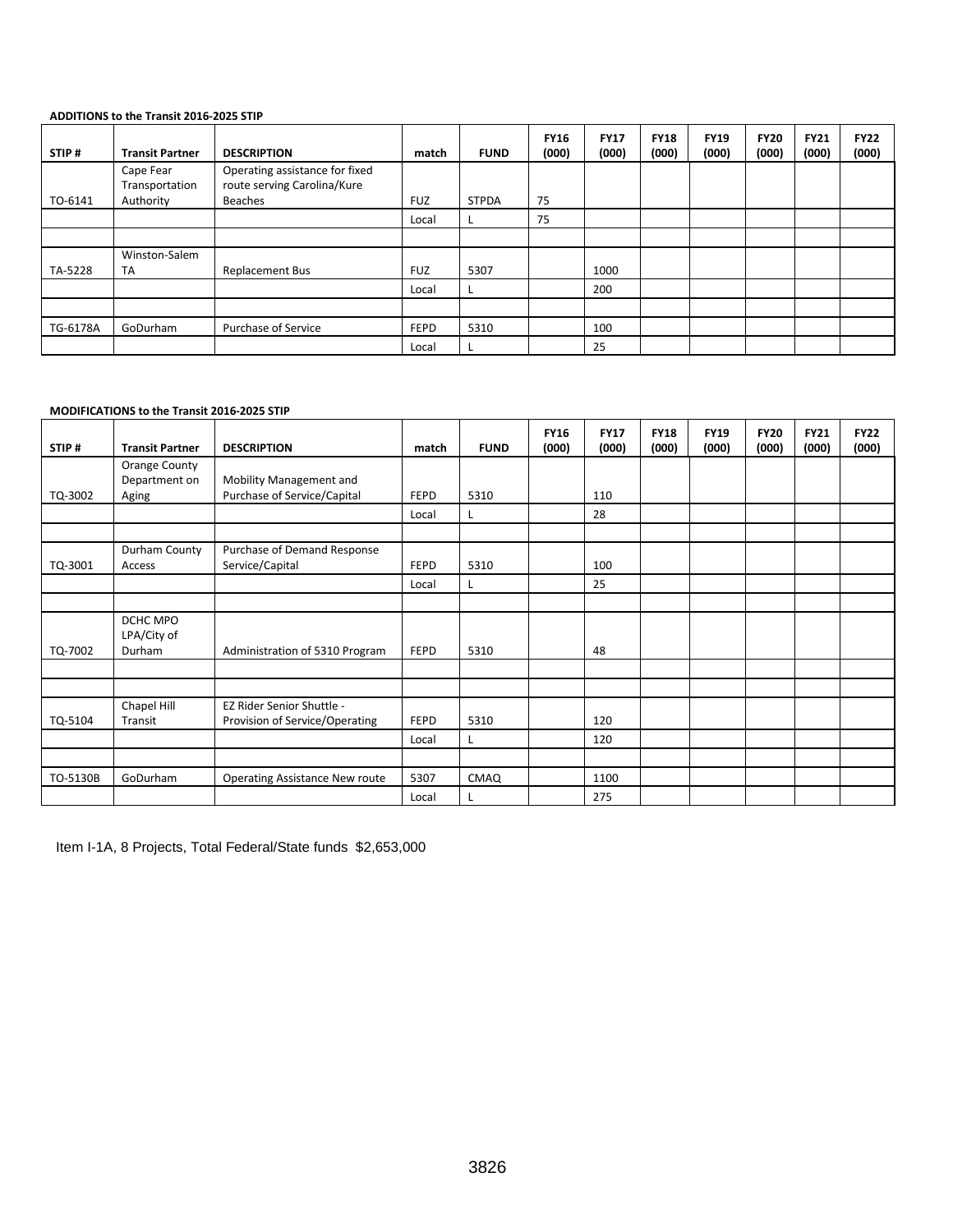**ADDITIONS to the Transit 2016-2025 STIP**

| STIP # | Transit Partner | DESCRIPTION | match | FUND | FY16 (000) | FY17 (000) | FY18 (000) | FY19 (000) | FY20 (000) | FY21 (000) | FY22 (000) |
|---|---|---|---|---|---|---|---|---|---|---|---|
| TO-6141 | Cape Fear Transportation Authority | Operating assistance for fixed route serving Carolina/Kure Beaches | FUZ | STPDA | 75 | | | | | | |
| | | | Local | L | 75 | | | | | | |
| | | | | | | | | | | | |
| TA-5228 | Winston-Salem TA | Replacement Bus | FUZ | 5307 | | 1000 | | | | | |
| | | | Local | L | | 200 | | | | | |
| | | | | | | | | | | | |
| TG-6178A | GoDurham | Purchase of Service | FEPD | 5310 | | 100 | | | | | |
| | | | Local | L | | 25 | | | | | |

**MODIFICATIONS to the Transit 2016-2025 STIP**

| STIP # | Transit Partner | DESCRIPTION | match | FUND | FY16 (000) | FY17 (000) | FY18 (000) | FY19 (000) | FY20 (000) | FY21 (000) | FY22 (000) |
|---|---|---|---|---|---|---|---|---|---|---|---|
| TQ-3002 | Orange County Department on Aging | Mobility Management and Purchase of Service/Capital | FEPD | 5310 | | 110 | | | | | |
| | | | Local | L | | 28 | | | | | |
| | | | | | | | | | | | |
| TQ-3001 | Durham County Access | Purchase of Demand Response Service/Capital | FEPD | 5310 | | 100 | | | | | |
| | | | Local | L | | 25 | | | | | |
| | | | | | | | | | | | |
| TQ-7002 | DCHC MPO LPA/City of Durham | Administration of 5310 Program | FEPD | 5310 | | 48 | | | | | |
| | | | | | | | | | | | |
| | | | | | | | | | | | |
| TQ-5104 | Chapel Hill Transit | EZ Rider Senior Shuttle - Provision of Service/Operating | FEPD | 5310 | | 120 | | | | | |
| | | | Local | L | | 120 | | | | | |
| | | | | | | | | | | | |
| TO-5130B | GoDurham | Operating Assistance New route | 5307 | CMAQ | | 1100 | | | | | |
| | | | Local | L | | 275 | | | | | |

Item I-1A, 8 Projects, Total Federal/State funds $2,653,000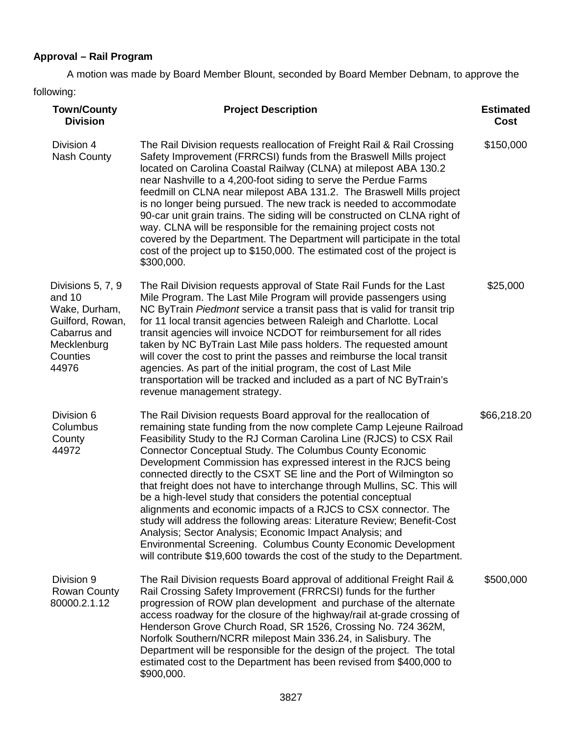**Approval – Rail Program**

A motion was made by Board Member Blount, seconded by Board Member Debnam, to approve the following:

| Town/County Division | Project Description | Estimated Cost |
|---|---|---|
| Division 4 Nash County | The Rail Division requests reallocation of Freight Rail & Rail Crossing Safety Improvement (FRRCSI) funds from the Braswell Mills project located on Carolina Coastal Railway (CLNA) at milepost ABA 130.2 near Nashville to a 4,200-foot siding to serve the Perdue Farms feedmill on CLNA near milepost ABA 131.2. The Braswell Mills project is no longer being pursued. The new track is needed to accommodate 90-car unit grain trains. The siding will be constructed on CLNA right of way. CLNA will be responsible for the remaining project costs not covered by the Department. The Department will participate in the total cost of the project up to $150,000. The estimated cost of the project is $300,000. | $150,000 |
| Divisions 5, 7, 9 and 10 Wake, Durham, Guilford, Rowan, Cabarrus and Mecklenburg Counties 44976 | The Rail Division requests approval of State Rail Funds for the Last Mile Program. The Last Mile Program will provide passengers using NC ByTrain *Piedmont* service a transit pass that is valid for transit trip for 11 local transit agencies between Raleigh and Charlotte. Local transit agencies will invoice NCDOT for reimbursement for all rides taken by NC ByTrain Last Mile pass holders. The requested amount will cover the cost to print the passes and reimburse the local transit agencies. As part of the initial program, the cost of Last Mile transportation will be tracked and included as a part of NC ByTrain's revenue management strategy. | $25,000 |
| Division 6 Columbus County 44972 | The Rail Division requests Board approval for the reallocation of remaining state funding from the now complete Camp Lejeune Railroad Feasibility Study to the RJ Corman Carolina Line (RJCS) to CSX Rail Connector Conceptual Study. The Columbus County Economic Development Commission has expressed interest in the RJCS being connected directly to the CSXT SE line and the Port of Wilmington so that freight does not have to interchange through Mullins, SC. This will be a high-level study that considers the potential conceptual alignments and economic impacts of a RJCS to CSX connector. The study will address the following areas: Literature Review; Benefit-Cost Analysis; Sector Analysis; Economic Impact Analysis; and Environmental Screening. Columbus County Economic Development will contribute $19,600 towards the cost of the study to the Department. | $66,218.20 |
| Division 9 Rowan County 80000.2.1.12 | The Rail Division requests Board approval of additional Freight Rail & Rail Crossing Safety Improvement (FRRCSI) funds for the further progression of ROW plan development and purchase of the alternate access roadway for the closure of the highway/rail at-grade crossing of Henderson Grove Church Road, SR 1526, Crossing No. 724 362M, Norfolk Southern/NCRR milepost Main 336.24, in Salisbury. The Department will be responsible for the design of the project. The total estimated cost to the Department has been revised from $400,000 to $900,000. | $500,000 |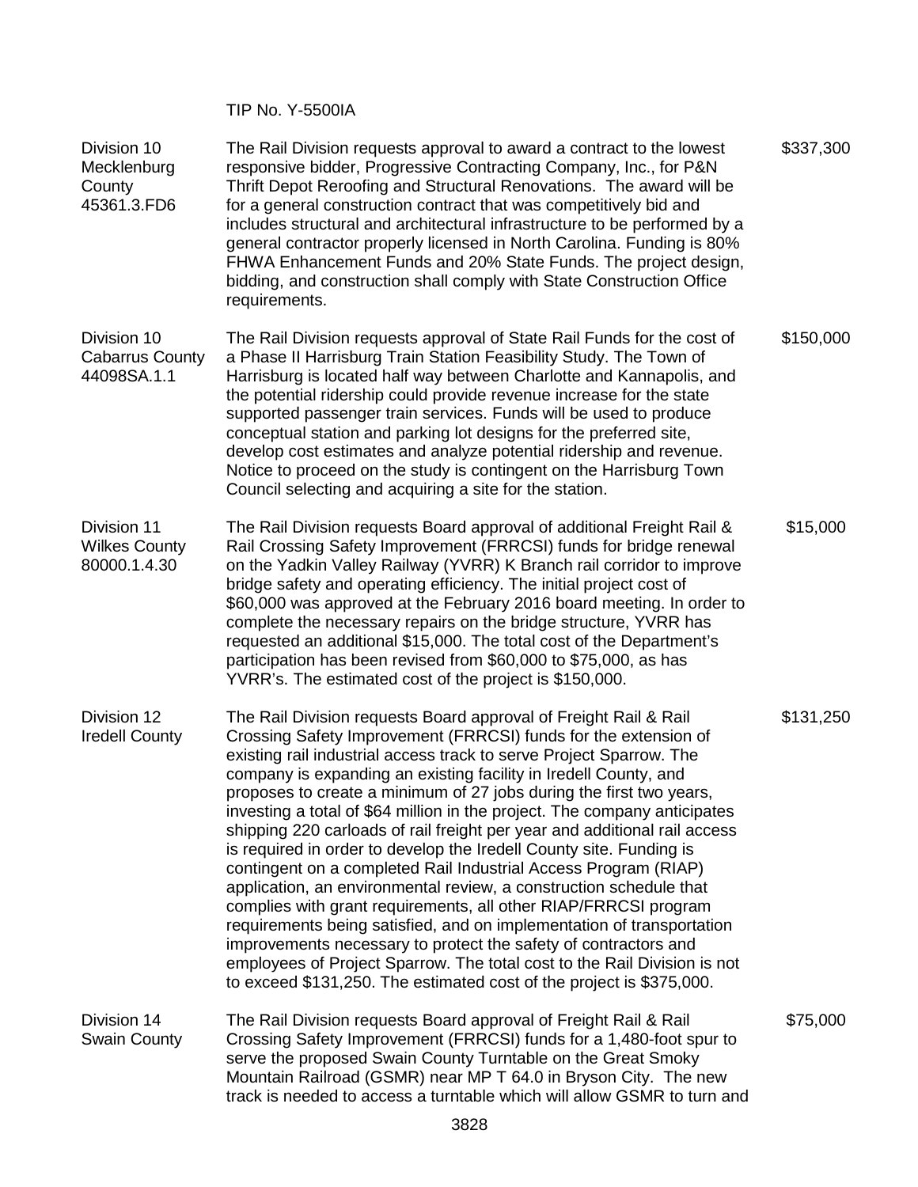TIP No. Y-5500IA

| | | |
|---|---|---|
| Division 10<br>Mecklenburg County<br>45361.3.FD6 | The Rail Division requests approval to award a contract to the lowest responsive bidder, Progressive Contracting Company, Inc., for P&N Thrift Depot Reroofing and Structural Renovations. The award will be for a general construction contract that was competitively bid and includes structural and architectural infrastructure to be performed by a general contractor properly licensed in North Carolina. Funding is 80% FHWA Enhancement Funds and 20% State Funds. The project design, bidding, and construction shall comply with State Construction Office requirements. | $337,300 |
| Division 10<br>Cabarrus County<br>44098SA.1.1 | The Rail Division requests approval of State Rail Funds for the cost of a Phase II Harrisburg Train Station Feasibility Study. The Town of Harrisburg is located half way between Charlotte and Kannapolis, and the potential ridership could provide revenue increase for the state supported passenger train services. Funds will be used to produce conceptual station and parking lot designs for the preferred site, develop cost estimates and analyze potential ridership and revenue. Notice to proceed on the study is contingent on the Harrisburg Town Council selecting and acquiring a site for the station. | $150,000 |
| Division 11<br>Wilkes County<br>80000.1.4.30 | The Rail Division requests Board approval of additional Freight Rail & Rail Crossing Safety Improvement (FRRCSI) funds for bridge renewal on the Yadkin Valley Railway (YVRR) K Branch rail corridor to improve bridge safety and operating efficiency. The initial project cost of $60,000 was approved at the February 2016 board meeting. In order to complete the necessary repairs on the bridge structure, YVRR has requested an additional $15,000. The total cost of the Department's participation has been revised from $60,000 to $75,000, as has YVRR's. The estimated cost of the project is $150,000. | $15,000 |
| Division 12<br>Iredell County | The Rail Division requests Board approval of Freight Rail & Rail Crossing Safety Improvement (FRRCSI) funds for the extension of existing rail industrial access track to serve Project Sparrow. The company is expanding an existing facility in Iredell County, and proposes to create a minimum of 27 jobs during the first two years, investing a total of $64 million in the project. The company anticipates shipping 220 carloads of rail freight per year and additional rail access is required in order to develop the Iredell County site. Funding is contingent on a completed Rail Industrial Access Program (RIAP) application, an environmental review, a construction schedule that complies with grant requirements, all other RIAP/FRRCSI program requirements being satisfied, and on implementation of transportation improvements necessary to protect the safety of contractors and employees of Project Sparrow. The total cost to the Rail Division is not to exceed $131,250. The estimated cost of the project is $375,000. | $131,250 |
| Division 14<br>Swain County | The Rail Division requests Board approval of Freight Rail & Rail Crossing Safety Improvement (FRRCSI) funds for a 1,480-foot spur to serve the proposed Swain County Turntable on the Great Smoky Mountain Railroad (GSMR) near MP T 64.0 in Bryson City. The new track is needed to access a turntable which will allow GSMR to turn and | $75,000 |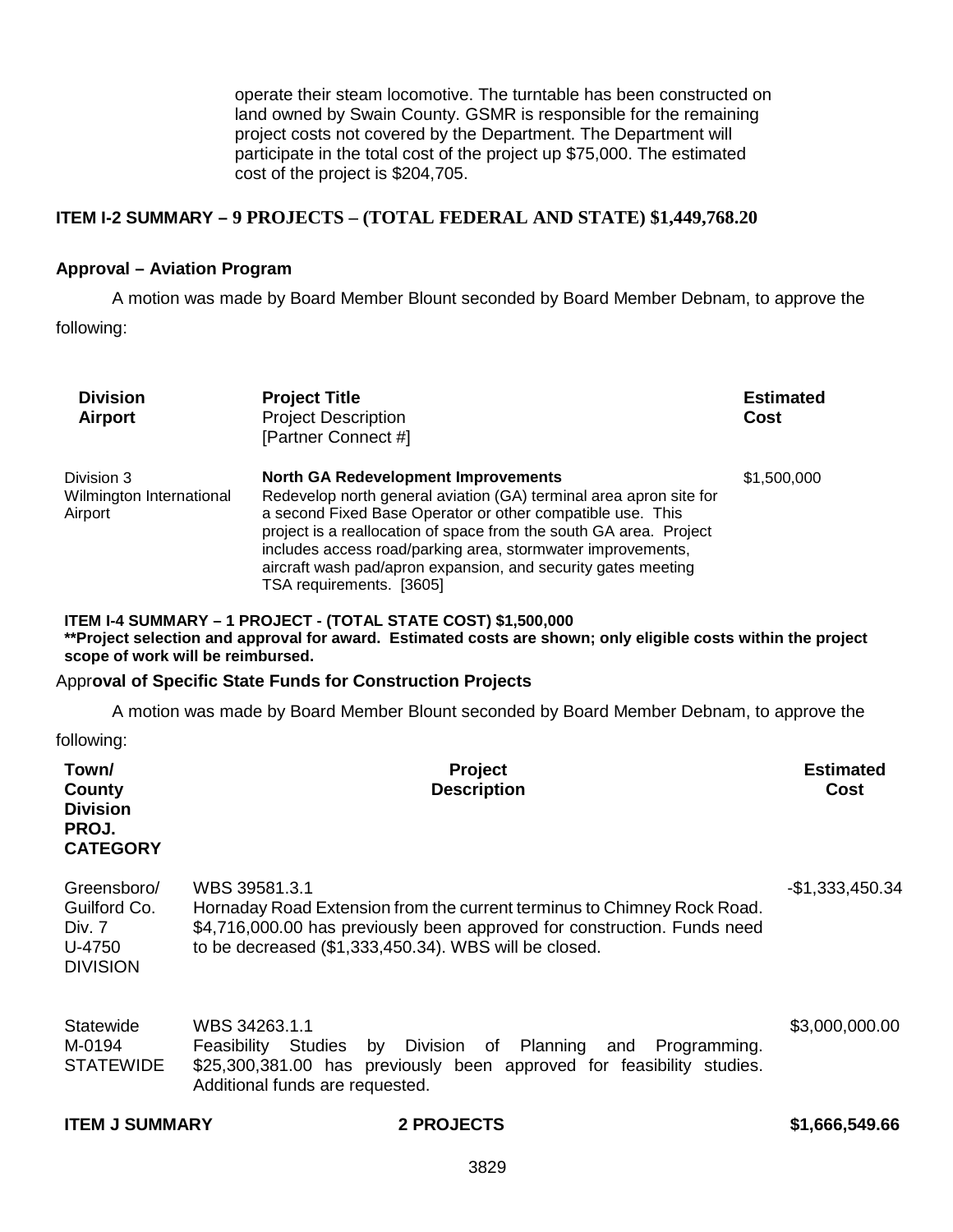operate their steam locomotive. The turntable has been constructed on land owned by Swain County. GSMR is responsible for the remaining project costs not covered by the Department. The Department will participate in the total cost of the project up $75,000. The estimated cost of the project is $204,705.

**ITEM I-2 SUMMARY – 9 PROJECTS – (TOTAL FEDERAL AND STATE) $1,449,768.20**

**Approval – Aviation Program**

A motion was made by Board Member Blount seconded by Board Member Debnam, to approve the following:

| **Division Airport** | **Project Title** Project Description [Partner Connect #] | **Estimated Cost** |
|---|---|---|
| Division 3 Wilmington International Airport | **North GA Redevelopment Improvements** Redevelop north general aviation (GA) terminal area apron site for a second Fixed Base Operator or other compatible use. This project is a reallocation of space from the south GA area. Project includes access road/parking area, stormwater improvements, aircraft wash pad/apron expansion, and security gates meeting TSA requirements. [3605] | $1,500,000 |

**ITEM I-4 SUMMARY – 1 PROJECT - (TOTAL STATE COST) $1,500,000**
**\*\*Project selection and approval for award. Estimated costs are shown; only eligible costs within the project scope of work will be reimbursed.**

**Approval of Specific State Funds for Construction Projects**

A motion was made by Board Member Blount seconded by Board Member Debnam, to approve the following:

| **Town/ County Division PROJ. CATEGORY** | **Project Description** | **Estimated Cost** |
|---|---|---|
| Greensboro/ Guilford Co. Div. 7 U-4750 DIVISION | WBS 39581.3.1 Hornaday Road Extension from the current terminus to Chimney Rock Road. $4,716,000.00 has previously been approved for construction. Funds need to be decreased ($1,333,450.34). WBS will be closed. | -$1,333,450.34 |
| Statewide M-0194 STATEWIDE | WBS 34263.1.1 Feasibility Studies by Division of Planning and Programming. $25,300,381.00 has previously been approved for feasibility studies. Additional funds are requested. | $3,000,000.00 |
| **ITEM J SUMMARY** | **2 PROJECTS** | **$1,666,549.66** |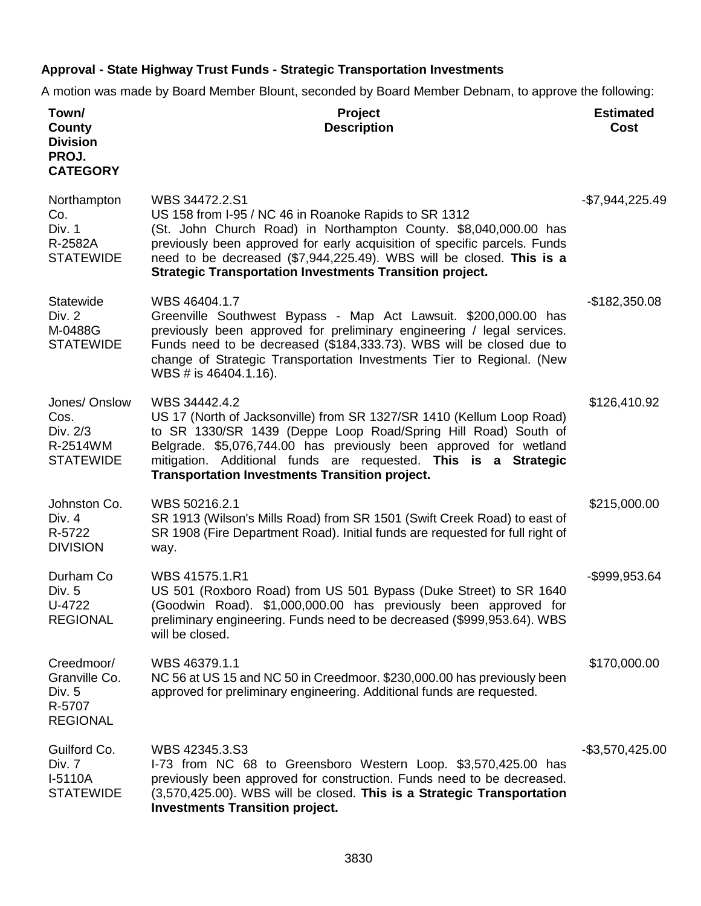**Approval - State Highway Trust Funds - Strategic Transportation Investments**

A motion was made by Board Member Blount, seconded by Board Member Debnam, to approve the following:

| Town/ County Division PROJ. CATEGORY | Project Description | Estimated Cost |
|---|---|---|
| Northampton Co. Div. 1 R-2582A STATEWIDE | WBS 34472.2.S1 US 158 from I-95 / NC 46 in Roanoke Rapids to SR 1312 (St. John Church Road) in Northampton County. $8,040,000.00 has previously been approved for early acquisition of specific parcels. Funds need to be decreased ($7,944,225.49). WBS will be closed. **This is a Strategic Transportation Investments Transition project.** | -$7,944,225.49 |
| Statewide Div. 2 M-0488G STATEWIDE | WBS 46404.1.7 Greenville Southwest Bypass - Map Act Lawsuit. $200,000.00 has previously been approved for preliminary engineering / legal services. Funds need to be decreased ($184,333.73). WBS will be closed due to change of Strategic Transportation Investments Tier to Regional. (New WBS # is 46404.1.16). | -$182,350.08 |
| Jones/ Onslow Cos. Div. 2/3 R-2514WM STATEWIDE | WBS 34442.4.2 US 17 (North of Jacksonville) from SR 1327/SR 1410 (Kellum Loop Road) to SR 1330/SR 1439 (Deppe Loop Road/Spring Hill Road) South of Belgrade. $5,076,744.00 has previously been approved for wetland mitigation. Additional funds are requested. **This is a Strategic Transportation Investments Transition project.** | $126,410.92 |
| Johnston Co. Div. 4 R-5722 DIVISION | WBS 50216.2.1 SR 1913 (Wilson's Mills Road) from SR 1501 (Swift Creek Road) to east of SR 1908 (Fire Department Road). Initial funds are requested for full right of way. | $215,000.00 |
| Durham Co Div. 5 U-4722 REGIONAL | WBS 41575.1.R1 US 501 (Roxboro Road) from US 501 Bypass (Duke Street) to SR 1640 (Goodwin Road). $1,000,000.00 has previously been approved for preliminary engineering. Funds need to be decreased ($999,953.64). WBS will be closed. | -$999,953.64 |
| Creedmoor/ Granville Co. Div. 5 R-5707 REGIONAL | WBS 46379.1.1 NC 56 at US 15 and NC 50 in Creedmoor. $230,000.00 has previously been approved for preliminary engineering. Additional funds are requested. | $170,000.00 |
| Guilford Co. Div. 7 I-5110A STATEWIDE | WBS 42345.3.S3 I-73 from NC 68 to Greensboro Western Loop. $3,570,425.00 has previously been approved for construction. Funds need to be decreased. (3,570,425.00). WBS will be closed. **This is a Strategic Transportation Investments Transition project.** | -$3,570,425.00 |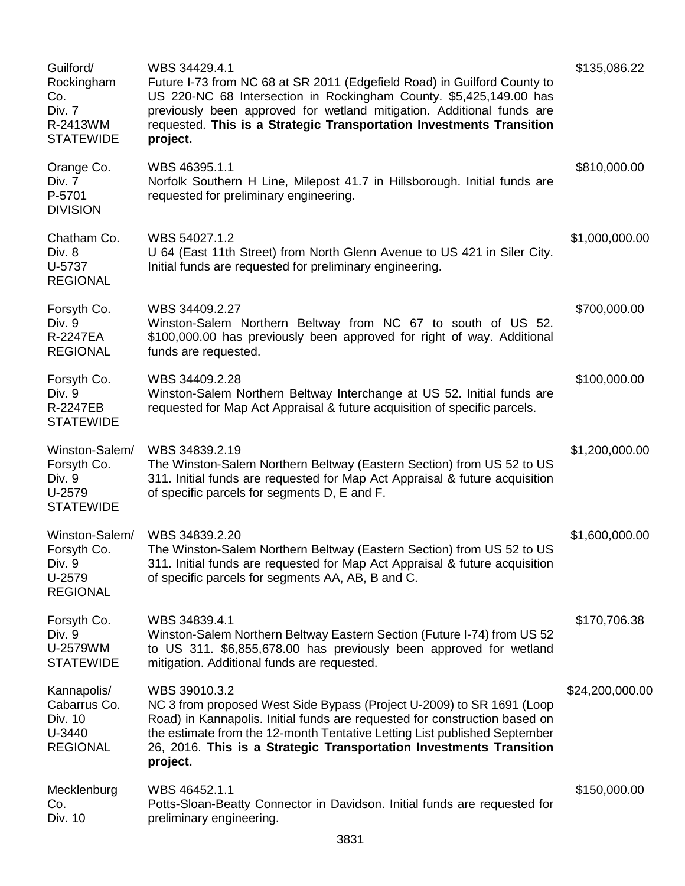| | | |
|---|---|---|
| Guilford/ Rockingham Co.<br>Div. 7<br>R-2413WM<br>STATEWIDE | WBS 34429.4.1<br>Future I-73 from NC 68 at SR 2011 (Edgefield Road) in Guilford County to US 220-NC 68 Intersection in Rockingham County. $5,425,149.00 has previously been approved for wetland mitigation. Additional funds are requested. **This is a Strategic Transportation Investments Transition project.** | $135,086.22 |
| Orange Co.<br>Div. 7<br>P-5701<br>DIVISION | WBS 46395.1.1<br>Norfolk Southern H Line, Milepost 41.7 in Hillsborough. Initial funds are requested for preliminary engineering. | $810,000.00 |
| Chatham Co.<br>Div. 8<br>U-5737<br>REGIONAL | WBS 54027.1.2<br>U 64 (East 11th Street) from North Glenn Avenue to US 421 in Siler City. Initial funds are requested for preliminary engineering. | $1,000,000.00 |
| Forsyth Co.<br>Div. 9<br>R-2247EA<br>REGIONAL | WBS 34409.2.27<br>Winston-Salem Northern Beltway from NC 67 to south of US 52. $100,000.00 has previously been approved for right of way. Additional funds are requested. | $700,000.00 |
| Forsyth Co.<br>Div. 9<br>R-2247EB<br>STATEWIDE | WBS 34409.2.28<br>Winston-Salem Northern Beltway Interchange at US 52. Initial funds are requested for Map Act Appraisal & future acquisition of specific parcels. | $100,000.00 |
| Winston-Salem/ Forsyth Co.<br>Div. 9<br>U-2579<br>STATEWIDE | WBS 34839.2.19<br>The Winston-Salem Northern Beltway (Eastern Section) from US 52 to US 311. Initial funds are requested for Map Act Appraisal & future acquisition of specific parcels for segments D, E and F. | $1,200,000.00 |
| Winston-Salem/ Forsyth Co.<br>Div. 9<br>U-2579<br>REGIONAL | WBS 34839.2.20<br>The Winston-Salem Northern Beltway (Eastern Section) from US 52 to US 311. Initial funds are requested for Map Act Appraisal & future acquisition of specific parcels for segments AA, AB, B and C. | $1,600,000.00 |
| Forsyth Co.<br>Div. 9<br>U-2579WM<br>STATEWIDE | WBS 34839.4.1<br>Winston-Salem Northern Beltway Eastern Section (Future I-74) from US 52 to US 311. $6,855,678.00 has previously been approved for wetland mitigation. Additional funds are requested. | $170,706.38 |
| Kannapolis/ Cabarrus Co.<br>Div. 10<br>U-3440<br>REGIONAL | WBS 39010.3.2<br>NC 3 from proposed West Side Bypass (Project U-2009) to SR 1691 (Loop Road) in Kannapolis. Initial funds are requested for construction based on the estimate from the 12-month Tentative Letting List published September 26, 2016. **This is a Strategic Transportation Investments Transition project.** | $24,200,000.00 |
| Mecklenburg Co.<br>Div. 10 | WBS 46452.1.1<br>Potts-Sloan-Beatty Connector in Davidson. Initial funds are requested for preliminary engineering. | $150,000.00 |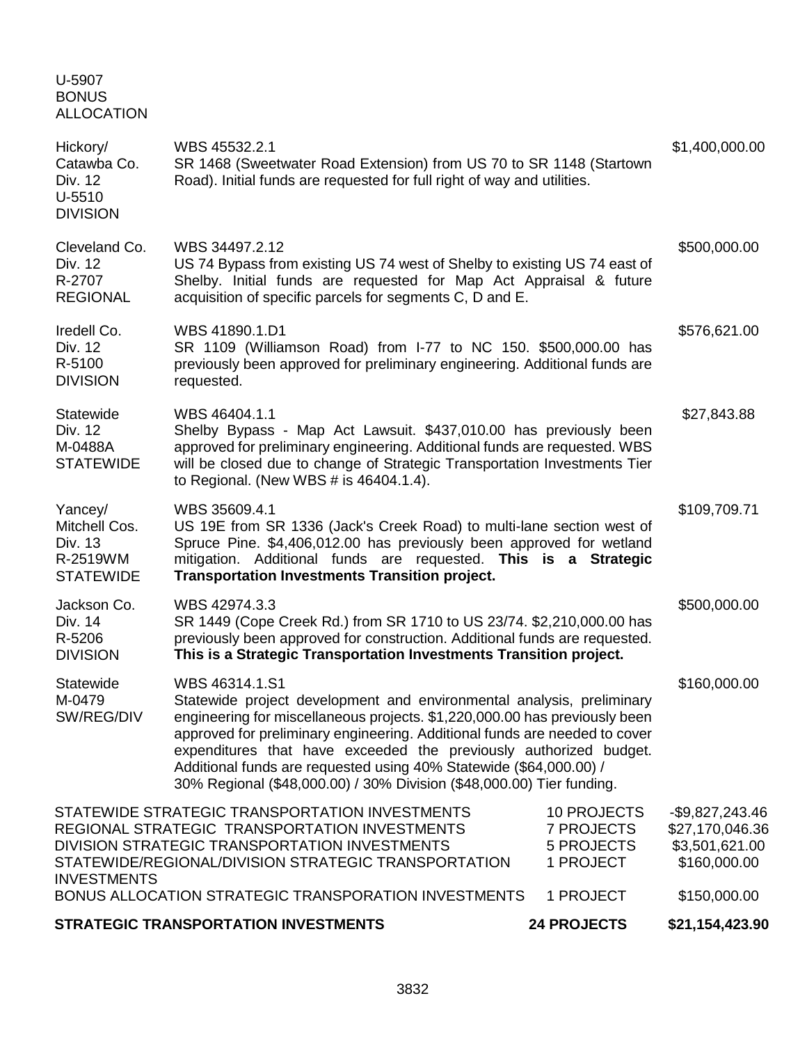U-5907
BONUS
ALLOCATION

| | | |
|---|---|---|
| Hickory/ Catawba Co. Div. 12 U-5510 DIVISION | WBS 45532.2.1 SR 1468 (Sweetwater Road Extension) from US 70 to SR 1148 (Startown Road). Initial funds are requested for full right of way and utilities. | $1,400,000.00 |
| Cleveland Co. Div. 12 R-2707 REGIONAL | WBS 34497.2.12 US 74 Bypass from existing US 74 west of Shelby to existing US 74 east of Shelby. Initial funds are requested for Map Act Appraisal & future acquisition of specific parcels for segments C, D and E. | $500,000.00 |
| Iredell Co. Div. 12 R-5100 DIVISION | WBS 41890.1.D1 SR 1109 (Williamson Road) from I-77 to NC 150. $500,000.00 has previously been approved for preliminary engineering. Additional funds are requested. | $576,621.00 |
| Statewide Div. 12 M-0488A STATEWIDE | WBS 46404.1.1 Shelby Bypass - Map Act Lawsuit. $437,010.00 has previously been approved for preliminary engineering. Additional funds are requested. WBS will be closed due to change of Strategic Transportation Investments Tier to Regional. (New WBS # is 46404.1.4). | $27,843.88 |
| Yancey/ Mitchell Cos. Div. 13 R-2519WM STATEWIDE | WBS 35609.4.1 US 19E from SR 1336 (Jack's Creek Road) to multi-lane section west of Spruce Pine. $4,406,012.00 has previously been approved for wetland mitigation. Additional funds are requested. **This is a Strategic Transportation Investments Transition project.** | $109,709.71 |
| Jackson Co. Div. 14 R-5206 DIVISION | WBS 42974.3.3 SR 1449 (Cope Creek Rd.) from SR 1710 to US 23/74. $2,210,000.00 has previously been approved for construction. Additional funds are requested. **This is a Strategic Transportation Investments Transition project.** | $500,000.00 |
| Statewide M-0479 SW/REG/DIV | WBS 46314.1.S1 Statewide project development and environmental analysis, preliminary engineering for miscellaneous projects. $1,220,000.00 has previously been approved for preliminary engineering. Additional funds are needed to cover expenditures that have exceeded the previously authorized budget. Additional funds are requested using 40% Statewide ($64,000.00) / 30% Regional ($48,000.00) / 30% Division ($48,000.00) Tier funding. | $160,000.00 |

| | | |
|---|---|---|
| STATEWIDE STRATEGIC TRANSPORTATION INVESTMENTS | 10 PROJECTS | -$9,827,243.46 |
| REGIONAL STRATEGIC TRANSPORTATION INVESTMENTS | 7 PROJECTS | $27,170,046.36 |
| DIVISION STRATEGIC TRANSPORTATION INVESTMENTS | 5 PROJECTS | $3,501,621.00 |
| STATEWIDE/REGIONAL/DIVISION STRATEGIC TRANSPORTATION INVESTMENTS | 1 PROJECT | $160,000.00 |
| BONUS ALLOCATION STRATEGIC TRANSPORATION INVESTMENTS | 1 PROJECT | $150,000.00 |
| **STRATEGIC TRANSPORTATION INVESTMENTS** | **24 PROJECTS** | **$21,154,423.90** |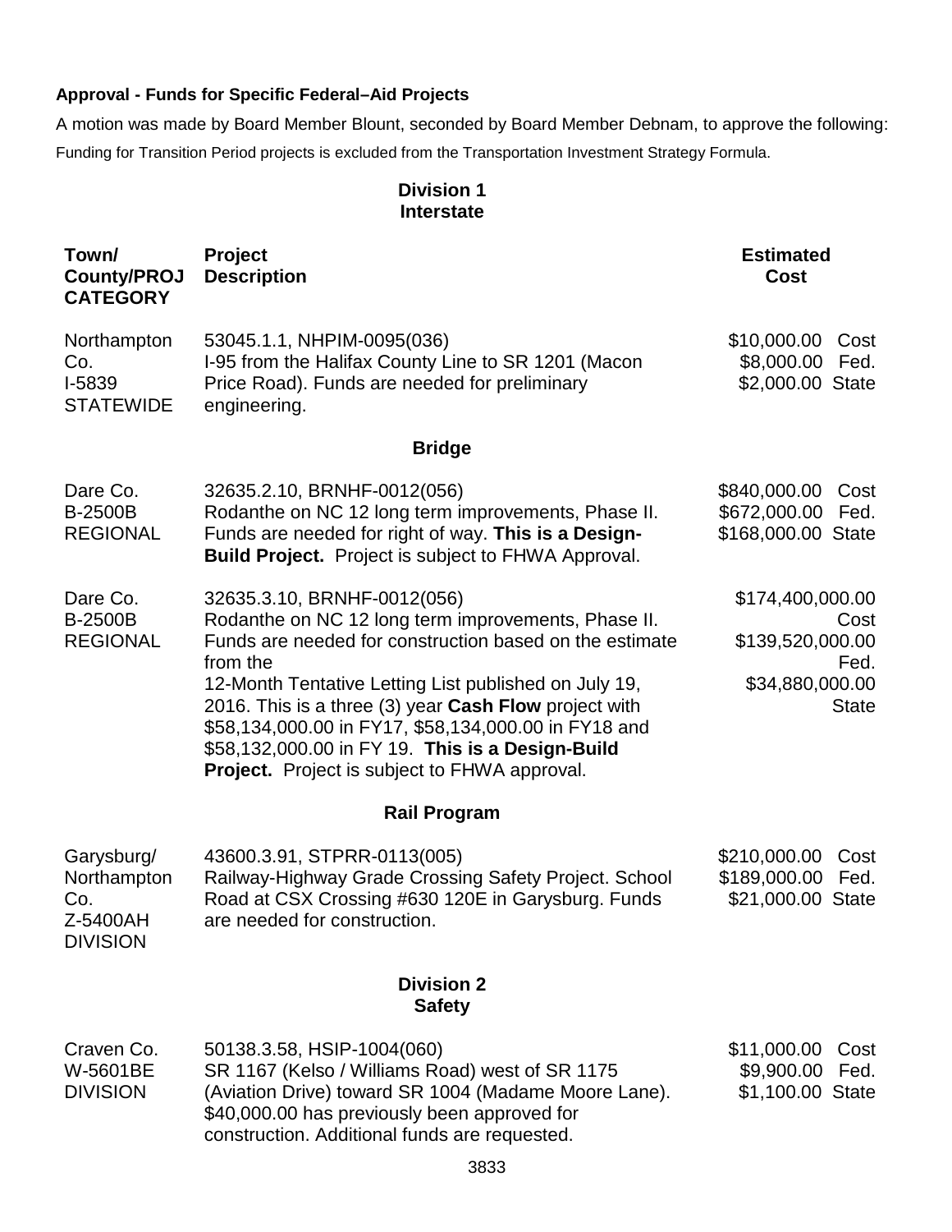**Approval - Funds for Specific Federal–Aid Projects**

A motion was made by Board Member Blount, seconded by Board Member Debnam, to approve the following:

Funding for Transition Period projects is excluded from the Transportation Investment Strategy Formula.

## Division 1

### Interstate

| Town/ County/PROJ CATEGORY | Project Description | Estimated Cost |
|---|---|---|
| Northampton Co.<br>I-5839<br>STATEWIDE | 53045.1.1, NHPIM-0095(036)<br>I-95 from the Halifax County Line to SR 1201 (Macon Price Road). Funds are needed for preliminary engineering. | $10,000.00 Cost<br>$8,000.00 Fed.<br>$2,000.00 State |

### Bridge

| Town/ County/PROJ CATEGORY | Project Description | Estimated Cost |
|---|---|---|
| Dare Co.<br>B-2500B<br>REGIONAL | 32635.2.10, BRNHF-0012(056)<br>Rodanthe on NC 12 long term improvements, Phase II. Funds are needed for right of way. **This is a Design-Build Project.** Project is subject to FHWA Approval. | $840,000.00 Cost<br>$672,000.00 Fed.<br>$168,000.00 State |
| Dare Co.<br>B-2500B<br>REGIONAL | 32635.3.10, BRNHF-0012(056)<br>Rodanthe on NC 12 long term improvements, Phase II. Funds are needed for construction based on the estimate from the 12-Month Tentative Letting List published on July 19, 2016. This is a three (3) year **Cash Flow** project with $58,134,000.00 in FY17, $58,134,000.00 in FY18 and $58,132,000.00 in FY 19. **This is a Design-Build Project.** Project is subject to FHWA approval. | $174,400,000.00 Cost<br>$139,520,000.00 Fed.<br>$34,880,000.00 State |

### Rail Program

| Town/ County/PROJ CATEGORY | Project Description | Estimated Cost |
|---|---|---|
| Garysburg/ Northampton Co.<br>Z-5400AH<br>DIVISION | 43600.3.91, STPRR-0113(005)<br>Railway-Highway Grade Crossing Safety Project. School Road at CSX Crossing #630 120E in Garysburg. Funds are needed for construction. | $210,000.00 Cost<br>$189,000.00 Fed.<br>$21,000.00 State |

## Division 2

### Safety

| Town/ County/PROJ CATEGORY | Project Description | Estimated Cost |
|---|---|---|
| Craven Co.<br>W-5601BE<br>DIVISION | 50138.3.58, HSIP-1004(060)<br>SR 1167 (Kelso / Williams Road) west of SR 1175 (Aviation Drive) toward SR 1004 (Madame Moore Lane). $40,000.00 has previously been approved for construction. Additional funds are requested. | $11,000.00 Cost<br>$9,900.00 Fed.<br>$1,100.00 State |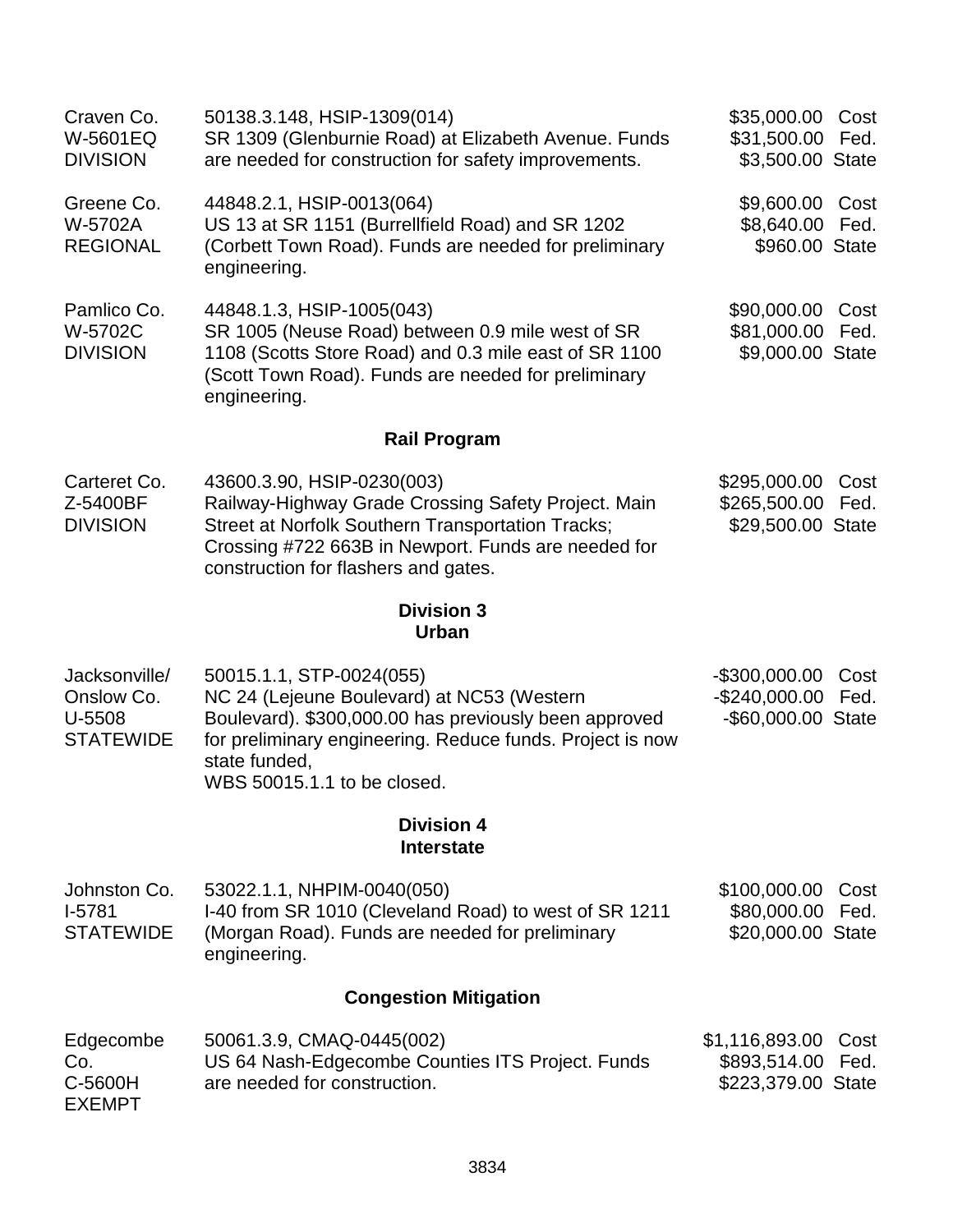| | | |
|---|---|---|
| Craven Co.<br>W-5601EQ<br>DIVISION | 50138.3.148, HSIP-1309(014)<br>SR 1309 (Glenburnie Road) at Elizabeth Avenue. Funds are needed for construction for safety improvements. | \$35,000.00 Cost<br>\$31,500.00 Fed.<br>\$3,500.00 State |
| Greene Co.<br>W-5702A<br>REGIONAL | 44848.2.1, HSIP-0013(064)<br>US 13 at SR 1151 (Burrellfield Road) and SR 1202 (Corbett Town Road). Funds are needed for preliminary engineering. | \$9,600.00 Cost<br>\$8,640.00 Fed.<br>\$960.00 State |
| Pamlico Co.<br>W-5702C<br>DIVISION | 44848.1.3, HSIP-1005(043)<br>SR 1005 (Neuse Road) between 0.9 mile west of SR 1108 (Scotts Store Road) and 0.3 mile east of SR 1100 (Scott Town Road). Funds are needed for preliminary engineering. | \$90,000.00 Cost<br>\$81,000.00 Fed.<br>\$9,000.00 State |

### Rail Program

| | | |
|---|---|---|
| Carteret Co.<br>Z-5400BF<br>DIVISION | 43600.3.90, HSIP-0230(003)<br>Railway-Highway Grade Crossing Safety Project. Main Street at Norfolk Southern Transportation Tracks; Crossing #722 663B in Newport. Funds are needed for construction for flashers and gates. | \$295,000.00 Cost<br>\$265,500.00 Fed.<br>\$29,500.00 State |

### Division 3
### Urban

| | | |
|---|---|---|
| Jacksonville/<br>Onslow Co.<br>U-5508<br>STATEWIDE | 50015.1.1, STP-0024(055)<br>NC 24 (Lejeune Boulevard) at NC53 (Western Boulevard). \$300,000.00 has previously been approved for preliminary engineering. Reduce funds. Project is now state funded,<br>WBS 50015.1.1 to be closed. | -\$300,000.00 Cost<br>-\$240,000.00 Fed.<br>-\$60,000.00 State |

### Division 4
### Interstate

| | | |
|---|---|---|
| Johnston Co.<br>I-5781<br>STATEWIDE | 53022.1.1, NHPIM-0040(050)<br>I-40 from SR 1010 (Cleveland Road) to west of SR 1211 (Morgan Road). Funds are needed for preliminary engineering. | \$100,000.00 Cost<br>\$80,000.00 Fed.<br>\$20,000.00 State |

### Congestion Mitigation

| | | |
|---|---|---|
| Edgecombe Co.<br>C-5600H<br>EXEMPT | 50061.3.9, CMAQ-0445(002)<br>US 64 Nash-Edgecombe Counties ITS Project. Funds are needed for construction. | \$1,116,893.00 Cost<br>\$893,514.00 Fed.<br>\$223,379.00 State |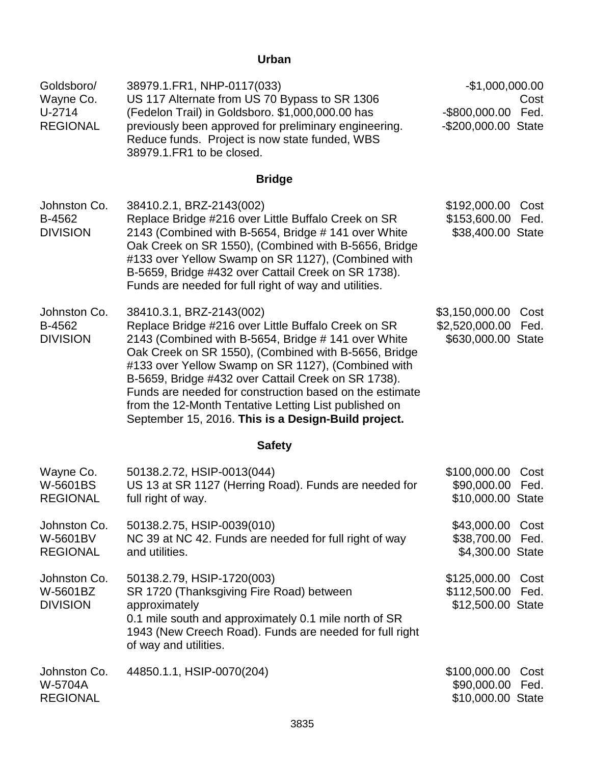## Urban

| | | |
|---|---|---|
| Goldsboro/ Wayne Co. U-2714 REGIONAL | 38979.1.FR1, NHP-0117(033) US 117 Alternate from US 70 Bypass to SR 1306 (Fedelon Trail) in Goldsboro. $1,000,000.00 has previously been approved for preliminary engineering. Reduce funds. Project is now state funded, WBS 38979.1.FR1 to be closed. | -$1,000,000.00 Cost -$800,000.00 Fed. -$200,000.00 State |

## Bridge

| | | |
|---|---|---|
| Johnston Co. B-4562 DIVISION | 38410.2.1, BRZ-2143(002) Replace Bridge #216 over Little Buffalo Creek on SR 2143 (Combined with B-5654, Bridge # 141 over White Oak Creek on SR 1550), (Combined with B-5656, Bridge #133 over Yellow Swamp on SR 1127), (Combined with B-5659, Bridge #432 over Cattail Creek on SR 1738). Funds are needed for full right of way and utilities. | $192,000.00 Cost $153,600.00 Fed. $38,400.00 State |
| Johnston Co. B-4562 DIVISION | 38410.3.1, BRZ-2143(002) Replace Bridge #216 over Little Buffalo Creek on SR 2143 (Combined with B-5654, Bridge # 141 over White Oak Creek on SR 1550), (Combined with B-5656, Bridge #133 over Yellow Swamp on SR 1127), (Combined with B-5659, Bridge #432 over Cattail Creek on SR 1738). Funds are needed for construction based on the estimate from the 12-Month Tentative Letting List published on September 15, 2016. **This is a Design-Build project.** | $3,150,000.00 Cost $2,520,000.00 Fed. $630,000.00 State |

## Safety

| | | |
|---|---|---|
| Wayne Co. W-5601BS REGIONAL | 50138.2.72, HSIP-0013(044) US 13 at SR 1127 (Herring Road). Funds are needed for full right of way. | $100,000.00 Cost $90,000.00 Fed. $10,000.00 State |
| Johnston Co. W-5601BV REGIONAL | 50138.2.75, HSIP-0039(010) NC 39 at NC 42. Funds are needed for full right of way and utilities. | $43,000.00 Cost $38,700.00 Fed. $4,300.00 State |
| Johnston Co. W-5601BZ DIVISION | 50138.2.79, HSIP-1720(003) SR 1720 (Thanksgiving Fire Road) between approximately 0.1 mile south and approximately 0.1 mile north of SR 1943 (New Creech Road). Funds are needed for full right of way and utilities. | $125,000.00 Cost $112,500.00 Fed. $12,500.00 State |
| Johnston Co. W-5704A REGIONAL | 44850.1.1, HSIP-0070(204) | $100,000.00 Cost $90,000.00 Fed. $10,000.00 State |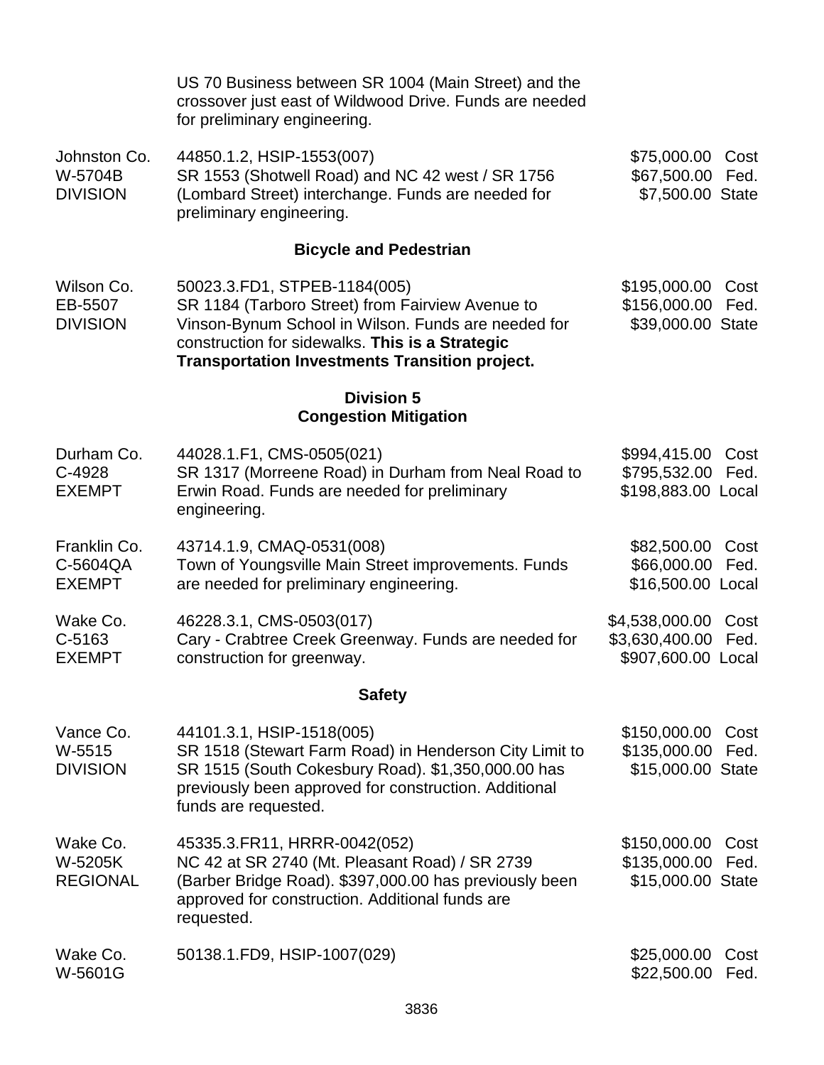US 70 Business between SR 1004 (Main Street) and the crossover just east of Wildwood Drive. Funds are needed for preliminary engineering.

| | | |
|---|---|---|
| Johnston Co.<br>W-5704B<br>DIVISION | 44850.1.2, HSIP-1553(007)<br>SR 1553 (Shotwell Road) and NC 42 west / SR 1756 (Lombard Street) interchange. Funds are needed for preliminary engineering. | $75,000.00 Cost<br>$67,500.00 Fed.<br>$7,500.00 State |

### Bicycle and Pedestrian

| | | |
|---|---|---|
| Wilson Co.<br>EB-5507<br>DIVISION | 50023.3.FD1, STPEB-1184(005)<br>SR 1184 (Tarboro Street) from Fairview Avenue to Vinson-Bynum School in Wilson. Funds are needed for construction for sidewalks. **This is a Strategic Transportation Investments Transition project.** | $195,000.00 Cost<br>$156,000.00 Fed.<br>$39,000.00 State |

## Division 5
### Congestion Mitigation

| | | |
|---|---|---|
| Durham Co.<br>C-4928<br>EXEMPT | 44028.1.F1, CMS-0505(021)<br>SR 1317 (Morreene Road) in Durham from Neal Road to Erwin Road. Funds are needed for preliminary engineering. | $994,415.00 Cost<br>$795,532.00 Fed.<br>$198,883.00 Local |
| Franklin Co.<br>C-5604QA<br>EXEMPT | 43714.1.9, CMAQ-0531(008)<br>Town of Youngsville Main Street improvements. Funds are needed for preliminary engineering. | $82,500.00 Cost<br>$66,000.00 Fed.<br>$16,500.00 Local |
| Wake Co.<br>C-5163<br>EXEMPT | 46228.3.1, CMS-0503(017)<br>Cary - Crabtree Creek Greenway. Funds are needed for construction for greenway. | $4,538,000.00 Cost<br>$3,630,400.00 Fed.<br>$907,600.00 Local |

### Safety

| | | |
|---|---|---|
| Vance Co.<br>W-5515<br>DIVISION | 44101.3.1, HSIP-1518(005)<br>SR 1518 (Stewart Farm Road) in Henderson City Limit to SR 1515 (South Cokesbury Road). $1,350,000.00 has previously been approved for construction. Additional funds are requested. | $150,000.00 Cost<br>$135,000.00 Fed.<br>$15,000.00 State |
| Wake Co.<br>W-5205K<br>REGIONAL | 45335.3.FR11, HRRR-0042(052)<br>NC 42 at SR 2740 (Mt. Pleasant Road) / SR 2739 (Barber Bridge Road). $397,000.00 has previously been approved for construction. Additional funds are requested. | $150,000.00 Cost<br>$135,000.00 Fed.<br>$15,000.00 State |
| Wake Co.<br>W-5601G | 50138.1.FD9, HSIP-1007(029) | $25,000.00 Cost<br>$22,500.00 Fed. |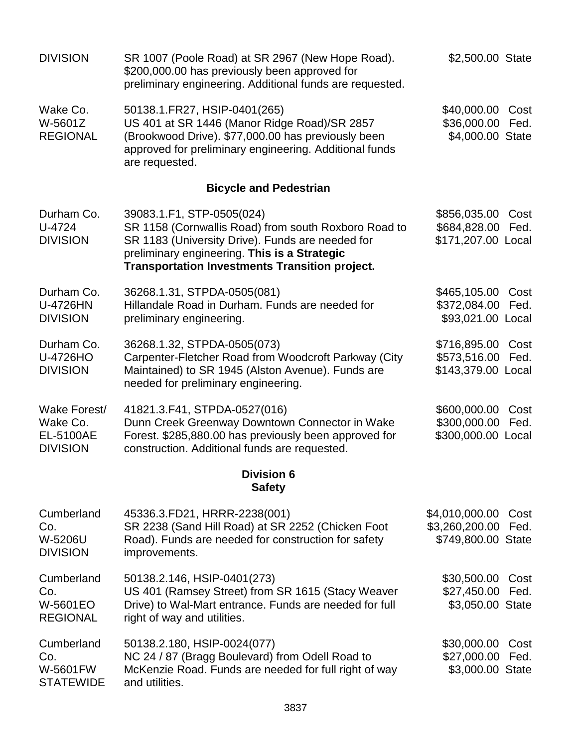| | | | |
|---|---|---|---|
| DIVISION | SR 1007 (Poole Road) at SR 2967 (New Hope Road). $200,000.00 has previously been approved for preliminary engineering. Additional funds are requested. | $2,500.00 | State |
| Wake Co.<br>W-5601Z<br>REGIONAL | 50138.1.FR27, HSIP-0401(265)<br>US 401 at SR 1446 (Manor Ridge Road)/SR 2857 (Brookwood Drive). $77,000.00 has previously been approved for preliminary engineering. Additional funds are requested. | $40,000.00<br>$36,000.00<br>$4,000.00 | Cost<br>Fed.<br>State |

## Bicycle and Pedestrian

| | | | |
|---|---|---|---|
| Durham Co.<br>U-4724<br>DIVISION | 39083.1.F1, STP-0505(024)<br>SR 1158 (Cornwallis Road) from south Roxboro Road to SR 1183 (University Drive). Funds are needed for preliminary engineering. **This is a Strategic Transportation Investments Transition project.** | $856,035.00<br>$684,828.00<br>$171,207.00 | Cost<br>Fed.<br>Local |
| Durham Co.<br>U-4726HN<br>DIVISION | 36268.1.31, STPDA-0505(081)<br>Hillandale Road in Durham. Funds are needed for preliminary engineering. | $465,105.00<br>$372,084.00<br>$93,021.00 | Cost<br>Fed.<br>Local |
| Durham Co.<br>U-4726HO<br>DIVISION | 36268.1.32, STPDA-0505(073)<br>Carpenter-Fletcher Road from Woodcroft Parkway (City Maintained) to SR 1945 (Alston Avenue). Funds are needed for preliminary engineering. | $716,895.00<br>$573,516.00<br>$143,379.00 | Cost<br>Fed.<br>Local |
| Wake Forest/<br>Wake Co.<br>EL-5100AE<br>DIVISION | 41821.3.F41, STPDA-0527(016)<br>Dunn Creek Greenway Downtown Connector in Wake Forest. $285,880.00 has previously been approved for construction. Additional funds are requested. | $600,000.00<br>$300,000.00<br>$300,000.00 | Cost<br>Fed.<br>Local |

## Division 6
## Safety

| | | | |
|---|---|---|---|
| Cumberland Co.<br>W-5206U<br>DIVISION | 45336.3.FD21, HRRR-2238(001)<br>SR 2238 (Sand Hill Road) at SR 2252 (Chicken Foot Road). Funds are needed for construction for safety improvements. | $4,010,000.00<br>$3,260,200.00<br>$749,800.00 | Cost<br>Fed.<br>State |
| Cumberland Co.<br>W-5601EO<br>REGIONAL | 50138.2.146, HSIP-0401(273)<br>US 401 (Ramsey Street) from SR 1615 (Stacy Weaver Drive) to Wal-Mart entrance. Funds are needed for full right of way and utilities. | $30,500.00<br>$27,450.00<br>$3,050.00 | Cost<br>Fed.<br>State |
| Cumberland Co.<br>W-5601FW<br>STATEWIDE | 50138.2.180, HSIP-0024(077)<br>NC 24 / 87 (Bragg Boulevard) from Odell Road to McKenzie Road. Funds are needed for full right of way and utilities. | $30,000.00<br>$27,000.00<br>$3,000.00 | Cost<br>Fed.<br>State |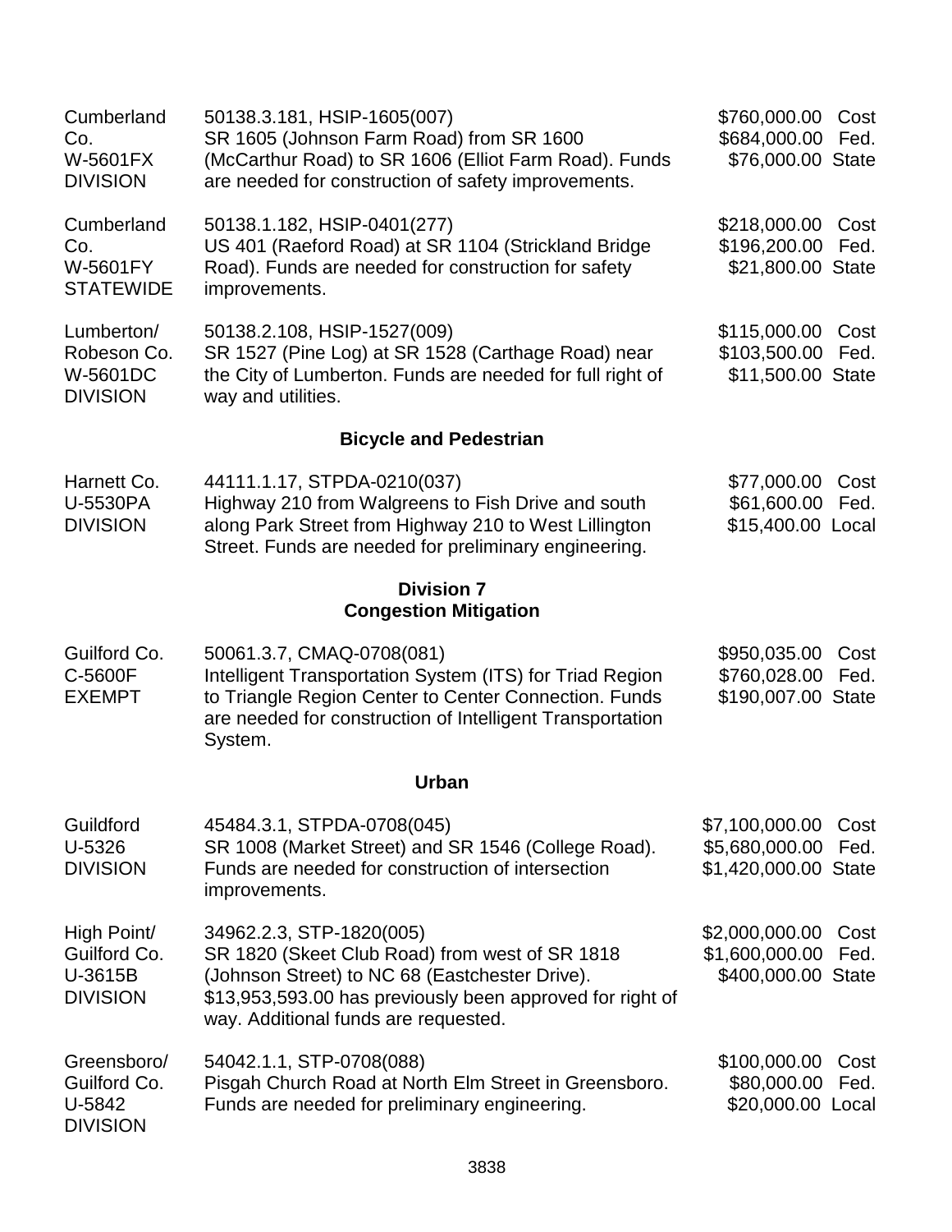| | | |
|---|---|---|
| Cumberland Co.<br>W-5601FX<br>DIVISION | 50138.3.181, HSIP-1605(007)<br>SR 1605 (Johnson Farm Road) from SR 1600 (McCarthur Road) to SR 1606 (Elliot Farm Road). Funds are needed for construction of safety improvements. | \$760,000.00 Cost<br>\$684,000.00 Fed.<br>\$76,000.00 State |
| Cumberland Co.<br>W-5601FY<br>STATEWIDE | 50138.1.182, HSIP-0401(277)<br>US 401 (Raeford Road) at SR 1104 (Strickland Bridge Road). Funds are needed for construction for safety improvements. | \$218,000.00 Cost<br>\$196,200.00 Fed.<br>\$21,800.00 State |
| Lumberton/ Robeson Co.<br>W-5601DC<br>DIVISION | 50138.2.108, HSIP-1527(009)<br>SR 1527 (Pine Log) at SR 1528 (Carthage Road) near the City of Lumberton. Funds are needed for full right of way and utilities. | \$115,000.00 Cost<br>\$103,500.00 Fed.<br>\$11,500.00 State |

**Bicycle and Pedestrian**

| | | |
|---|---|---|
| Harnett Co.<br>U-5530PA<br>DIVISION | 44111.1.17, STPDA-0210(037)<br>Highway 210 from Walgreens to Fish Drive and south along Park Street from Highway 210 to West Lillington Street. Funds are needed for preliminary engineering. | \$77,000.00 Cost<br>\$61,600.00 Fed.<br>\$15,400.00 Local |

**Division 7**
**Congestion Mitigation**

| | | |
|---|---|---|
| Guilford Co.<br>C-5600F<br>EXEMPT | 50061.3.7, CMAQ-0708(081)<br>Intelligent Transportation System (ITS) for Triad Region to Triangle Region Center to Center Connection. Funds are needed for construction of Intelligent Transportation System. | \$950,035.00 Cost<br>\$760,028.00 Fed.<br>\$190,007.00 State |

**Urban**

| | | |
|---|---|---|
| Guildford<br>U-5326<br>DIVISION | 45484.3.1, STPDA-0708(045)<br>SR 1008 (Market Street) and SR 1546 (College Road). Funds are needed for construction of intersection improvements. | \$7,100,000.00 Cost<br>\$5,680,000.00 Fed.<br>\$1,420,000.00 State |
| High Point/ Guilford Co.<br>U-3615B<br>DIVISION | 34962.2.3, STP-1820(005)<br>SR 1820 (Skeet Club Road) from west of SR 1818 (Johnson Street) to NC 68 (Eastchester Drive). \$13,953,593.00 has previously been approved for right of way. Additional funds are requested. | \$2,000,000.00 Cost<br>\$1,600,000.00 Fed.<br>\$400,000.00 State |
| Greensboro/ Guilford Co.<br>U-5842<br>DIVISION | 54042.1.1, STP-0708(088)<br>Pisgah Church Road at North Elm Street in Greensboro. Funds are needed for preliminary engineering. | \$100,000.00 Cost<br>\$80,000.00 Fed.<br>\$20,000.00 Local |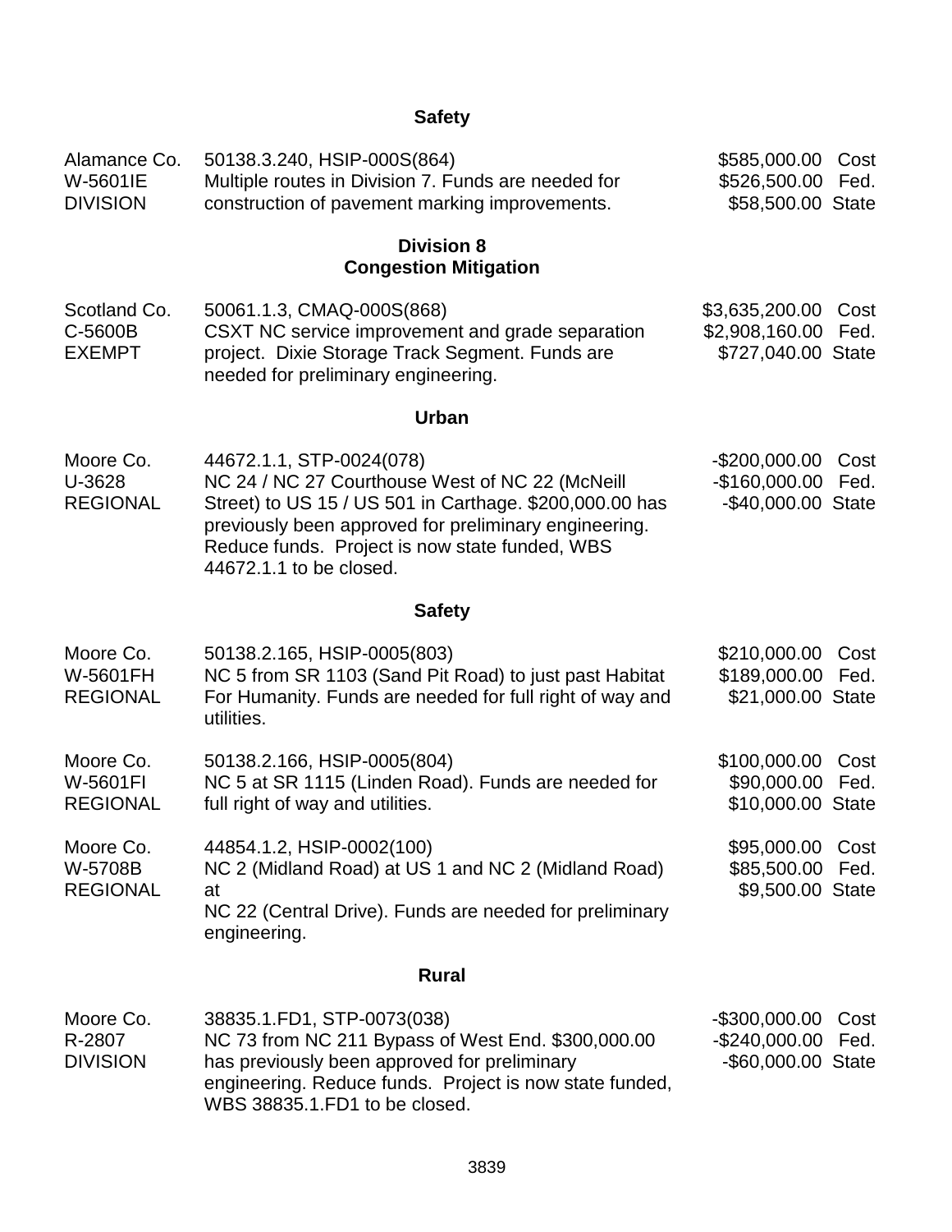### Safety

| | | |
|---|---|---|
| Alamance Co.<br>W-5601IE<br>DIVISION | 50138.3.240, HSIP-000S(864)<br>Multiple routes in Division 7. Funds are needed for construction of pavement marking improvements. | $585,000.00 Cost<br>$526,500.00 Fed.<br>$58,500.00 State |

## Division 8

### Congestion Mitigation

| | | |
|---|---|---|
| Scotland Co.<br>C-5600B<br>EXEMPT | 50061.1.3, CMAQ-000S(868)<br>CSXT NC service improvement and grade separation project. Dixie Storage Track Segment. Funds are needed for preliminary engineering. | $3,635,200.00 Cost<br>$2,908,160.00 Fed.<br>$727,040.00 State |

### Urban

| | | |
|---|---|---|
| Moore Co.<br>U-3628<br>REGIONAL | 44672.1.1, STP-0024(078)<br>NC 24 / NC 27 Courthouse West of NC 22 (McNeill Street) to US 15 / US 501 in Carthage. $200,000.00 has previously been approved for preliminary engineering. Reduce funds. Project is now state funded, WBS 44672.1.1 to be closed. | -$200,000.00 Cost<br>-$160,000.00 Fed.<br>-$40,000.00 State |

### Safety

| | | |
|---|---|---|
| Moore Co.<br>W-5601FH<br>REGIONAL | 50138.2.165, HSIP-0005(803)<br>NC 5 from SR 1103 (Sand Pit Road) to just past Habitat For Humanity. Funds are needed for full right of way and utilities. | $210,000.00 Cost<br>$189,000.00 Fed.<br>$21,000.00 State |
| Moore Co.<br>W-5601FI<br>REGIONAL | 50138.2.166, HSIP-0005(804)<br>NC 5 at SR 1115 (Linden Road). Funds are needed for full right of way and utilities. | $100,000.00 Cost<br>$90,000.00 Fed.<br>$10,000.00 State |
| Moore Co.<br>W-5708B<br>REGIONAL | 44854.1.2, HSIP-0002(100)<br>NC 2 (Midland Road) at US 1 and NC 2 (Midland Road) at<br>NC 22 (Central Drive). Funds are needed for preliminary engineering. | $95,000.00 Cost<br>$85,500.00 Fed.<br>$9,500.00 State |

### Rural

| | | |
|---|---|---|
| Moore Co.<br>R-2807<br>DIVISION | 38835.1.FD1, STP-0073(038)<br>NC 73 from NC 211 Bypass of West End. $300,000.00 has previously been approved for preliminary engineering. Reduce funds. Project is now state funded, WBS 38835.1.FD1 to be closed. | -$300,000.00 Cost<br>-$240,000.00 Fed.<br>-$60,000.00 State |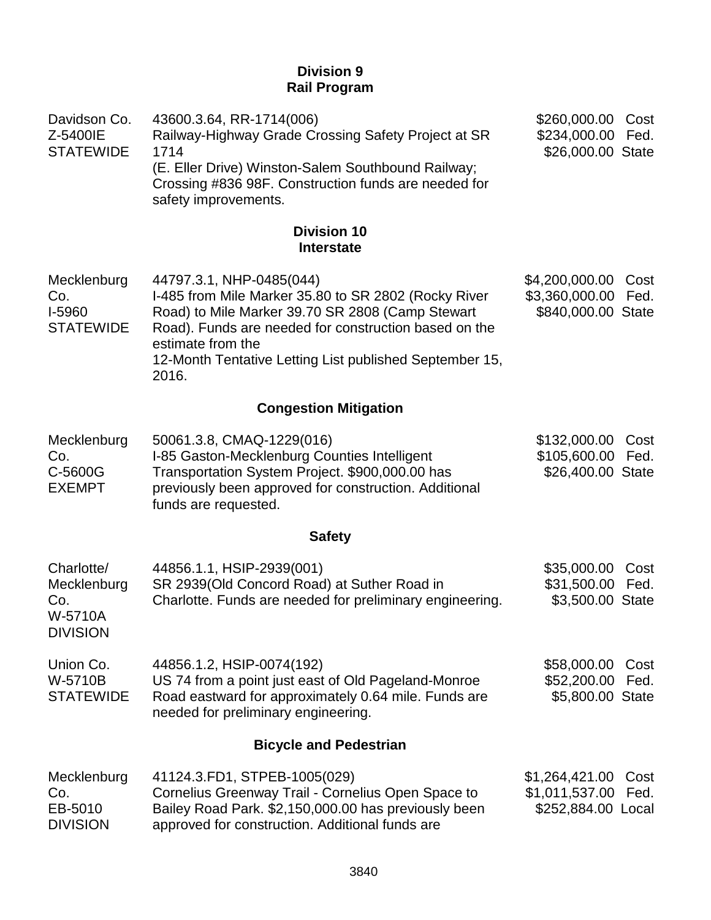## Division 9
## Rail Program

| | | |
|---|---|---|
| Davidson Co.<br>Z-5400IE<br>STATEWIDE | 43600.3.64, RR-1714(006)<br>Railway-Highway Grade Crossing Safety Project at SR 1714<br>(E. Eller Drive) Winston-Salem Southbound Railway; Crossing #836 98F. Construction funds are needed for safety improvements. | \$260,000.00 Cost<br>\$234,000.00 Fed.<br>\$26,000.00 State |

## Division 10
## Interstate

| | | |
|---|---|---|
| Mecklenburg Co.<br>I-5960<br>STATEWIDE | 44797.3.1, NHP-0485(044)<br>I-485 from Mile Marker 35.80 to SR 2802 (Rocky River Road) to Mile Marker 39.70 SR 2808 (Camp Stewart Road). Funds are needed for construction based on the estimate from the<br>12-Month Tentative Letting List published September 15, 2016. | \$4,200,000.00 Cost<br>\$3,360,000.00 Fed.<br>\$840,000.00 State |

### Congestion Mitigation

| | | |
|---|---|---|
| Mecklenburg Co.<br>C-5600G<br>EXEMPT | 50061.3.8, CMAQ-1229(016)<br>I-85 Gaston-Mecklenburg Counties Intelligent Transportation System Project. \$900,000.00 has previously been approved for construction. Additional funds are requested. | \$132,000.00 Cost<br>\$105,600.00 Fed.<br>\$26,400.00 State |

### Safety

| | | |
|---|---|---|
| Charlotte/ Mecklenburg Co.<br>W-5710A<br>DIVISION | 44856.1.1, HSIP-2939(001)<br>SR 2939(Old Concord Road) at Suther Road in Charlotte. Funds are needed for preliminary engineering. | \$35,000.00 Cost<br>\$31,500.00 Fed.<br>\$3,500.00 State |
| Union Co.<br>W-5710B<br>STATEWIDE | 44856.1.2, HSIP-0074(192)<br>US 74 from a point just east of Old Pageland-Monroe Road eastward for approximately 0.64 mile. Funds are needed for preliminary engineering. | \$58,000.00 Cost<br>\$52,200.00 Fed.<br>\$5,800.00 State |

### Bicycle and Pedestrian

| | | |
|---|---|---|
| Mecklenburg Co.<br>EB-5010<br>DIVISION | 41124.3.FD1, STPEB-1005(029)<br>Cornelius Greenway Trail - Cornelius Open Space to Bailey Road Park. \$2,150,000.00 has previously been approved for construction. Additional funds are | \$1,264,421.00 Cost<br>\$1,011,537.00 Fed.<br>\$252,884.00 Local |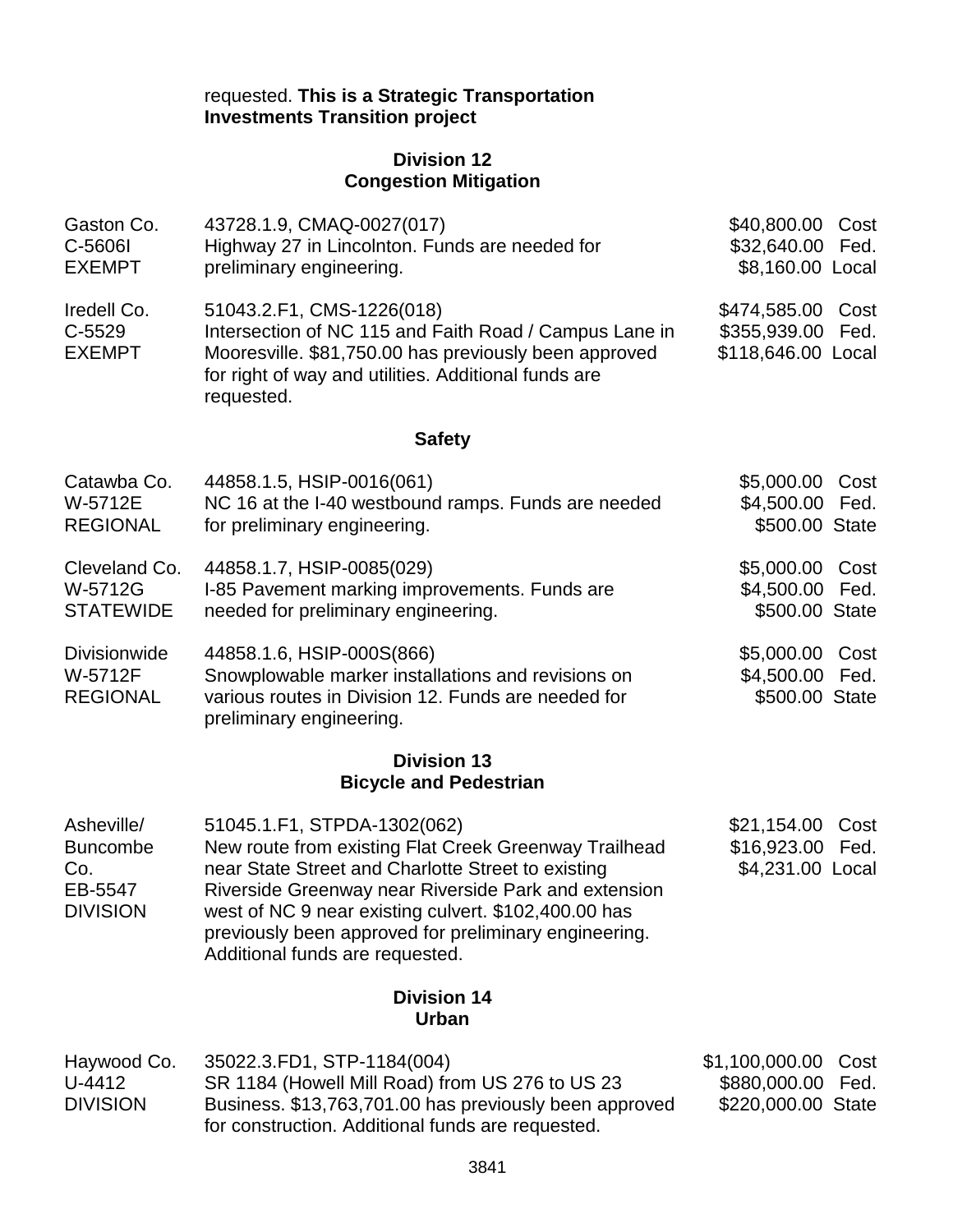requested. **This is a Strategic Transportation Investments Transition project**

## Division 12
### Congestion Mitigation

| | | |
|---|---|---|
| Gaston Co.<br>C-5606I<br>EXEMPT | 43728.1.9, CMAQ-0027(017)<br>Highway 27 in Lincolnton. Funds are needed for preliminary engineering. | $40,800.00 Cost<br>$32,640.00 Fed.<br>$8,160.00 Local |
| Iredell Co.<br>C-5529<br>EXEMPT | 51043.2.F1, CMS-1226(018)<br>Intersection of NC 115 and Faith Road / Campus Lane in Mooresville. $81,750.00 has previously been approved for right of way and utilities. Additional funds are requested. | $474,585.00 Cost<br>$355,939.00 Fed.<br>$118,646.00 Local |

### Safety

| | | |
|---|---|---|
| Catawba Co.<br>W-5712E<br>REGIONAL | 44858.1.5, HSIP-0016(061)<br>NC 16 at the I-40 westbound ramps. Funds are needed for preliminary engineering. | $5,000.00 Cost<br>$4,500.00 Fed.<br>$500.00 State |
| Cleveland Co.<br>W-5712G<br>STATEWIDE | 44858.1.7, HSIP-0085(029)<br>I-85 Pavement marking improvements. Funds are needed for preliminary engineering. | $5,000.00 Cost<br>$4,500.00 Fed.<br>$500.00 State |
| Divisionwide<br>W-5712F<br>REGIONAL | 44858.1.6, HSIP-000S(866)<br>Snowplowable marker installations and revisions on various routes in Division 12. Funds are needed for preliminary engineering. | $5,000.00 Cost<br>$4,500.00 Fed.<br>$500.00 State |

## Division 13
### Bicycle and Pedestrian

| | | |
|---|---|---|
| Asheville/<br>Buncombe Co.<br>EB-5547<br>DIVISION | 51045.1.F1, STPDA-1302(062)<br>New route from existing Flat Creek Greenway Trailhead near State Street and Charlotte Street to existing Riverside Greenway near Riverside Park and extension west of NC 9 near existing culvert. $102,400.00 has previously been approved for preliminary engineering. Additional funds are requested. | $21,154.00 Cost<br>$16,923.00 Fed.<br>$4,231.00 Local |

## Division 14
### Urban

| | | |
|---|---|---|
| Haywood Co.<br>U-4412<br>DIVISION | 35022.3.FD1, STP-1184(004)<br>SR 1184 (Howell Mill Road) from US 276 to US 23 Business. $13,763,701.00 has previously been approved for construction. Additional funds are requested. | $1,100,000.00 Cost<br>$880,000.00 Fed.<br>$220,000.00 State |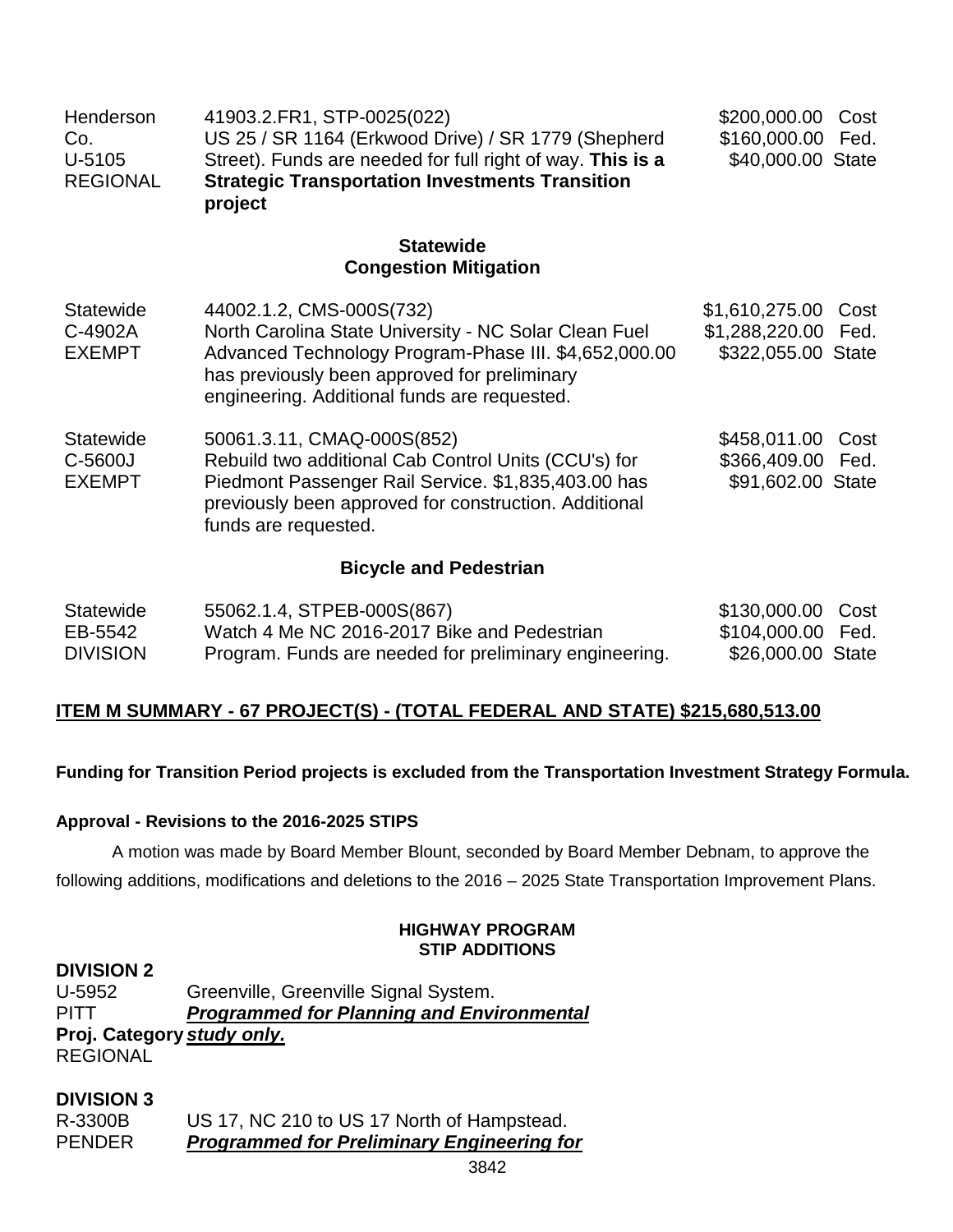| | | |
|---|---|---|
| Henderson Co.<br>U-5105<br>REGIONAL | 41903.2.FR1, STP-0025(022)<br>US 25 / SR 1164 (Erkwood Drive) / SR 1779 (Shepherd Street). Funds are needed for full right of way. **This is a Strategic Transportation Investments Transition project** | $200,000.00 Cost<br>$160,000.00 Fed.<br>$40,000.00 State |

### Statewide
### Congestion Mitigation

| | | |
|---|---|---|
| Statewide<br>C-4902A<br>EXEMPT | 44002.1.2, CMS-000S(732)<br>North Carolina State University - NC Solar Clean Fuel Advanced Technology Program-Phase III. $4,652,000.00 has previously been approved for preliminary engineering. Additional funds are requested. | $1,610,275.00 Cost<br>$1,288,220.00 Fed.<br>$322,055.00 State |
| Statewide<br>C-5600J<br>EXEMPT | 50061.3.11, CMAQ-000S(852)<br>Rebuild two additional Cab Control Units (CCU's) for Piedmont Passenger Rail Service. $1,835,403.00 has previously been approved for construction. Additional funds are requested. | $458,011.00 Cost<br>$366,409.00 Fed.<br>$91,602.00 State |

### Bicycle and Pedestrian

| | | |
|---|---|---|
| Statewide<br>EB-5542<br>DIVISION | 55062.1.4, STPEB-000S(867)<br>Watch 4 Me NC 2016-2017 Bike and Pedestrian Program. Funds are needed for preliminary engineering. | $130,000.00 Cost<br>$104,000.00 Fed.<br>$26,000.00 State |

**ITEM M SUMMARY - 67 PROJECT(S) - (TOTAL FEDERAL AND STATE) $215,680,513.00**

**Funding for Transition Period projects is excluded from the Transportation Investment Strategy Formula.**

**Approval - Revisions to the 2016-2025 STIPS**

A motion was made by Board Member Blount, seconded by Board Member Debnam, to approve the following additions, modifications and deletions to the 2016 – 2025 State Transportation Improvement Plans.

**HIGHWAY PROGRAM**
**STIP ADDITIONS**

**DIVISION 2**

U-5952 — Greenville, Greenville Signal System.
PITT — ***Programmed for Planning and Environmental***
**Proj. Category** ***study only.***
REGIONAL

**DIVISION 3**

R-3300B — US 17, NC 210 to US 17 North of Hampstead.
PENDER — ***Programmed for Preliminary Engineering for***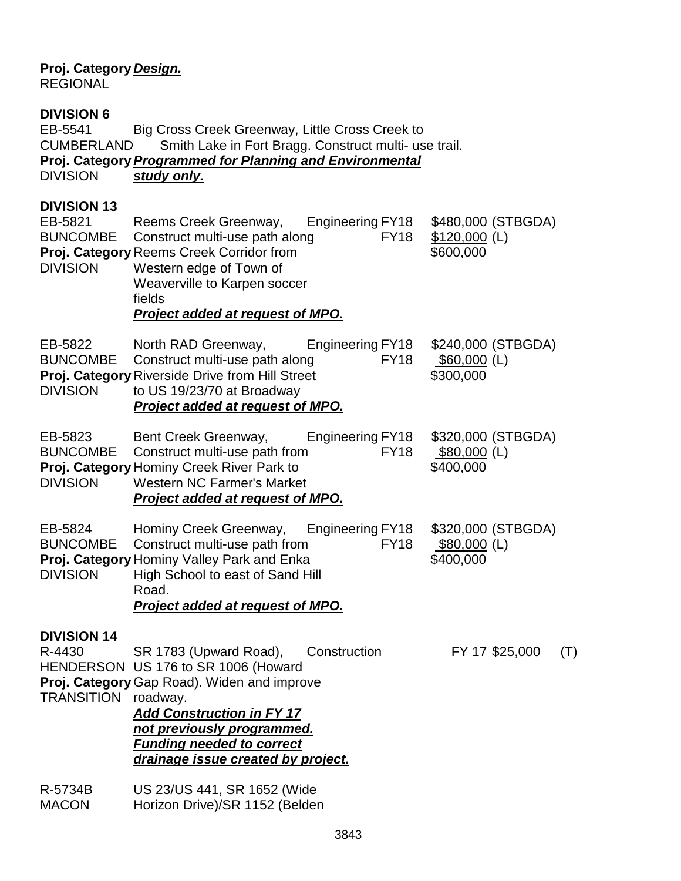**Proj. Category** ***Design.***
REGIONAL

**DIVISION 6**

EB-5541 Big Cross Creek Greenway, Little Cross Creek to
CUMBERLAND Smith Lake in Fort Bragg. Construct multi- use trail.
**Proj. Category** ***Programmed for Planning and Environmental***
DIVISION ***study only.***

**DIVISION 13**

| | | | | |
|---|---|---|---|---|
| EB-5821<br>BUNCOMBE<br>**Proj. Category**<br>DIVISION | Reems Creek Greenway, Construct multi-use path along Reems Creek Corridor from Western edge of Town of Weaverville to Karpen soccer fields<br>***Project added at request of MPO.*** | Engineering | FY18<br>FY18 | \$480,000 (STBGDA)<br>\$120,000 (L)<br>\$600,000 |
| EB-5822<br>BUNCOMBE<br>**Proj. Category**<br>DIVISION | North RAD Greenway, Construct multi-use path along Riverside Drive from Hill Street to US 19/23/70 at Broadway<br>***Project added at request of MPO.*** | Engineering | FY18<br>FY18 | \$240,000 (STBGDA)<br>\$60,000 (L)<br>\$300,000 |
| EB-5823<br>BUNCOMBE<br>**Proj. Category**<br>DIVISION | Bent Creek Greenway, Construct multi-use path from Hominy Creek River Park to Western NC Farmer's Market<br>***Project added at request of MPO.*** | Engineering | FY18<br>FY18 | \$320,000 (STBGDA)<br>\$80,000 (L)<br>\$400,000 |
| EB-5824<br>BUNCOMBE<br>**Proj. Category**<br>DIVISION | Hominy Creek Greenway, Construct multi-use path from Hominy Valley Park and Enka High School to east of Sand Hill Road.<br>***Project added at request of MPO.*** | Engineering | FY18<br>FY18 | \$320,000 (STBGDA)<br>\$80,000 (L)<br>\$400,000 |

**DIVISION 14**

| | | | | |
|---|---|---|---|---|
| R-4430<br>HENDERSON<br>**Proj. Category**<br>TRANSITION | SR 1783 (Upward Road), US 176 to SR 1006 (Howard Gap Road). Widen and improve roadway.<br>***Add Construction in FY 17 not previously programmed. Funding needed to correct drainage issue created by project.*** | Construction | FY 17 | \$25,000 (T) |

R-5734B US 23/US 441, SR 1652 (Wide
MACON Horizon Drive)/SR 1152 (Belden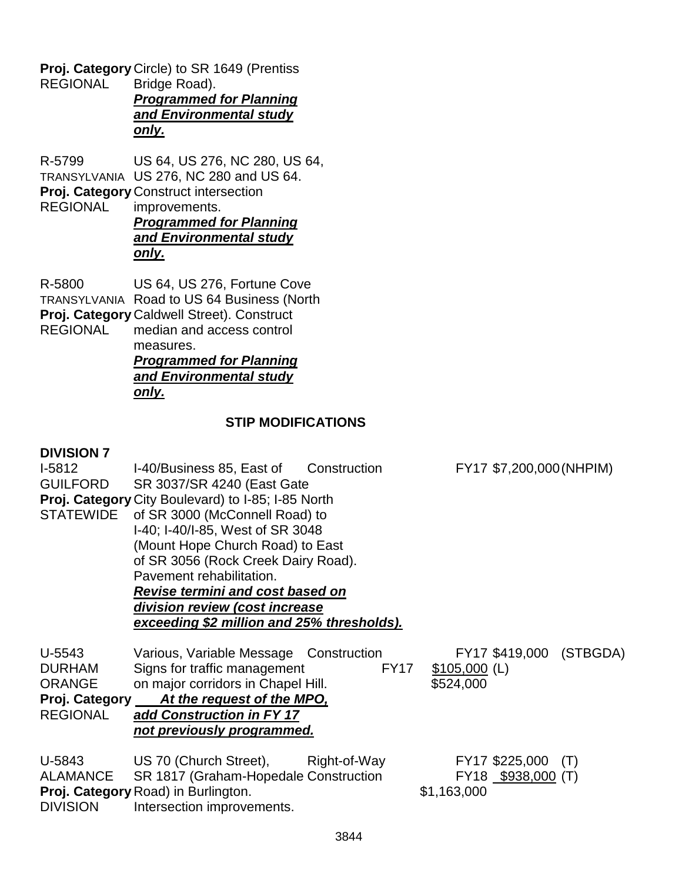**Proj. Category** Circle) to SR 1649 (Prentiss
REGIONAL Bridge Road).
***Programmed for Planning and Environmental study only.***

R-5799 US 64, US 276, NC 280, US 64,
TRANSYLVANIA US 276, NC 280 and US 64.
**Proj. Category** Construct intersection
REGIONAL improvements.
***Programmed for Planning and Environmental study only.***

R-5800 US 64, US 276, Fortune Cove
TRANSYLVANIA Road to US 64 Business (North
**Proj. Category** Caldwell Street). Construct
REGIONAL median and access control measures.
***Programmed for Planning and Environmental study only.***

## STIP MODIFICATIONS

**DIVISION 7**

| Project | Description | Phase | | Cost | Fund |
|---|---|---|---|---|---|
| I-5812<br>GUILFORD<br>**Proj. Category**<br>STATEWIDE | I-40/Business 85, East of SR 3037/SR 4240 (East Gate City Boulevard) to I-85; I-85 North of SR 3000 (McConnell Road) to I-40; I-40/I-85, West of SR 3048 (Mount Hope Church Road) to East of SR 3056 (Rock Creek Dairy Road). Pavement rehabilitation.<br>***Revise termini and cost based on division review (cost increase exceeding $2 million and 25% thresholds).*** | Construction | FY17 | $7,200,000 | (NHPIM) |
| U-5543<br>DURHAM<br>ORANGE<br>**Proj. Category**<br>REGIONAL | Various, Variable Message Signs for traffic management on major corridors in Chapel Hill.<br>***At the request of the MPO, add Construction in FY 17 not previously programmed.*** | Construction | FY17<br>FY17 | $419,000<br>$105,000<br>$524,000 | (STBGDA)<br>(L) |
| U-5843<br>ALAMANCE<br>**Proj. Category**<br>DIVISION | US 70 (Church Street), SR 1817 (Graham-Hopedale Road) in Burlington. Intersection improvements. | Right-of-Way<br>Construction | FY17<br>FY18 | $225,000<br>$938,000<br>$1,163,000 | (T)<br>(T) |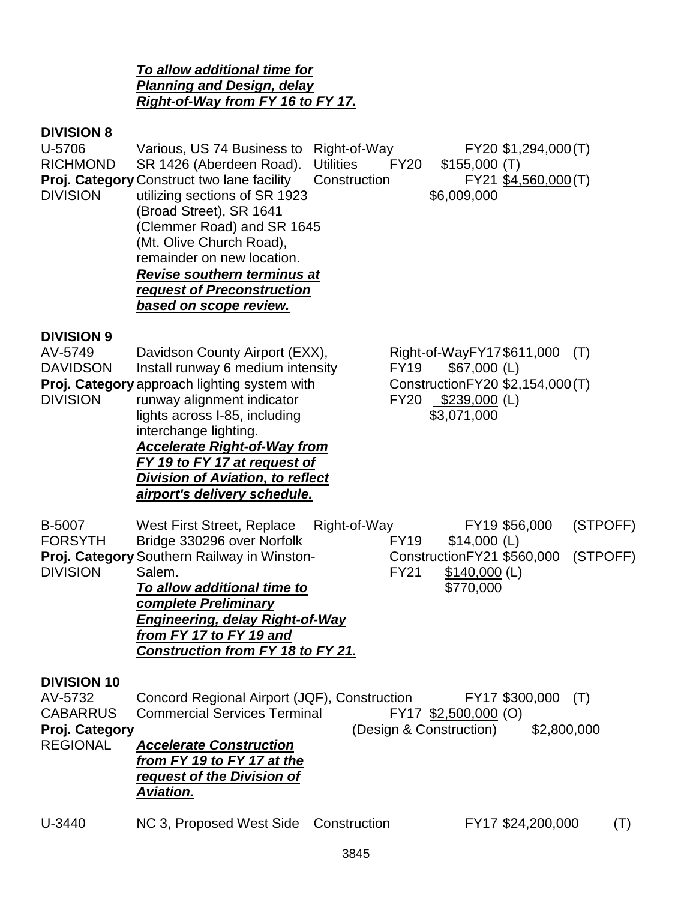***To allow additional time for Planning and Design, delay Right-of-Way from FY 16 to FY 17.***

**DIVISION 8**

| | | | | |
|---|---|---|---|---|
| U-5706<br>RICHMOND<br>**Proj. Category**<br>DIVISION | Various, US 74 Business to SR 1426 (Aberdeen Road). Construct two lane facility utilizing sections of SR 1923 (Broad Street), SR 1641 (Clemmer Road) and SR 1645 (Mt. Olive Church Road), remainder on new location.<br>***Revise southern terminus at request of Preconstruction based on scope review.*** | Right-of-Way<br>Utilities<br>Construction | FY20<br>FY20<br>FY21 | $1,294,000 (T)<br>$155,000 (T)<br>$4,560,000 (T)<br>$6,009,000 |

**DIVISION 9**

| | | | | |
|---|---|---|---|---|
| AV-5749<br>DAVIDSON<br>**Proj. Category**<br>DIVISION | Davidson County Airport (EXX), Install runway 6 medium intensity approach lighting system with runway alignment indicator lights across I-85, including interchange lighting.<br>***Accelerate Right-of-Way from FY 19 to FY 17 at request of Division of Aviation, to reflect airport's delivery schedule.*** | Right-of-Way<br><br>Construction | FY17<br>FY19<br>FY20<br>FY20 | $611,000 (T)<br>$67,000 (L)<br>$2,154,000 (T)<br>$239,000 (L)<br>$3,071,000 |
| B-5007<br>FORSYTH<br>**Proj. Category**<br>DIVISION | West First Street, Replace Bridge 330296 over Norfolk Southern Railway in Winston-Salem.<br>***To allow additional time to complete Preliminary Engineering, delay Right-of-Way from FY 17 to FY 19 and Construction from FY 18 to FY 21.*** | Right-of-Way<br><br>Construction | FY19<br>FY19<br>FY21<br>FY21 | $56,000 (STPOFF)<br>$14,000 (L)<br>$560,000 (STPOFF)<br>$140,000 (L)<br>$770,000 |

**DIVISION 10**

| | | | | |
|---|---|---|---|---|
| AV-5732<br>CABARRUS<br>**Proj. Category**<br>REGIONAL | Concord Regional Airport (JQF), Commercial Services Terminal<br>***Accelerate Construction from FY 19 to FY 17 at the request of the Division of Aviation.*** | Construction<br><br>(Design & Construction) | FY17<br>FY17 | $300,000 (T)<br>$2,500,000 (O)<br>$2,800,000 |
| U-3440 | NC 3, Proposed West Side | Construction | FY17 | $24,200,000 (T) |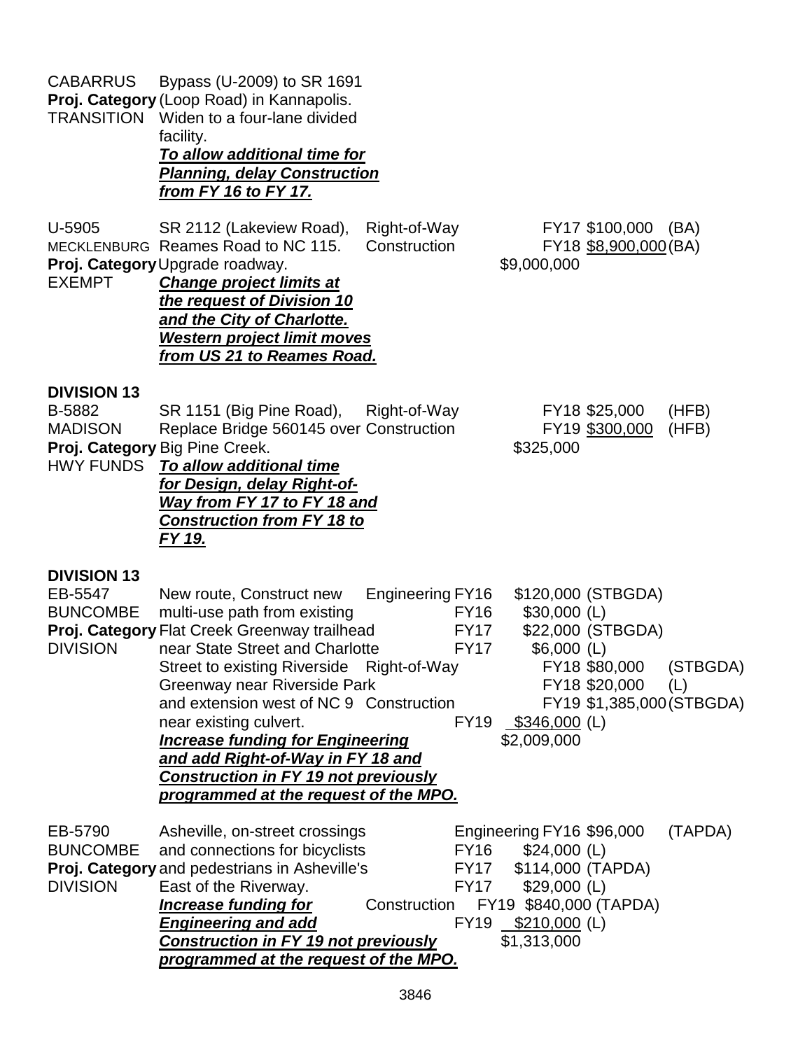| | | | | |
|---|---|---|---|---|
| CABARRUS<br>**Proj. Category**<br>TRANSITION | Bypass (U-2009) to SR 1691 (Loop Road) in Kannapolis. Widen to a four-lane divided facility.<br>***To allow additional time for Planning, delay Construction from FY 16 to FY 17.*** | | | |
| U-5905<br>MECKLENBURG<br>**Proj. Category**<br>EXEMPT | SR 2112 (Lakeview Road), Reames Road to NC 115. Upgrade roadway.<br>***Change project limits at the request of Division 10 and the City of Charlotte. Western project limit moves from US 21 to Reames Road.*** | Right-of-Way<br>Construction | FY17 \$100,000 (BA)<br>FY18 \$8,900,000 (BA)<br>\$9,000,000 | |

**DIVISION 13**

| | | | |
|---|---|---|---|
| B-5882<br>MADISON<br>**Proj. Category**<br>HWY FUNDS | SR 1151 (Big Pine Road), Replace Bridge 560145 over Big Pine Creek.<br>***To allow additional time for Design, delay Right-of-Way from FY 17 to FY 18 and Construction from FY 18 to FY 19.*** | Right-of-Way<br>Construction | FY18 \$25,000 (HFB)<br>FY19 \$300,000 (HFB)<br>\$325,000 |

**DIVISION 13**

| | | | |
|---|---|---|---|
| EB-5547<br>BUNCOMBE<br>**Proj. Category**<br>DIVISION | New route, Construct new multi-use path from existing Flat Creek Greenway trailhead near State Street and Charlotte Street to existing Riverside Greenway near Riverside Park and extension west of NC 9 near existing culvert.<br>***Increase funding for Engineering and add Right-of-Way in FY 18 and Construction in FY 19 not previously programmed at the request of the MPO.*** | Engineering<br><br><br><br>Right-of-Way<br><br>Construction | FY16 \$120,000 (STBGDA)<br>FY16 \$30,000 (L)<br>FY17 \$22,000 (STBGDA)<br>FY17 \$6,000 (L)<br>FY18 \$80,000 (STBGDA)<br>FY18 \$20,000 (L)<br>FY19 \$1,385,000 (STBGDA)<br>FY19 \$346,000 (L)<br>\$2,009,000 |
| EB-5790<br>BUNCOMBE<br>**Proj. Category**<br>DIVISION | Asheville, on-street crossings and connections for bicyclists and pedestrians in Asheville's East of the Riverway.<br>***Increase funding for Engineering and add Construction in FY 19 not previously programmed at the request of the MPO.*** | Engineering<br><br><br><br>Construction | FY16 \$96,000 (TAPDA)<br>FY16 \$24,000 (L)<br>FY17 \$114,000 (TAPDA)<br>FY17 \$29,000 (L)<br>FY19 \$840,000 (TAPDA)<br>FY19 \$210,000 (L)<br>\$1,313,000 |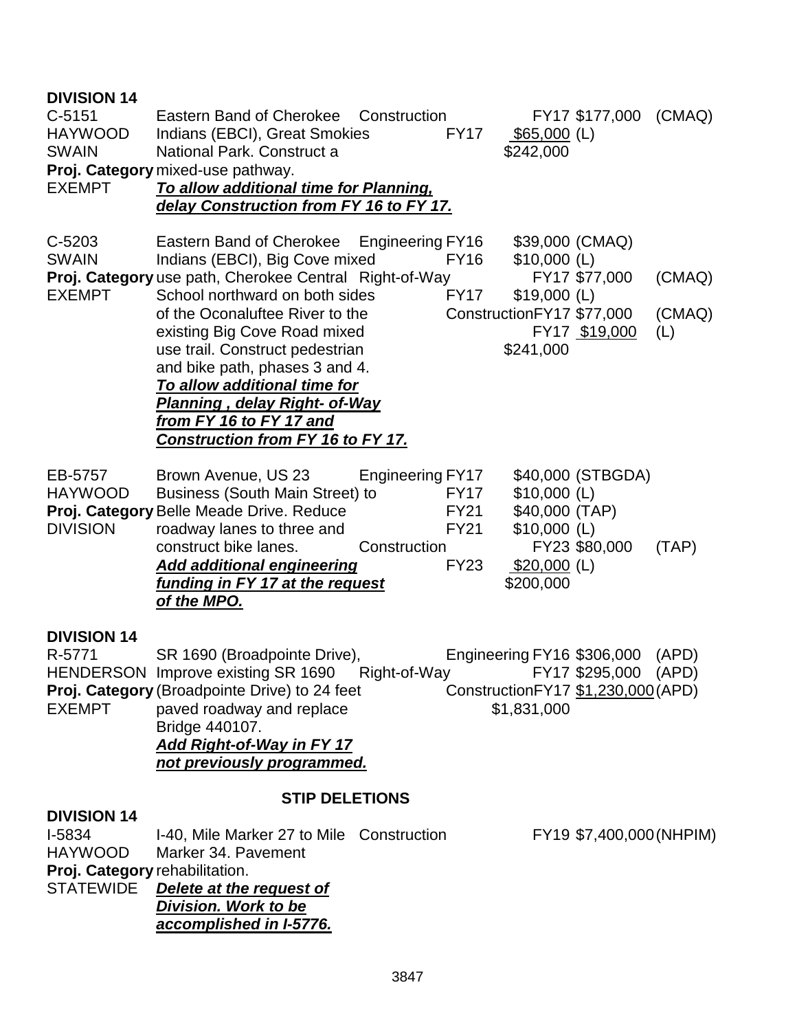**DIVISION 14**

| | | | | | |
|---|---|---|---|---|---|
| C-5151<br>HAYWOOD<br>SWAIN<br>**Proj. Category**<br>EXEMPT | Eastern Band of Cherokee Indians (EBCI), Great Smokies National Park. Construct a mixed-use pathway.<br>***To allow additional time for Planning, delay Construction from FY 16 to FY 17.*** | Construction | FY17<br>FY17 | $177,000<br>$65,000<br>$242,000 | (CMAQ)<br>(L) |
| C-5203<br>SWAIN<br>**Proj. Category**<br>EXEMPT | Eastern Band of Cherokee Indians (EBCI), Big Cove mixed use path, Cherokee Central School northward on both sides of the Oconaluftee River to the existing Big Cove Road mixed use trail. Construct pedestrian and bike path, phases 3 and 4.<br>***To allow additional time for Planning , delay Right- of-Way from FY 16 to FY 17 and Construction from FY 16 to FY 17.*** | Engineering<br><br>Right-of-Way<br><br>Construction | FY16<br>FY16<br>FY17<br>FY17<br>FY17<br>FY17 | $39,000<br>$10,000<br>$77,000<br>$19,000<br>$77,000<br>$19,000<br>$241,000 | (CMAQ)<br>(L)<br>(CMAQ)<br>(L)<br>(CMAQ)<br>(L) |
| EB-5757<br>HAYWOOD<br>**Proj. Category**<br>DIVISION | Brown Avenue, US 23 Business (South Main Street) to Belle Meade Drive. Reduce roadway lanes to three and construct bike lanes.<br>***Add additional engineering funding in FY 17 at the request of the MPO.*** | Engineering<br><br><br><br>Construction | FY17<br>FY17<br>FY21<br>FY21<br>FY23<br>FY23 | $40,000<br>$10,000<br>$40,000<br>$10,000<br>$80,000<br>$20,000<br>$200,000 | (STBGDA)<br>(L)<br>(TAP)<br>(L)<br>(TAP)<br>(L) |

**DIVISION 14**

| | | | | | |
|---|---|---|---|---|---|
| R-5771<br>HENDERSON<br>**Proj. Category**<br>EXEMPT | SR 1690 (Broadpointe Drive), Improve existing SR 1690 (Broadpointe Drive) to 24 feet paved roadway and replace Bridge 440107.<br>***Add Right-of-Way in FY 17 not previously programmed.*** | Engineering<br>Right-of-Way<br>Construction | FY16<br>FY17<br>FY17 | $306,000<br>$295,000<br>$1,230,000<br>$1,831,000 | (APD)<br>(APD)<br>(APD) |

**STIP DELETIONS**

**DIVISION 14**

| | | | | | |
|---|---|---|---|---|---|
| I-5834<br>HAYWOOD<br>**Proj. Category**<br>STATEWIDE | I-40, Mile Marker 27 to Mile Marker 34. Pavement rehabilitation.<br>***Delete at the request of Division. Work to be accomplished in I-5776.*** | Construction | FY19 | $7,400,000 | (NHPIM) |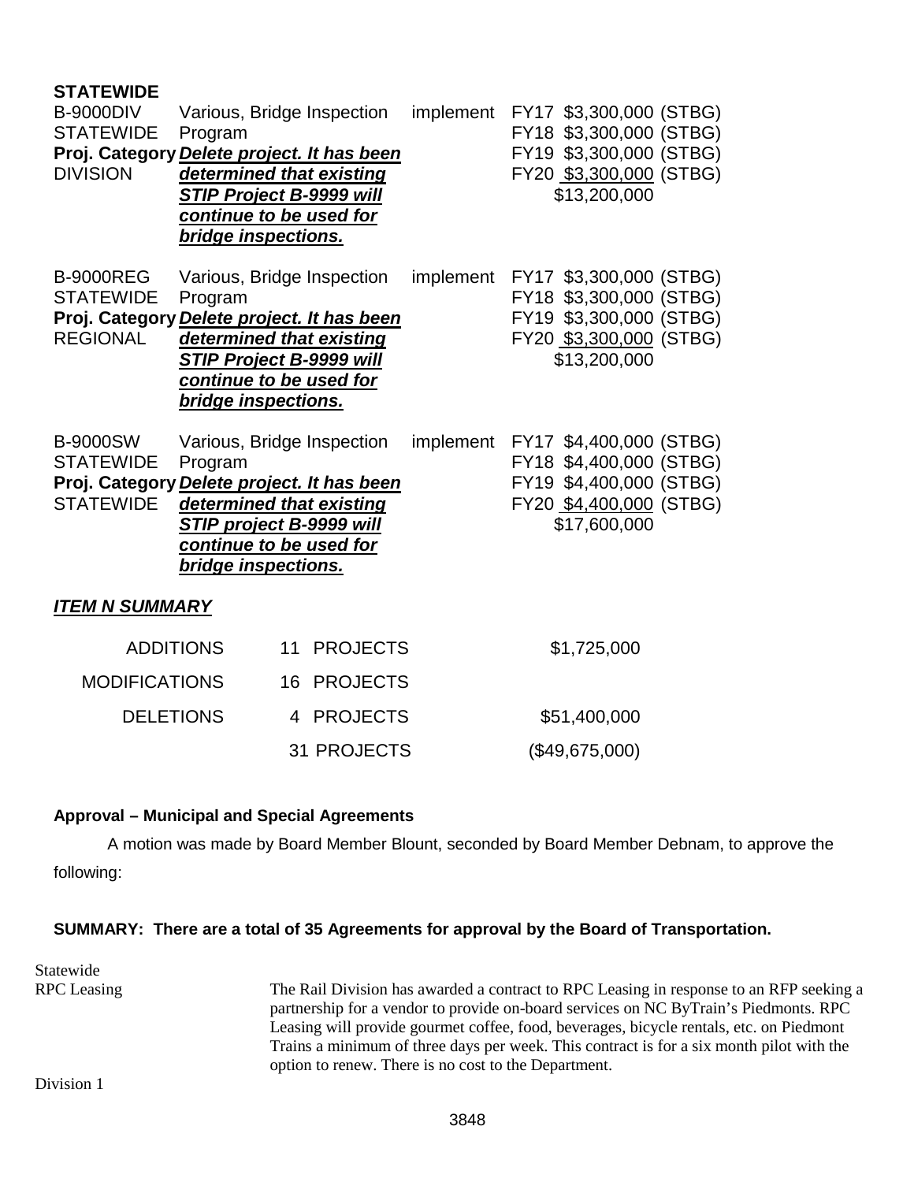**STATEWIDE**

| | | | |
|---|---|---|---|
| B-9000DIV<br>STATEWIDE<br>**Proj. Category**<br>DIVISION | Various, Bridge Inspection Program<br>***Delete project. It has been determined that existing STIP Project B-9999 will continue to be used for bridge inspections.*** | implement | FY17 $3,300,000 (STBG)<br>FY18 $3,300,000 (STBG)<br>FY19 $3,300,000 (STBG)<br>FY20 $3,300,000 (STBG)<br>$13,200,000 |
| B-9000REG<br>STATEWIDE<br>**Proj. Category**<br>REGIONAL | Various, Bridge Inspection Program<br>***Delete project. It has been determined that existing STIP Project B-9999 will continue to be used for bridge inspections.*** | implement | FY17 $3,300,000 (STBG)<br>FY18 $3,300,000 (STBG)<br>FY19 $3,300,000 (STBG)<br>FY20 $3,300,000 (STBG)<br>$13,200,000 |
| B-9000SW<br>STATEWIDE<br>**Proj. Category**<br>STATEWIDE | Various, Bridge Inspection Program<br>***Delete project. It has been determined that existing STIP project B-9999 will continue to be used for bridge inspections.*** | implement | FY17 $4,400,000 (STBG)<br>FY18 $4,400,000 (STBG)<br>FY19 $4,400,000 (STBG)<br>FY20 $4,400,000 (STBG)<br>$17,600,000 |

***ITEM N SUMMARY***

| | | |
|---|---|---|
| ADDITIONS | 11 PROJECTS | $1,725,000 |
| MODIFICATIONS | 16 PROJECTS | |
| DELETIONS | 4 PROJECTS | $51,400,000 |
| | 31 PROJECTS | ($49,675,000) |

**Approval – Municipal and Special Agreements**

A motion was made by Board Member Blount, seconded by Board Member Debnam, to approve the following:

**SUMMARY: There are a total of 35 Agreements for approval by the Board of Transportation.**

Statewide

RPC Leasing — The Rail Division has awarded a contract to RPC Leasing in response to an RFP seeking a partnership for a vendor to provide on-board services on NC ByTrain's Piedmonts. RPC Leasing will provide gourmet coffee, food, beverages, bicycle rentals, etc. on Piedmont Trains a minimum of three days per week. This contract is for a six month pilot with the option to renew. There is no cost to the Department.

Division 1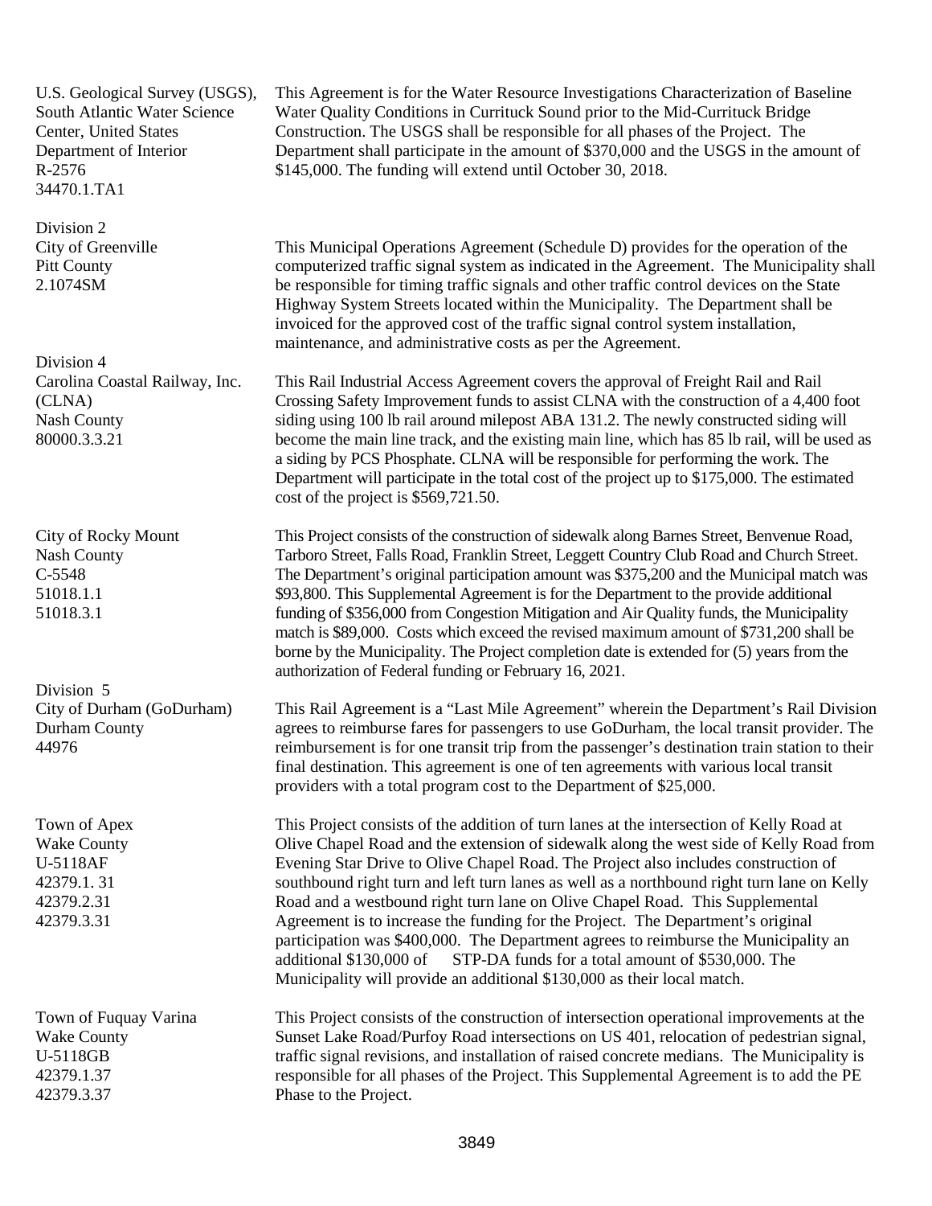| | |
|---|---|
| U.S. Geological Survey (USGS), South Atlantic Water Science Center, United States Department of Interior<br>R-2576<br>34470.1.TA1 | This Agreement is for the Water Resource Investigations Characterization of Baseline Water Quality Conditions in Currituck Sound prior to the Mid-Currituck Bridge Construction. The USGS shall be responsible for all phases of the Project. The Department shall participate in the amount of $370,000 and the USGS in the amount of $145,000. The funding will extend until October 30, 2018. |
| **Division 2**<br>City of Greenville<br>Pitt County<br>2.1074SM | This Municipal Operations Agreement (Schedule D) provides for the operation of the computerized traffic signal system as indicated in the Agreement. The Municipality shall be responsible for timing traffic signals and other traffic control devices on the State Highway System Streets located within the Municipality. The Department shall be invoiced for the approved cost of the traffic signal control system installation, maintenance, and administrative costs as per the Agreement. |
| **Division 4**<br>Carolina Coastal Railway, Inc. (CLNA)<br>Nash County<br>80000.3.3.21 | This Rail Industrial Access Agreement covers the approval of Freight Rail and Rail Crossing Safety Improvement funds to assist CLNA with the construction of a 4,400 foot siding using 100 lb rail around milepost ABA 131.2. The newly constructed siding will become the main line track, and the existing main line, which has 85 lb rail, will be used as a siding by PCS Phosphate. CLNA will be responsible for performing the work. The Department will participate in the total cost of the project up to $175,000. The estimated cost of the project is $569,721.50. |
| City of Rocky Mount<br>Nash County<br>C-5548<br>51018.1.1<br>51018.3.1 | This Project consists of the construction of sidewalk along Barnes Street, Benvenue Road, Tarboro Street, Falls Road, Franklin Street, Leggett Country Club Road and Church Street. The Department's original participation amount was $375,200 and the Municipal match was $93,800. This Supplemental Agreement is for the Department to the provide additional funding of $356,000 from Congestion Mitigation and Air Quality funds, the Municipality match is $89,000. Costs which exceed the revised maximum amount of $731,200 shall be borne by the Municipality. The Project completion date is extended for (5) years from the authorization of Federal funding or February 16, 2021. |
| **Division 5**<br>City of Durham (GoDurham)<br>Durham County<br>44976 | This Rail Agreement is a "Last Mile Agreement" wherein the Department's Rail Division agrees to reimburse fares for passengers to use GoDurham, the local transit provider. The reimbursement is for one transit trip from the passenger's destination train station to their final destination. This agreement is one of ten agreements with various local transit providers with a total program cost to the Department of $25,000. |
| Town of Apex<br>Wake County<br>U-5118AF<br>42379.1. 31<br>42379.2.31<br>42379.3.31 | This Project consists of the addition of turn lanes at the intersection of Kelly Road at Olive Chapel Road and the extension of sidewalk along the west side of Kelly Road from Evening Star Drive to Olive Chapel Road. The Project also includes construction of southbound right turn and left turn lanes as well as a northbound right turn lane on Kelly Road and a westbound right turn lane on Olive Chapel Road. This Supplemental Agreement is to increase the funding for the Project. The Department's original participation was $400,000. The Department agrees to reimburse the Municipality an additional $130,000 of STP-DA funds for a total amount of $530,000. The Municipality will provide an additional $130,000 as their local match. |
| Town of Fuquay Varina<br>Wake County<br>U-5118GB<br>42379.1.37<br>42379.3.37 | This Project consists of the construction of intersection operational improvements at the Sunset Lake Road/Purfoy Road intersections on US 401, relocation of pedestrian signal, traffic signal revisions, and installation of raised concrete medians. The Municipality is responsible for all phases of the Project. This Supplemental Agreement is to add the PE Phase to the Project. |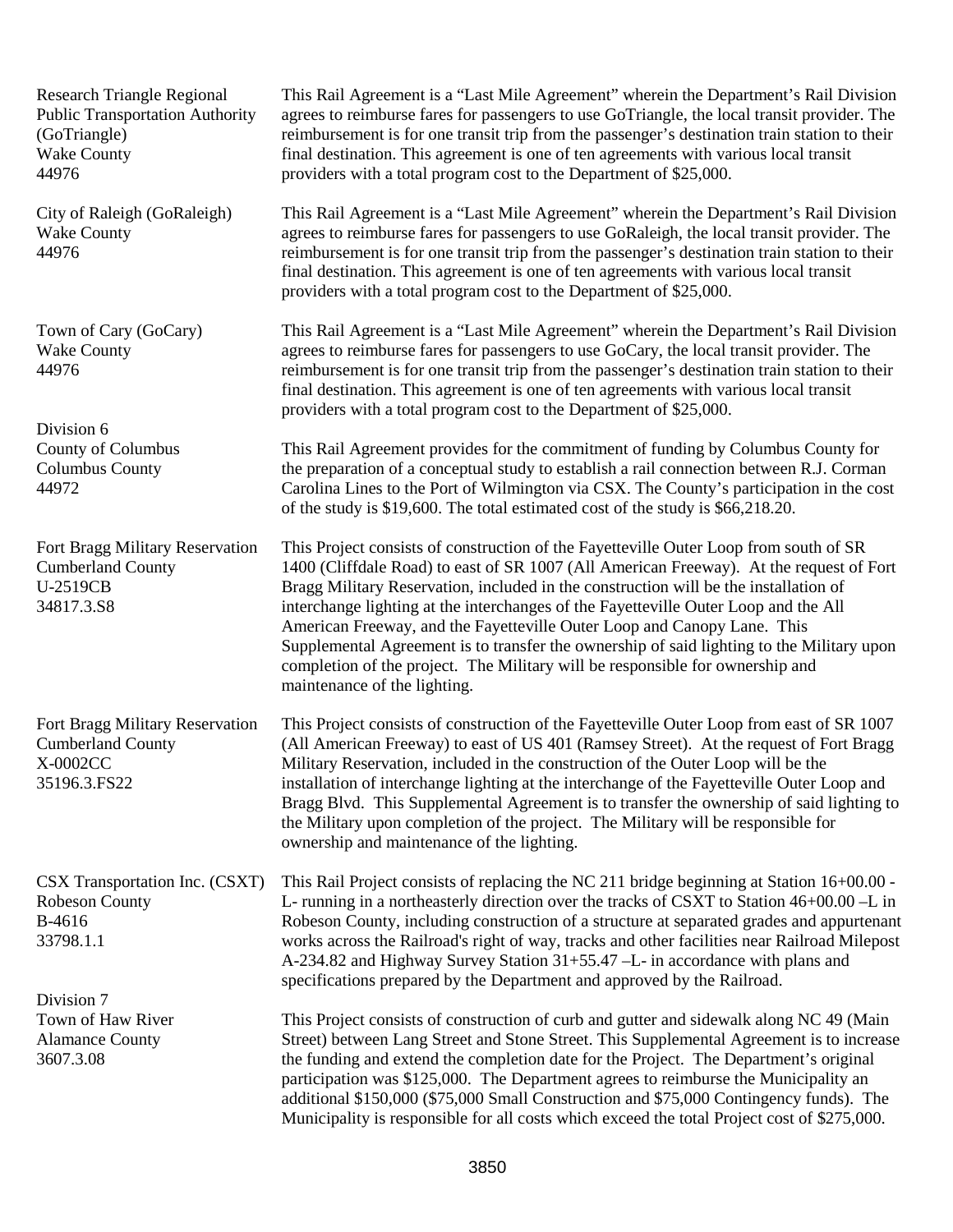Research Triangle Regional Public Transportation Authority (GoTriangle)
Wake County
44976

This Rail Agreement is a "Last Mile Agreement" wherein the Department's Rail Division agrees to reimburse fares for passengers to use GoTriangle, the local transit provider. The reimbursement is for one transit trip from the passenger's destination train station to their final destination. This agreement is one of ten agreements with various local transit providers with a total program cost to the Department of $25,000.

City of Raleigh (GoRaleigh)
Wake County
44976

This Rail Agreement is a "Last Mile Agreement" wherein the Department's Rail Division agrees to reimburse fares for passengers to use GoRaleigh, the local transit provider. The reimbursement is for one transit trip from the passenger's destination train station to their final destination. This agreement is one of ten agreements with various local transit providers with a total program cost to the Department of $25,000.

Town of Cary (GoCary)
Wake County
44976

This Rail Agreement is a "Last Mile Agreement" wherein the Department's Rail Division agrees to reimburse fares for passengers to use GoCary, the local transit provider. The reimbursement is for one transit trip from the passenger's destination train station to their final destination. This agreement is one of ten agreements with various local transit providers with a total program cost to the Department of $25,000.

Division 6

County of Columbus
Columbus County
44972

This Rail Agreement provides for the commitment of funding by Columbus County for the preparation of a conceptual study to establish a rail connection between R.J. Corman Carolina Lines to the Port of Wilmington via CSX. The County's participation in the cost of the study is $19,600. The total estimated cost of the study is $66,218.20.

Fort Bragg Military Reservation
Cumberland County
U-2519CB
34817.3.S8

This Project consists of construction of the Fayetteville Outer Loop from south of SR 1400 (Cliffdale Road) to east of SR 1007 (All American Freeway). At the request of Fort Bragg Military Reservation, included in the construction will be the installation of interchange lighting at the interchanges of the Fayetteville Outer Loop and the All American Freeway, and the Fayetteville Outer Loop and Canopy Lane. This Supplemental Agreement is to transfer the ownership of said lighting to the Military upon completion of the project. The Military will be responsible for ownership and maintenance of the lighting.

Fort Bragg Military Reservation
Cumberland County
X-0002CC
35196.3.FS22

This Project consists of construction of the Fayetteville Outer Loop from east of SR 1007 (All American Freeway) to east of US 401 (Ramsey Street). At the request of Fort Bragg Military Reservation, included in the construction of the Outer Loop will be the installation of interchange lighting at the interchange of the Fayetteville Outer Loop and Bragg Blvd. This Supplemental Agreement is to transfer the ownership of said lighting to the Military upon completion of the project. The Military will be responsible for ownership and maintenance of the lighting.

CSX Transportation Inc. (CSXT)
Robeson County
B-4616
33798.1.1

This Rail Project consists of replacing the NC 211 bridge beginning at Station 16+00.00 -L- running in a northeasterly direction over the tracks of CSXT to Station 46+00.00 –L in Robeson County, including construction of a structure at separated grades and appurtenant works across the Railroad's right of way, tracks and other facilities near Railroad Milepost A-234.82 and Highway Survey Station 31+55.47 –L- in accordance with plans and specifications prepared by the Department and approved by the Railroad.

Division 7

Town of Haw River
Alamance County
3607.3.08

This Project consists of construction of curb and gutter and sidewalk along NC 49 (Main Street) between Lang Street and Stone Street. This Supplemental Agreement is to increase the funding and extend the completion date for the Project. The Department's original participation was $125,000. The Department agrees to reimburse the Municipality an additional $150,000 ($75,000 Small Construction and $75,000 Contingency funds). The Municipality is responsible for all costs which exceed the total Project cost of $275,000.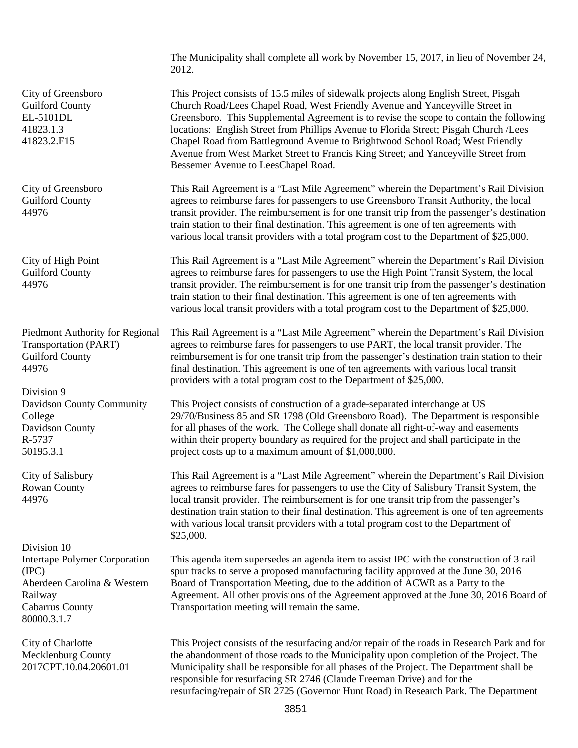The Municipality shall complete all work by November 15, 2017, in lieu of November 24, 2012.

| | |
|---|---|
| City of Greensboro<br>Guilford County<br>EL-5101DL<br>41823.1.3<br>41823.2.F15 | This Project consists of 15.5 miles of sidewalk projects along English Street, Pisgah Church Road/Lees Chapel Road, West Friendly Avenue and Yanceyville Street in Greensboro. This Supplemental Agreement is to revise the scope to contain the following locations: English Street from Phillips Avenue to Florida Street; Pisgah Church /Lees Chapel Road from Battleground Avenue to Brightwood School Road; West Friendly Avenue from West Market Street to Francis King Street; and Yanceyville Street from Bessemer Avenue to LeesChapel Road. |
| City of Greensboro<br>Guilford County<br>44976 | This Rail Agreement is a "Last Mile Agreement" wherein the Department's Rail Division agrees to reimburse fares for passengers to use Greensboro Transit Authority, the local transit provider. The reimbursement is for one transit trip from the passenger's destination train station to their final destination. This agreement is one of ten agreements with various local transit providers with a total program cost to the Department of $25,000. |
| City of High Point<br>Guilford County<br>44976 | This Rail Agreement is a "Last Mile Agreement" wherein the Department's Rail Division agrees to reimburse fares for passengers to use the High Point Transit System, the local transit provider. The reimbursement is for one transit trip from the passenger's destination train station to their final destination. This agreement is one of ten agreements with various local transit providers with a total program cost to the Department of $25,000. |
| Piedmont Authority for Regional Transportation (PART)<br>Guilford County<br>44976 | This Rail Agreement is a "Last Mile Agreement" wherein the Department's Rail Division agrees to reimburse fares for passengers to use PART, the local transit provider. The reimbursement is for one transit trip from the passenger's destination train station to their final destination. This agreement is one of ten agreements with various local transit providers with a total program cost to the Department of $25,000. |
| Division 9<br>Davidson County Community College<br>Davidson County<br>R-5737<br>50195.3.1 | This Project consists of construction of a grade-separated interchange at US 29/70/Business 85 and SR 1798 (Old Greensboro Road). The Department is responsible for all phases of the work. The College shall donate all right-of-way and easements within their property boundary as required for the project and shall participate in the project costs up to a maximum amount of $1,000,000. |
| City of Salisbury<br>Rowan County<br>44976 | This Rail Agreement is a "Last Mile Agreement" wherein the Department's Rail Division agrees to reimburse fares for passengers to use the City of Salisbury Transit System, the local transit provider. The reimbursement is for one transit trip from the passenger's destination train station to their final destination. This agreement is one of ten agreements with various local transit providers with a total program cost to the Department of $25,000. |
| Division 10<br>Intertape Polymer Corporation (IPC)<br>Aberdeen Carolina & Western Railway<br>Cabarrus County<br>80000.3.1.7 | This agenda item supersedes an agenda item to assist IPC with the construction of 3 rail spur tracks to serve a proposed manufacturing facility approved at the June 30, 2016 Board of Transportation Meeting, due to the addition of ACWR as a Party to the Agreement. All other provisions of the Agreement approved at the June 30, 2016 Board of Transportation meeting will remain the same. |
| City of Charlotte<br>Mecklenburg County<br>2017CPT.10.04.20601.01 | This Project consists of the resurfacing and/or repair of the roads in Research Park and for the abandonment of those roads to the Municipality upon completion of the Project. The Municipality shall be responsible for all phases of the Project. The Department shall be responsible for resurfacing SR 2746 (Claude Freeman Drive) and for the resurfacing/repair of SR 2725 (Governor Hunt Road) in Research Park. The Department |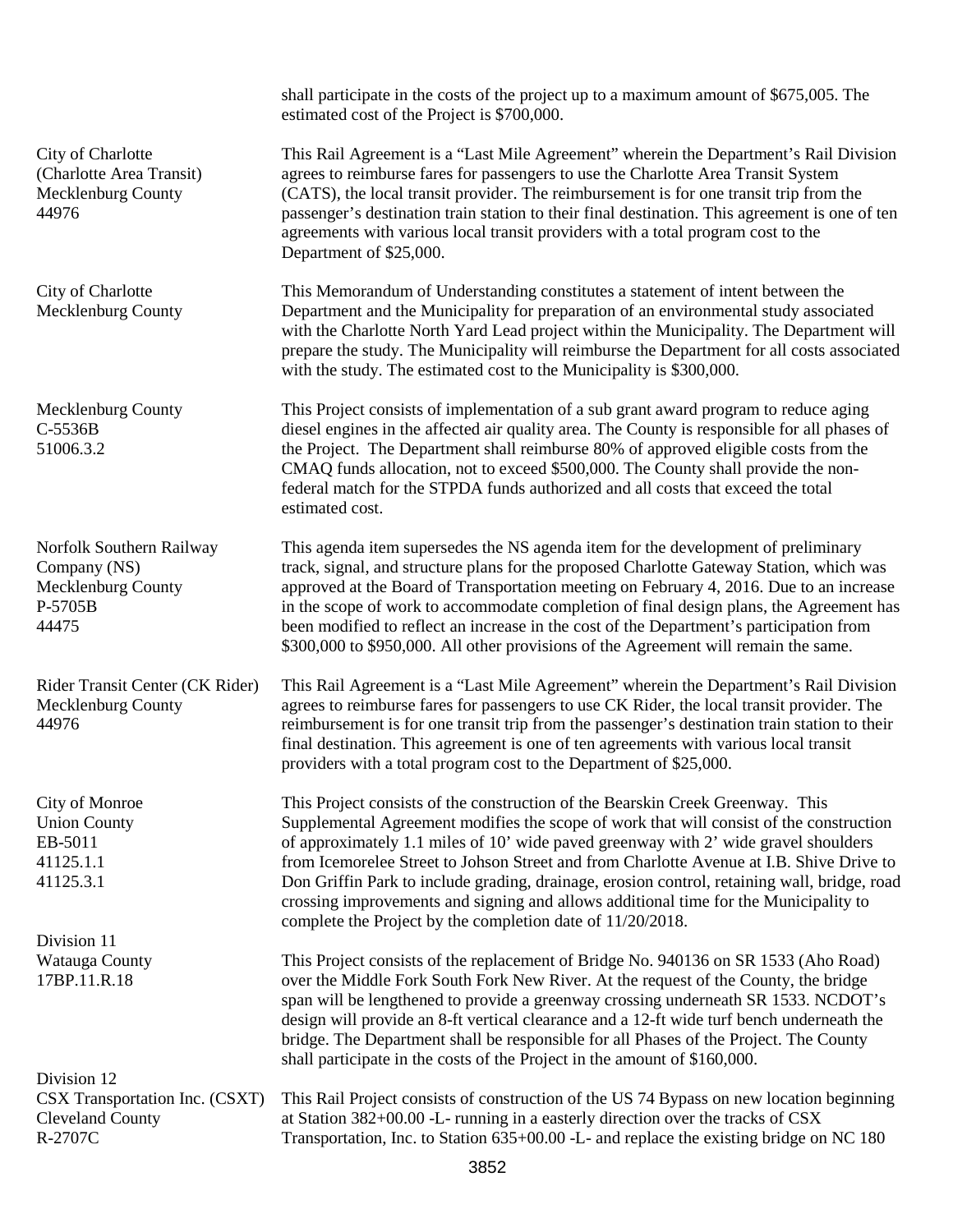| | |
|---|---|
| | shall participate in the costs of the project up to a maximum amount of \$675,005. The estimated cost of the Project is \$700,000. |
| City of Charlotte<br>(Charlotte Area Transit)<br>Mecklenburg County<br>44976 | This Rail Agreement is a "Last Mile Agreement" wherein the Department's Rail Division agrees to reimburse fares for passengers to use the Charlotte Area Transit System (CATS), the local transit provider. The reimbursement is for one transit trip from the passenger's destination train station to their final destination. This agreement is one of ten agreements with various local transit providers with a total program cost to the Department of \$25,000. |
| City of Charlotte<br>Mecklenburg County | This Memorandum of Understanding constitutes a statement of intent between the Department and the Municipality for preparation of an environmental study associated with the Charlotte North Yard Lead project within the Municipality. The Department will prepare the study. The Municipality will reimburse the Department for all costs associated with the study. The estimated cost to the Municipality is \$300,000. |
| Mecklenburg County<br>C-5536B<br>51006.3.2 | This Project consists of implementation of a sub grant award program to reduce aging diesel engines in the affected air quality area. The County is responsible for all phases of the Project. The Department shall reimburse 80% of approved eligible costs from the CMAQ funds allocation, not to exceed \$500,000. The County shall provide the non-federal match for the STPDA funds authorized and all costs that exceed the total estimated cost. |
| Norfolk Southern Railway Company (NS)<br>Mecklenburg County<br>P-5705B<br>44475 | This agenda item supersedes the NS agenda item for the development of preliminary track, signal, and structure plans for the proposed Charlotte Gateway Station, which was approved at the Board of Transportation meeting on February 4, 2016. Due to an increase in the scope of work to accommodate completion of final design plans, the Agreement has been modified to reflect an increase in the cost of the Department's participation from \$300,000 to \$950,000. All other provisions of the Agreement will remain the same. |
| Rider Transit Center (CK Rider)<br>Mecklenburg County<br>44976 | This Rail Agreement is a "Last Mile Agreement" wherein the Department's Rail Division agrees to reimburse fares for passengers to use CK Rider, the local transit provider. The reimbursement is for one transit trip from the passenger's destination train station to their final destination. This agreement is one of ten agreements with various local transit providers with a total program cost to the Department of \$25,000. |
| City of Monroe<br>Union County<br>EB-5011<br>41125.1.1<br>41125.3.1 | This Project consists of the construction of the Bearskin Creek Greenway. This Supplemental Agreement modifies the scope of work that will consist of the construction of approximately 1.1 miles of 10' wide paved greenway with 2' wide gravel shoulders from Icemorelee Street to Johson Street and from Charlotte Avenue at I.B. Shive Drive to Don Griffin Park to include grading, drainage, erosion control, retaining wall, bridge, road crossing improvements and signing and allows additional time for the Municipality to complete the Project by the completion date of 11/20/2018. |
| Division 11<br>Watauga County<br>17BP.11.R.18 | This Project consists of the replacement of Bridge No. 940136 on SR 1533 (Aho Road) over the Middle Fork South Fork New River. At the request of the County, the bridge span will be lengthened to provide a greenway crossing underneath SR 1533. NCDOT's design will provide an 8-ft vertical clearance and a 12-ft wide turf bench underneath the bridge. The Department shall be responsible for all Phases of the Project. The County shall participate in the costs of the Project in the amount of \$160,000. |
| Division 12<br>CSX Transportation Inc. (CSXT)<br>Cleveland County<br>R-2707C | This Rail Project consists of construction of the US 74 Bypass on new location beginning at Station 382+00.00 -L- running in a easterly direction over the tracks of CSX Transportation, Inc. to Station 635+00.00 -L- and replace the existing bridge on NC 180 |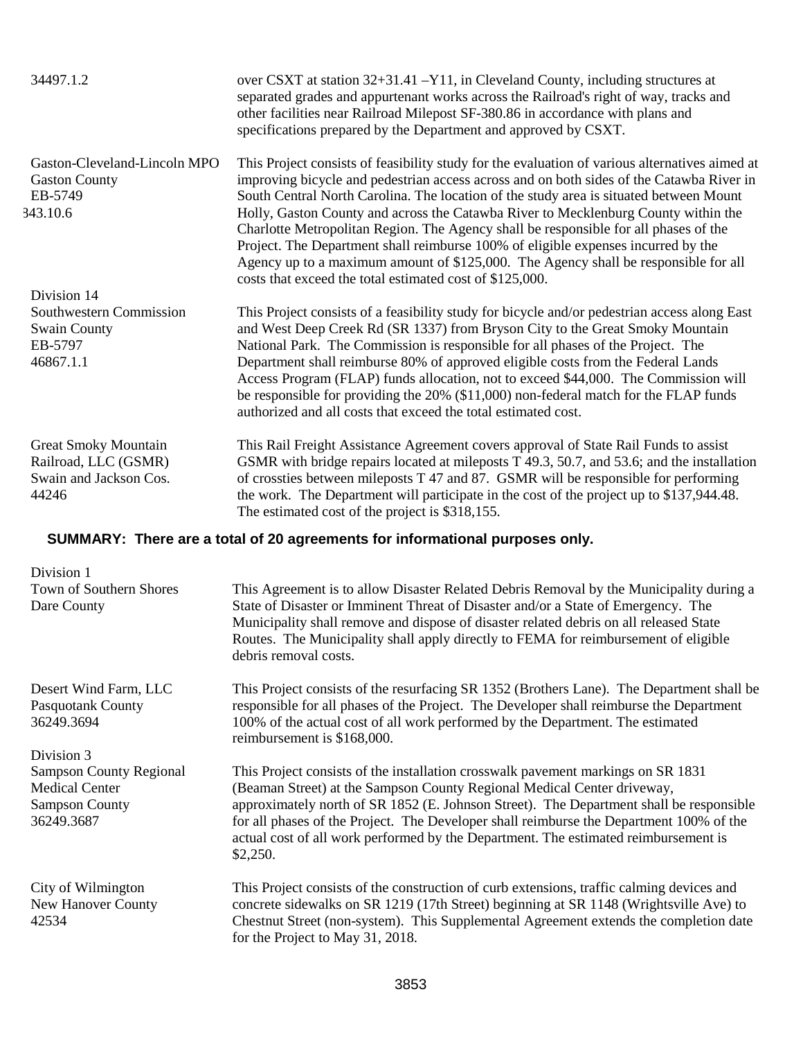| | |
|---|---|
| 34497.1.2 | over CSXT at station 32+31.41 –Y11, in Cleveland County, including structures at separated grades and appurtenant works across the Railroad's right of way, tracks and other facilities near Railroad Milepost SF-380.86 in accordance with plans and specifications prepared by the Department and approved by CSXT. |
| Gaston-Cleveland-Lincoln MPO<br>Gaston County<br>EB-5749<br>343.10.6 | This Project consists of feasibility study for the evaluation of various alternatives aimed at improving bicycle and pedestrian access across and on both sides of the Catawba River in South Central North Carolina. The location of the study area is situated between Mount Holly, Gaston County and across the Catawba River to Mecklenburg County within the Charlotte Metropolitan Region. The Agency shall be responsible for all phases of the Project. The Department shall reimburse 100% of eligible expenses incurred by the Agency up to a maximum amount of $125,000. The Agency shall be responsible for all costs that exceed the total estimated cost of $125,000. |
| Division 14<br>Southwestern Commission<br>Swain County<br>EB-5797<br>46867.1.1 | This Project consists of a feasibility study for bicycle and/or pedestrian access along East and West Deep Creek Rd (SR 1337) from Bryson City to the Great Smoky Mountain National Park. The Commission is responsible for all phases of the Project. The Department shall reimburse 80% of approved eligible costs from the Federal Lands Access Program (FLAP) funds allocation, not to exceed $44,000. The Commission will be responsible for providing the 20% ($11,000) non-federal match for the FLAP funds authorized and all costs that exceed the total estimated cost. |
| Great Smoky Mountain Railroad, LLC (GSMR)<br>Swain and Jackson Cos.<br>44246 | This Rail Freight Assistance Agreement covers approval of State Rail Funds to assist GSMR with bridge repairs located at mileposts T 49.3, 50.7, and 53.6; and the installation of crossties between mileposts T 47 and 87. GSMR will be responsible for performing the work. The Department will participate in the cost of the project up to $137,944.48. The estimated cost of the project is $318,155. |

**SUMMARY: There are a total of 20 agreements for informational purposes only.**

| | |
|---|---|
| Division 1<br>Town of Southern Shores<br>Dare County | This Agreement is to allow Disaster Related Debris Removal by the Municipality during a State of Disaster or Imminent Threat of Disaster and/or a State of Emergency. The Municipality shall remove and dispose of disaster related debris on all released State Routes. The Municipality shall apply directly to FEMA for reimbursement of eligible debris removal costs. |
| Desert Wind Farm, LLC<br>Pasquotank County<br>36249.3694 | This Project consists of the resurfacing SR 1352 (Brothers Lane). The Department shall be responsible for all phases of the Project. The Developer shall reimburse the Department 100% of the actual cost of all work performed by the Department. The estimated reimbursement is $168,000. |
| Division 3<br>Sampson County Regional Medical Center<br>Sampson County<br>36249.3687 | This Project consists of the installation crosswalk pavement markings on SR 1831 (Beaman Street) at the Sampson County Regional Medical Center driveway, approximately north of SR 1852 (E. Johnson Street). The Department shall be responsible for all phases of the Project. The Developer shall reimburse the Department 100% of the actual cost of all work performed by the Department. The estimated reimbursement is $2,250. |
| City of Wilmington<br>New Hanover County<br>42534 | This Project consists of the construction of curb extensions, traffic calming devices and concrete sidewalks on SR 1219 (17th Street) beginning at SR 1148 (Wrightsville Ave) to Chestnut Street (non-system). This Supplemental Agreement extends the completion date for the Project to May 31, 2018. |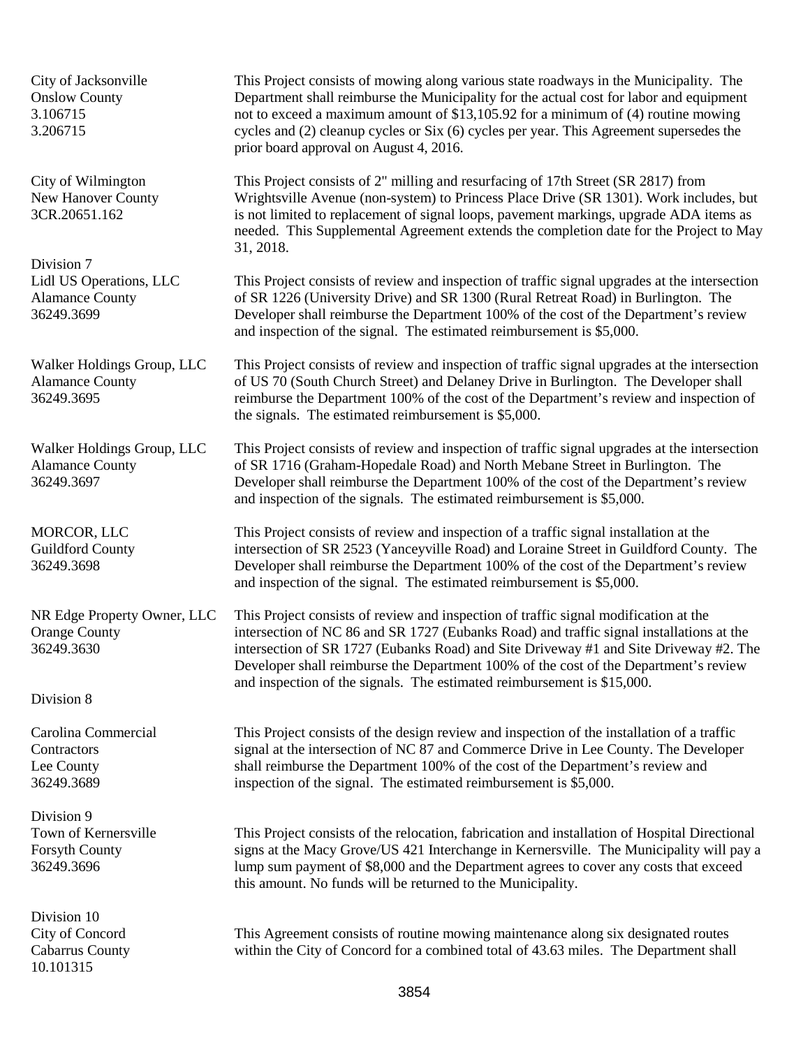| | |
|---|---|
| City of Jacksonville<br>Onslow County<br>3.106715<br>3.206715 | This Project consists of mowing along various state roadways in the Municipality. The Department shall reimburse the Municipality for the actual cost for labor and equipment not to exceed a maximum amount of $13,105.92 for a minimum of (4) routine mowing cycles and (2) cleanup cycles or Six (6) cycles per year. This Agreement supersedes the prior board approval on August 4, 2016. |
| City of Wilmington<br>New Hanover County<br>3CR.20651.162 | This Project consists of 2" milling and resurfacing of 17th Street (SR 2817) from Wrightsville Avenue (non-system) to Princess Place Drive (SR 1301). Work includes, but is not limited to replacement of signal loops, pavement markings, upgrade ADA items as needed. This Supplemental Agreement extends the completion date for the Project to May 31, 2018. |
| Division 7<br>Lidl US Operations, LLC<br>Alamance County<br>36249.3699 | This Project consists of review and inspection of traffic signal upgrades at the intersection of SR 1226 (University Drive) and SR 1300 (Rural Retreat Road) in Burlington. The Developer shall reimburse the Department 100% of the cost of the Department's review and inspection of the signal. The estimated reimbursement is $5,000. |
| Walker Holdings Group, LLC<br>Alamance County<br>36249.3695 | This Project consists of review and inspection of traffic signal upgrades at the intersection of US 70 (South Church Street) and Delaney Drive in Burlington. The Developer shall reimburse the Department 100% of the cost of the Department's review and inspection of the signals. The estimated reimbursement is $5,000. |
| Walker Holdings Group, LLC<br>Alamance County<br>36249.3697 | This Project consists of review and inspection of traffic signal upgrades at the intersection of SR 1716 (Graham-Hopedale Road) and North Mebane Street in Burlington. The Developer shall reimburse the Department 100% of the cost of the Department's review and inspection of the signals. The estimated reimbursement is $5,000. |
| MORCOR, LLC<br>Guildford County<br>36249.3698 | This Project consists of review and inspection of a traffic signal installation at the intersection of SR 2523 (Yanceyville Road) and Loraine Street in Guildford County. The Developer shall reimburse the Department 100% of the cost of the Department's review and inspection of the signal. The estimated reimbursement is $5,000. |
| NR Edge Property Owner, LLC<br>Orange County<br>36249.3630 | This Project consists of review and inspection of traffic signal modification at the intersection of NC 86 and SR 1727 (Eubanks Road) and traffic signal installations at the intersection of SR 1727 (Eubanks Road) and Site Driveway #1 and Site Driveway #2. The Developer shall reimburse the Department 100% of the cost of the Department's review and inspection of the signals. The estimated reimbursement is $15,000. |
| Division 8 | |
| Carolina Commercial Contractors<br>Lee County<br>36249.3689 | This Project consists of the design review and inspection of the installation of a traffic signal at the intersection of NC 87 and Commerce Drive in Lee County. The Developer shall reimburse the Department 100% of the cost of the Department's review and inspection of the signal. The estimated reimbursement is $5,000. |
| Division 9<br>Town of Kernersville<br>Forsyth County<br>36249.3696 | This Project consists of the relocation, fabrication and installation of Hospital Directional signs at the Macy Grove/US 421 Interchange in Kernersville. The Municipality will pay a lump sum payment of $8,000 and the Department agrees to cover any costs that exceed this amount. No funds will be returned to the Municipality. |
| Division 10<br>City of Concord<br>Cabarrus County<br>10.101315 | This Agreement consists of routine mowing maintenance along six designated routes within the City of Concord for a combined total of 43.63 miles. The Department shall |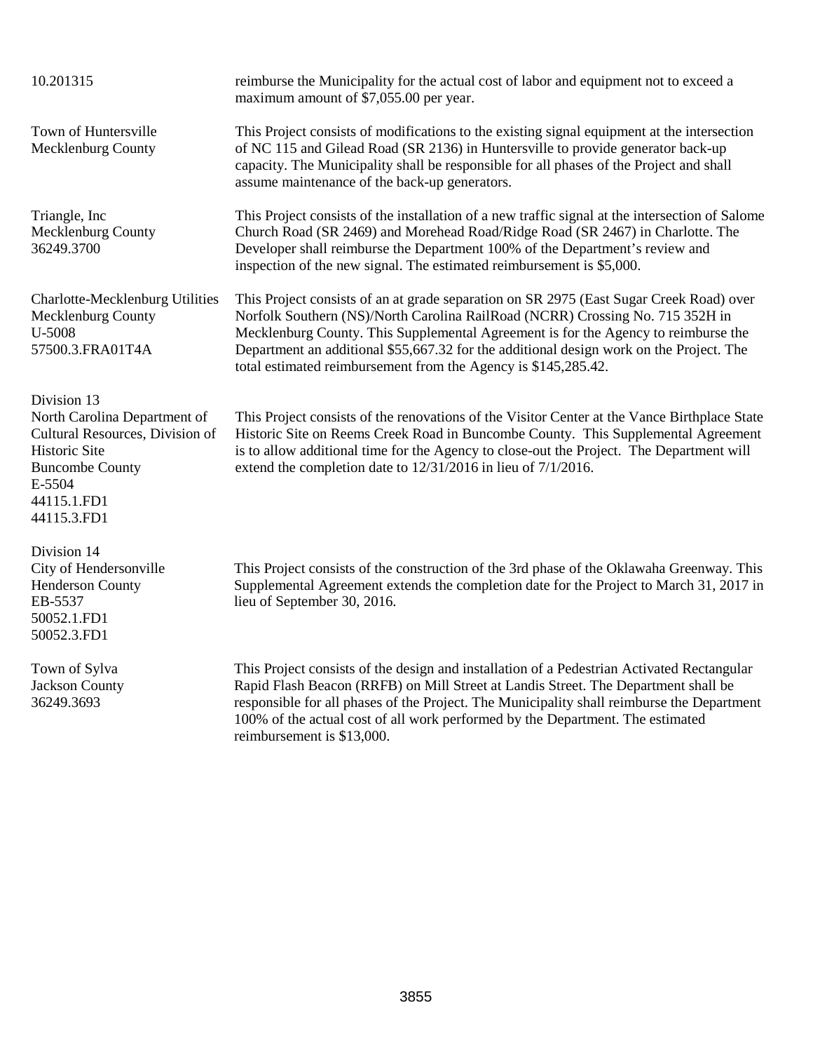| | |
|---|---|
| 10.201315 | reimburse the Municipality for the actual cost of labor and equipment not to exceed a maximum amount of $7,055.00 per year. |
| Town of Huntersville<br>Mecklenburg County | This Project consists of modifications to the existing signal equipment at the intersection of NC 115 and Gilead Road (SR 2136) in Huntersville to provide generator back-up capacity. The Municipality shall be responsible for all phases of the Project and shall assume maintenance of the back-up generators. |
| Triangle, Inc<br>Mecklenburg County<br>36249.3700 | This Project consists of the installation of a new traffic signal at the intersection of Salome Church Road (SR 2469) and Morehead Road/Ridge Road (SR 2467) in Charlotte. The Developer shall reimburse the Department 100% of the Department's review and inspection of the new signal. The estimated reimbursement is $5,000. |
| Charlotte-Mecklenburg Utilities<br>Mecklenburg County<br>U-5008<br>57500.3.FRA01T4A | This Project consists of an at grade separation on SR 2975 (East Sugar Creek Road) over Norfolk Southern (NS)/North Carolina RailRoad (NCRR) Crossing No. 715 352H in Mecklenburg County. This Supplemental Agreement is for the Agency to reimburse the Department an additional $55,667.32 for the additional design work on the Project. The total estimated reimbursement from the Agency is $145,285.42. |
| Division 13<br>North Carolina Department of Cultural Resources, Division of Historic Site<br>Buncombe County<br>E-5504<br>44115.1.FD1<br>44115.3.FD1 | This Project consists of the renovations of the Visitor Center at the Vance Birthplace State Historic Site on Reems Creek Road in Buncombe County. This Supplemental Agreement is to allow additional time for the Agency to close-out the Project. The Department will extend the completion date to 12/31/2016 in lieu of 7/1/2016. |
| Division 14<br>City of Hendersonville<br>Henderson County<br>EB-5537<br>50052.1.FD1<br>50052.3.FD1 | This Project consists of the construction of the 3rd phase of the Oklawaha Greenway. This Supplemental Agreement extends the completion date for the Project to March 31, 2017 in lieu of September 30, 2016. |
| Town of Sylva<br>Jackson County<br>36249.3693 | This Project consists of the design and installation of a Pedestrian Activated Rectangular Rapid Flash Beacon (RRFB) on Mill Street at Landis Street. The Department shall be responsible for all phases of the Project. The Municipality shall reimburse the Department 100% of the actual cost of all work performed by the Department. The estimated reimbursement is $13,000. |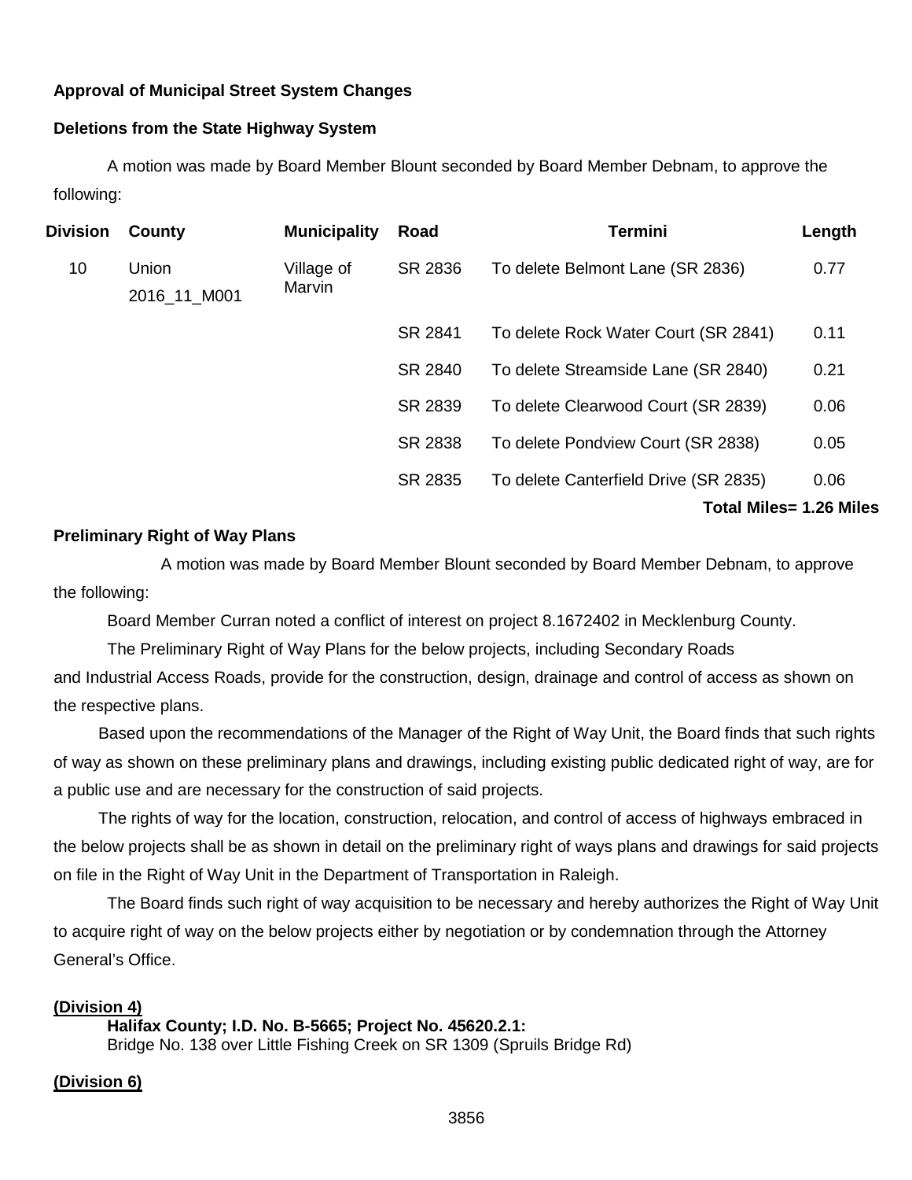**Approval of Municipal Street System Changes**

**Deletions from the State Highway System**

A motion was made by Board Member Blount seconded by Board Member Debnam, to approve the following:

| Division | County | Municipality | Road | Termini | Length |
|---|---|---|---|---|---|
| 10 | Union 2016_11_M001 | Village of Marvin | SR 2836 | To delete Belmont Lane (SR 2836) | 0.77 |
| | | | SR 2841 | To delete Rock Water Court (SR 2841) | 0.11 |
| | | | SR 2840 | To delete Streamside Lane (SR 2840) | 0.21 |
| | | | SR 2839 | To delete Clearwood Court (SR 2839) | 0.06 |
| | | | SR 2838 | To delete Pondview Court (SR 2838) | 0.05 |
| | | | SR 2835 | To delete Canterfield Drive (SR 2835) | 0.06 |
| | | | | **Total Miles= 1.26 Miles** | |

**Preliminary Right of Way Plans**

A motion was made by Board Member Blount seconded by Board Member Debnam, to approve the following:

Board Member Curran noted a conflict of interest on project 8.1672402 in Mecklenburg County.

The Preliminary Right of Way Plans for the below projects, including Secondary Roads and Industrial Access Roads, provide for the construction, design, drainage and control of access as shown on the respective plans.

Based upon the recommendations of the Manager of the Right of Way Unit, the Board finds that such rights of way as shown on these preliminary plans and drawings, including existing public dedicated right of way, are for a public use and are necessary for the construction of said projects.

The rights of way for the location, construction, relocation, and control of access of highways embraced in the below projects shall be as shown in detail on the preliminary right of ways plans and drawings for said projects on file in the Right of Way Unit in the Department of Transportation in Raleigh.

The Board finds such right of way acquisition to be necessary and hereby authorizes the Right of Way Unit to acquire right of way on the below projects either by negotiation or by condemnation through the Attorney General's Office.

**(Division 4)**

**Halifax County; I.D. No. B-5665; Project No. 45620.2.1:**
Bridge No. 138 over Little Fishing Creek on SR 1309 (Spruils Bridge Rd)

**(Division 6)**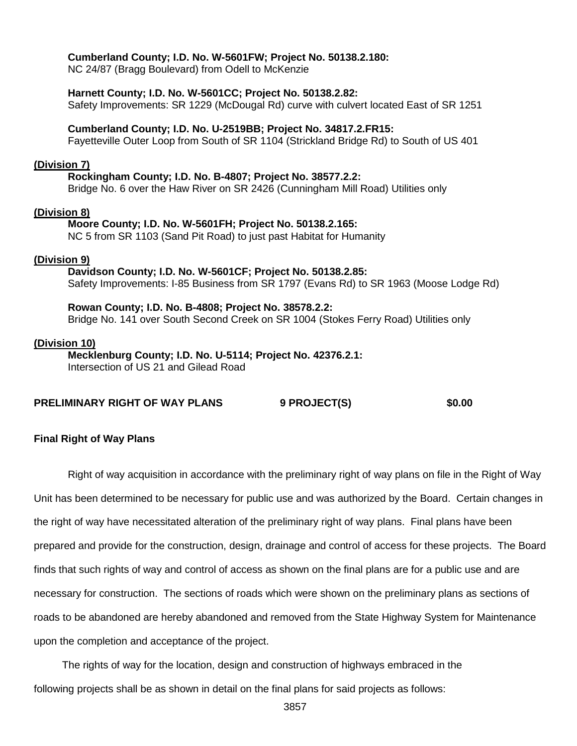**Cumberland County; I.D. No. W-5601FW; Project No. 50138.2.180:**
NC 24/87 (Bragg Boulevard) from Odell to McKenzie

**Harnett County; I.D. No. W-5601CC; Project No. 50138.2.82:**
Safety Improvements: SR 1229 (McDougal Rd) curve with culvert located East of SR 1251

**Cumberland County; I.D. No. U-2519BB; Project No. 34817.2.FR15:**
Fayetteville Outer Loop from South of SR 1104 (Strickland Bridge Rd) to South of US 401

**(Division 7)**

**Rockingham County; I.D. No. B-4807; Project No. 38577.2.2:**
Bridge No. 6 over the Haw River on SR 2426 (Cunningham Mill Road) Utilities only

**(Division 8)**

**Moore County; I.D. No. W-5601FH; Project No. 50138.2.165:**
NC 5 from SR 1103 (Sand Pit Road) to just past Habitat for Humanity

**(Division 9)**

**Davidson County; I.D. No. W-5601CF; Project No. 50138.2.85:**
Safety Improvements: I-85 Business from SR 1797 (Evans Rd) to SR 1963 (Moose Lodge Rd)

**Rowan County; I.D. No. B-4808; Project No. 38578.2.2:**
Bridge No. 141 over South Second Creek on SR 1004 (Stokes Ferry Road) Utilities only

**(Division 10)**

**Mecklenburg County; I.D. No. U-5114; Project No. 42376.2.1:**
Intersection of US 21 and Gilead Road

**PRELIMINARY RIGHT OF WAY PLANS 9 PROJECT(S) $0.00**

**Final Right of Way Plans**

Right of way acquisition in accordance with the preliminary right of way plans on file in the Right of Way Unit has been determined to be necessary for public use and was authorized by the Board. Certain changes in the right of way have necessitated alteration of the preliminary right of way plans. Final plans have been prepared and provide for the construction, design, drainage and control of access for these projects. The Board finds that such rights of way and control of access as shown on the final plans are for a public use and are necessary for construction. The sections of roads which were shown on the preliminary plans as sections of roads to be abandoned are hereby abandoned and removed from the State Highway System for Maintenance upon the completion and acceptance of the project.

The rights of way for the location, design and construction of highways embraced in the following projects shall be as shown in detail on the final plans for said projects as follows: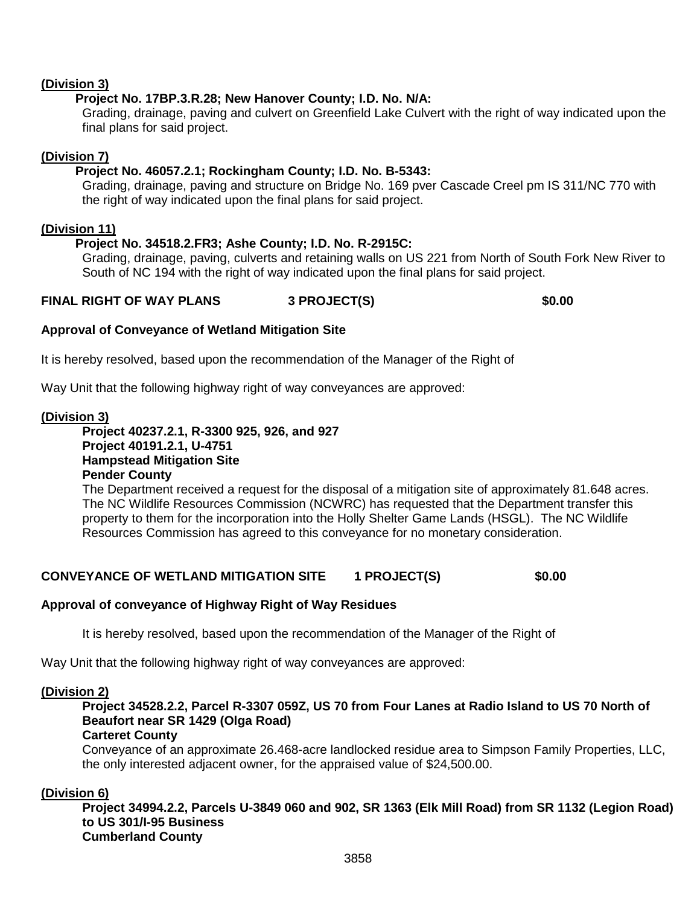**(Division 3)**

**Project No. 17BP.3.R.28; New Hanover County; I.D. No. N/A:**

Grading, drainage, paving and culvert on Greenfield Lake Culvert with the right of way indicated upon the final plans for said project.

**(Division 7)**

**Project No. 46057.2.1; Rockingham County; I.D. No. B-5343:**

Grading, drainage, paving and structure on Bridge No. 169 pver Cascade Creel pm IS 311/NC 770 with the right of way indicated upon the final plans for said project.

**(Division 11)**

**Project No. 34518.2.FR3; Ashe County; I.D. No. R-2915C:**

Grading, drainage, paving, culverts and retaining walls on US 221 from North of South Fork New River to South of NC 194 with the right of way indicated upon the final plans for said project.

**FINAL RIGHT OF WAY PLANS 3 PROJECT(S) $0.00**

**Approval of Conveyance of Wetland Mitigation Site**

It is hereby resolved, based upon the recommendation of the Manager of the Right of Way Unit that the following highway right of way conveyances are approved:

**(Division 3)**

**Project 40237.2.1, R-3300 925, 926, and 927**
**Project 40191.2.1, U-4751**
**Hampstead Mitigation Site**
**Pender County**

The Department received a request for the disposal of a mitigation site of approximately 81.648 acres. The NC Wildlife Resources Commission (NCWRC) has requested that the Department transfer this property to them for the incorporation into the Holly Shelter Game Lands (HSGL). The NC Wildlife Resources Commission has agreed to this conveyance for no monetary consideration.

**CONVEYANCE OF WETLAND MITIGATION SITE 1 PROJECT(S) $0.00**

**Approval of conveyance of Highway Right of Way Residues**

It is hereby resolved, based upon the recommendation of the Manager of the Right of Way Unit that the following highway right of way conveyances are approved:

**(Division 2)**

**Project 34528.2.2, Parcel R-3307 059Z, US 70 from Four Lanes at Radio Island to US 70 North of Beaufort near SR 1429 (Olga Road)**
**Carteret County**

Conveyance of an approximate 26.468-acre landlocked residue area to Simpson Family Properties, LLC, the only interested adjacent owner, for the appraised value of $24,500.00.

**(Division 6)**

**Project 34994.2.2, Parcels U-3849 060 and 902, SR 1363 (Elk Mill Road) from SR 1132 (Legion Road) to US 301/I-95 Business**
**Cumberland County**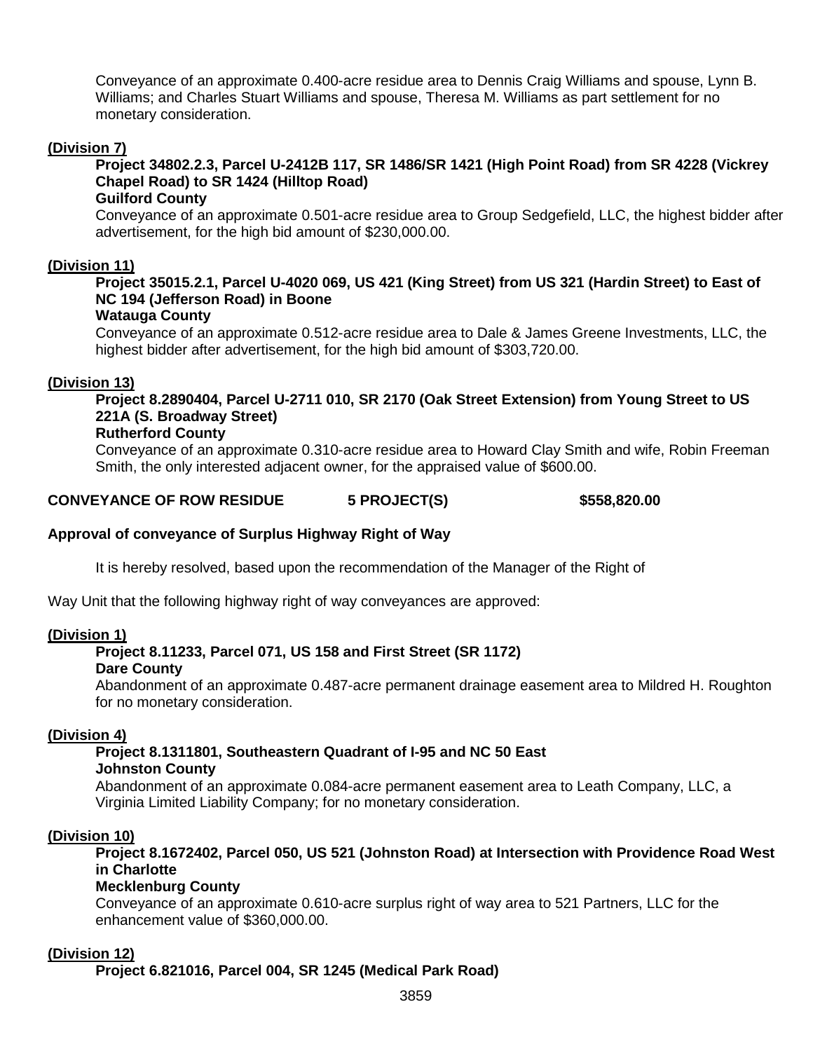Conveyance of an approximate 0.400-acre residue area to Dennis Craig Williams and spouse, Lynn B. Williams; and Charles Stuart Williams and spouse, Theresa M. Williams as part settlement for no monetary consideration.

**(Division 7)**

**Project 34802.2.3, Parcel U-2412B 117, SR 1486/SR 1421 (High Point Road) from SR 4228 (Vickrey Chapel Road) to SR 1424 (Hilltop Road)**
**Guilford County**

Conveyance of an approximate 0.501-acre residue area to Group Sedgefield, LLC, the highest bidder after advertisement, for the high bid amount of $230,000.00.

**(Division 11)**

**Project 35015.2.1, Parcel U-4020 069, US 421 (King Street) from US 321 (Hardin Street) to East of NC 194 (Jefferson Road) in Boone**
**Watauga County**

Conveyance of an approximate 0.512-acre residue area to Dale & James Greene Investments, LLC, the highest bidder after advertisement, for the high bid amount of $303,720.00.

**(Division 13)**

**Project 8.2890404, Parcel U-2711 010, SR 2170 (Oak Street Extension) from Young Street to US 221A (S. Broadway Street)**
**Rutherford County**

Conveyance of an approximate 0.310-acre residue area to Howard Clay Smith and wife, Robin Freeman Smith, the only interested adjacent owner, for the appraised value of $600.00.

**CONVEYANCE OF ROW RESIDUE 5 PROJECT(S) $558,820.00**

**Approval of conveyance of Surplus Highway Right of Way**

It is hereby resolved, based upon the recommendation of the Manager of the Right of Way Unit that the following highway right of way conveyances are approved:

**(Division 1)**

**Project 8.11233, Parcel 071, US 158 and First Street (SR 1172)**
**Dare County**

Abandonment of an approximate 0.487-acre permanent drainage easement area to Mildred H. Roughton for no monetary consideration.

**(Division 4)**

**Project 8.1311801, Southeastern Quadrant of I-95 and NC 50 East**
**Johnston County**

Abandonment of an approximate 0.084-acre permanent easement area to Leath Company, LLC, a Virginia Limited Liability Company; for no monetary consideration.

**(Division 10)**

**Project 8.1672402, Parcel 050, US 521 (Johnston Road) at Intersection with Providence Road West in Charlotte**
**Mecklenburg County**

Conveyance of an approximate 0.610-acre surplus right of way area to 521 Partners, LLC for the enhancement value of $360,000.00.

**(Division 12)**

**Project 6.821016, Parcel 004, SR 1245 (Medical Park Road)**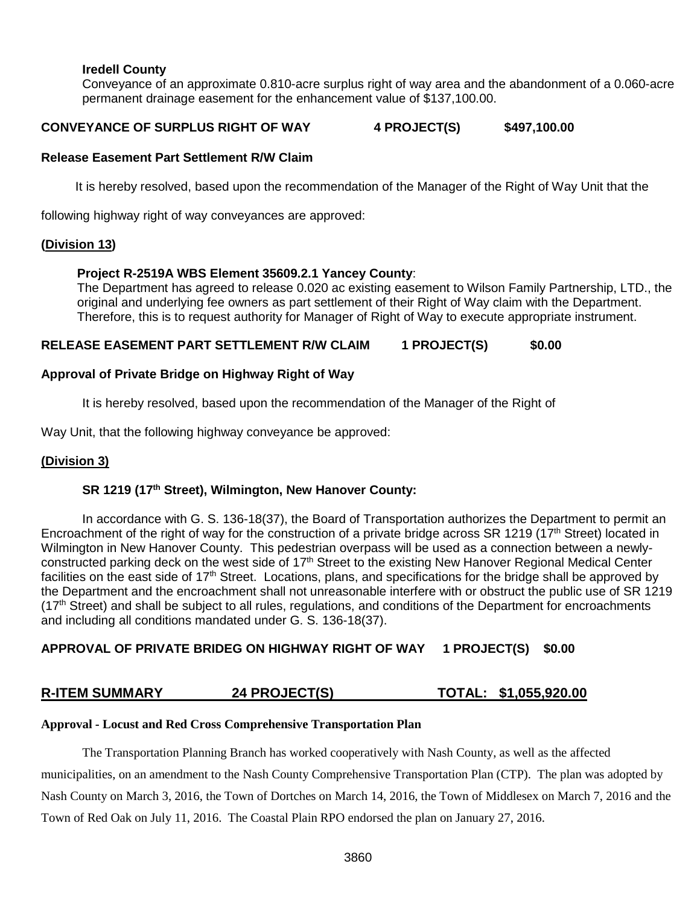**Iredell County**

Conveyance of an approximate 0.810-acre surplus right of way area and the abandonment of a 0.060-acre permanent drainage easement for the enhancement value of $137,100.00.

**CONVEYANCE OF SURPLUS RIGHT OF WAY 4 PROJECT(S) $497,100.00**

**Release Easement Part Settlement R/W Claim**

It is hereby resolved, based upon the recommendation of the Manager of the Right of Way Unit that the following highway right of way conveyances are approved:

**(Division 13)**

**Project R-2519A WBS Element 35609.2.1 Yancey County**:
The Department has agreed to release 0.020 ac existing easement to Wilson Family Partnership, LTD., the original and underlying fee owners as part settlement of their Right of Way claim with the Department. Therefore, this is to request authority for Manager of Right of Way to execute appropriate instrument.

**RELEASE EASEMENT PART SETTLEMENT R/W CLAIM 1 PROJECT(S) $0.00**

**Approval of Private Bridge on Highway Right of Way**

It is hereby resolved, based upon the recommendation of the Manager of the Right of Way Unit, that the following highway conveyance be approved:

**(Division 3)**

**SR 1219 (17th Street), Wilmington, New Hanover County:**

In accordance with G. S. 136-18(37), the Board of Transportation authorizes the Department to permit an Encroachment of the right of way for the construction of a private bridge across SR 1219 (17th Street) located in Wilmington in New Hanover County. This pedestrian overpass will be used as a connection between a newly-constructed parking deck on the west side of 17th Street to the existing New Hanover Regional Medical Center facilities on the east side of 17th Street. Locations, plans, and specifications for the bridge shall be approved by the Department and the encroachment shall not unreasonable interfere with or obstruct the public use of SR 1219 (17th Street) and shall be subject to all rules, regulations, and conditions of the Department for encroachments and including all conditions mandated under G. S. 136-18(37).

**APPROVAL OF PRIVATE BRIDEG ON HIGHWAY RIGHT OF WAY 1 PROJECT(S) $0.00**

**R-ITEM SUMMARY 24 PROJECT(S) TOTAL: $1,055,920.00**

**Approval - Locust and Red Cross Comprehensive Transportation Plan**

The Transportation Planning Branch has worked cooperatively with Nash County, as well as the affected municipalities, on an amendment to the Nash County Comprehensive Transportation Plan (CTP). The plan was adopted by Nash County on March 3, 2016, the Town of Dortches on March 14, 2016, the Town of Middlesex on March 7, 2016 and the Town of Red Oak on July 11, 2016. The Coastal Plain RPO endorsed the plan on January 27, 2016.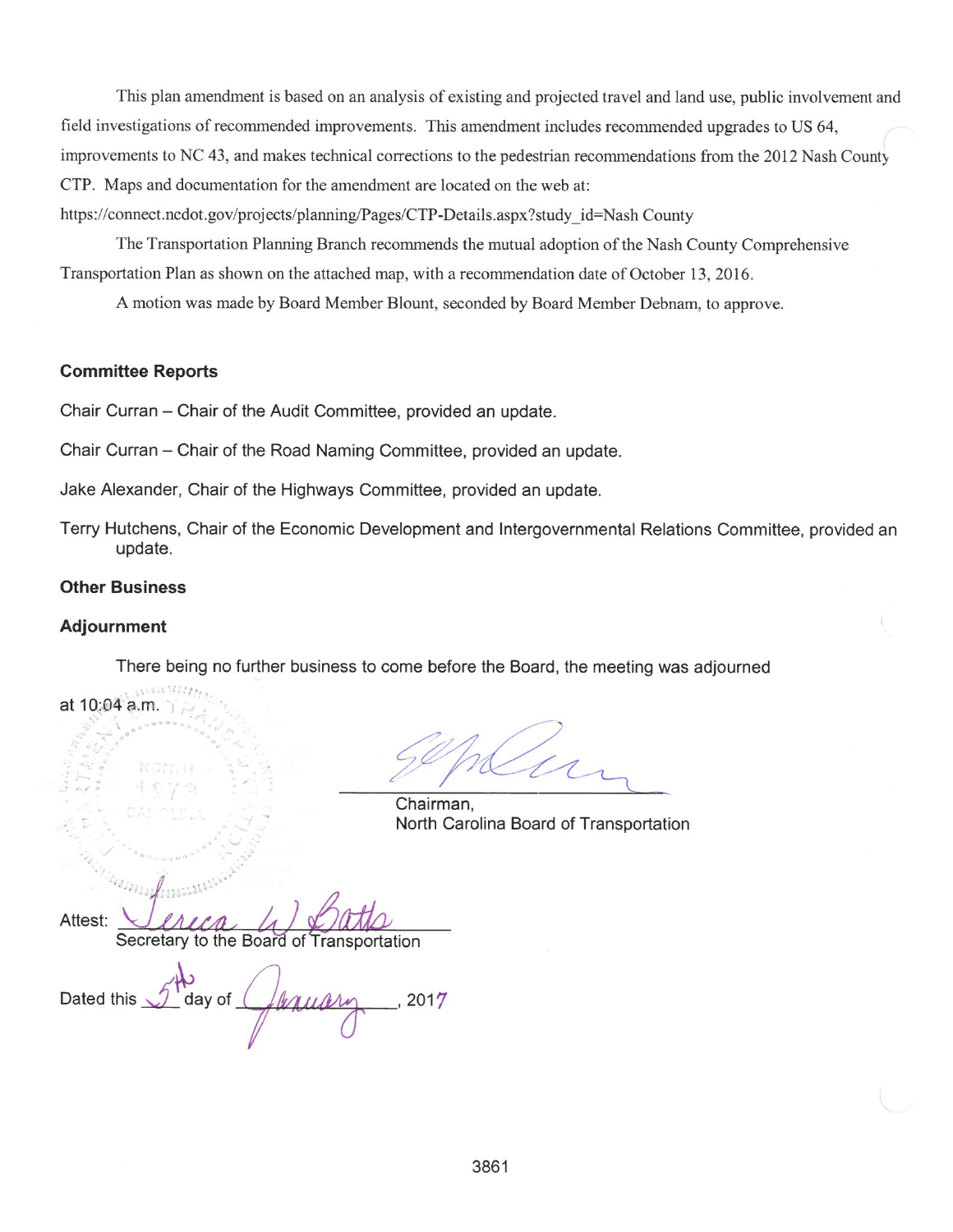This plan amendment is based on an analysis of existing and projected travel and land use, public involvement and field investigations of recommended improvements. This amendment includes recommended upgrades to US 64, improvements to NC 43, and makes technical corrections to the pedestrian recommendations from the 2012 Nash County CTP. Maps and documentation for the amendment are located on the web at: https://connect.ncdot.gov/projects/planning/Pages/CTP-Details.aspx?study_id=Nash County

The Transportation Planning Branch recommends the mutual adoption of the Nash County Comprehensive Transportation Plan as shown on the attached map, with a recommendation date of October 13, 2016.

A motion was made by Board Member Blount, seconded by Board Member Debnam, to approve.

**Committee Reports**

Chair Curran – Chair of the Audit Committee, provided an update.

Chair Curran – Chair of the Road Naming Committee, provided an update.

Jake Alexander, Chair of the Highways Committee, provided an update.

Terry Hutchens, Chair of the Economic Development and Intergovernmental Relations Committee, provided an update.

**Other Business**

**Adjournment**

There being no further business to come before the Board, the meeting was adjourned at 10:04 a.m.

Chairman,
North Carolina Board of Transportation

Attest: Secretary to the Board of Transportation

Dated this 5th day of January, 2017